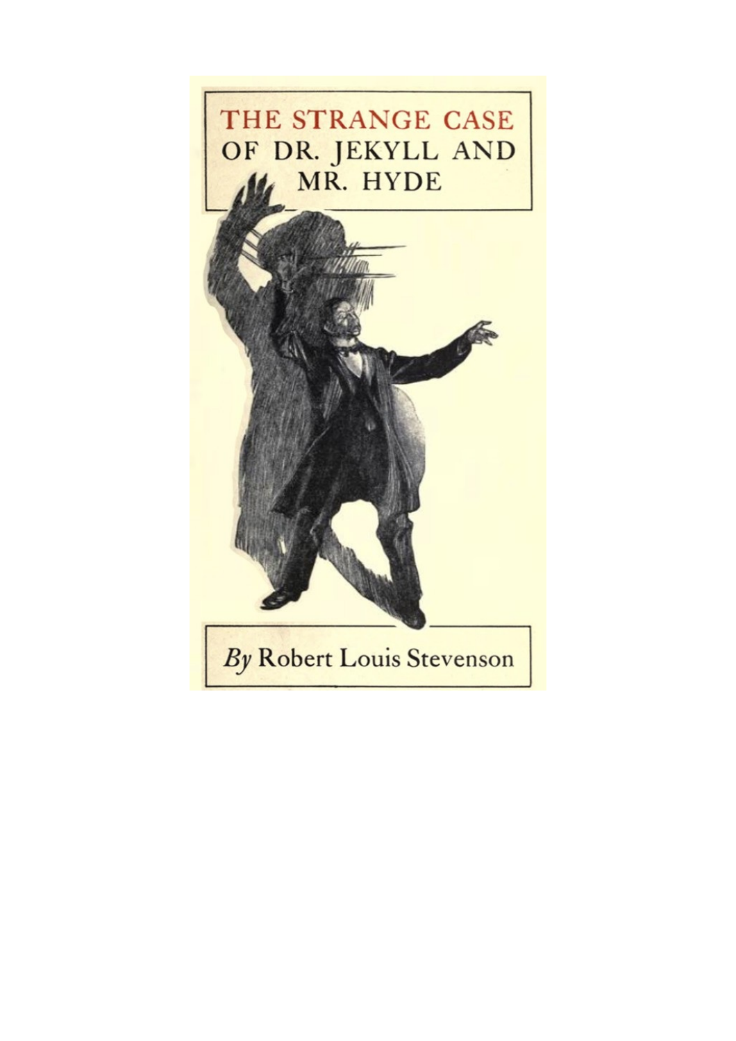# THE STRANGE CASE OF DR. JEKYLL AND MR. HYDE

*By* Robert Louis Stevenson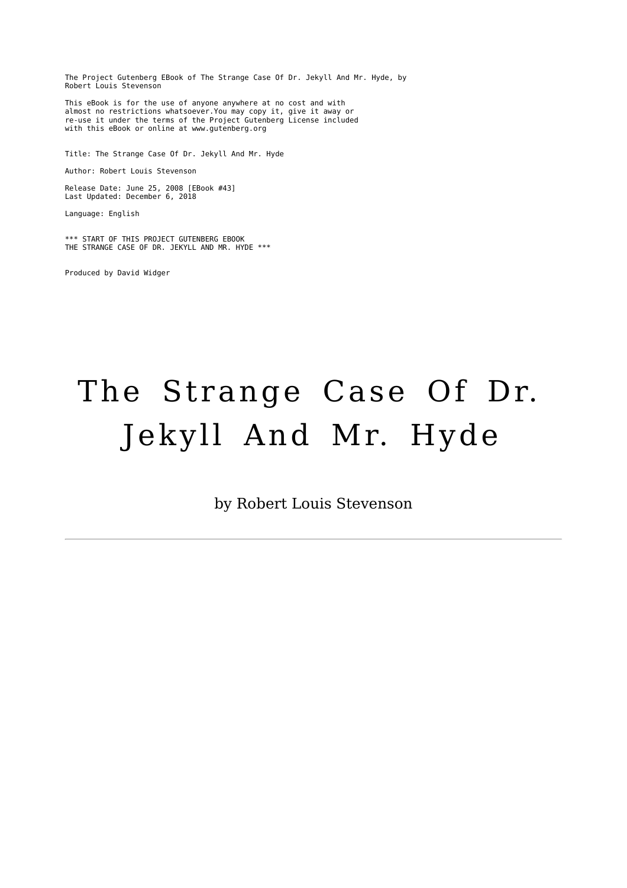The Project Gutenberg EBook of The Strange Case Of Dr. Jekyll And Mr. Hyde, by Robert Louis Stevenson

This eBook is for the use of anyone anywhere at no cost and with almost no restrictions whatsoever.You may copy it, give it away or re-use it under the terms of the Project Gutenberg License included with this eBook or online at www.gutenberg.org

Title: The Strange Case Of Dr. Jekyll And Mr. Hyde

Author: Robert Louis Stevenson

Release Date: June 25, 2008 [EBook #43]
Last Updated: December 6, 2018

Language: English

*** START OF THIS PROJECT GUTENBERG EBOOK THE STRANGE CASE OF DR. JEKYLL AND MR. HYDE ***

Produced by David Widger

# The Strange Case Of Dr. Jekyll And Mr. Hyde

by Robert Louis Stevenson

---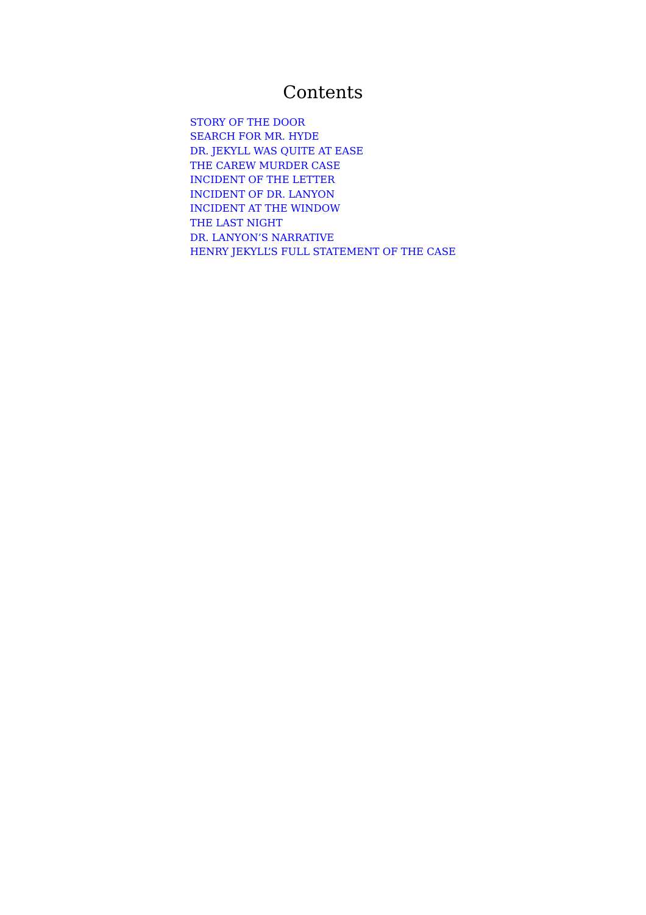# Contents

STORY OF THE DOOR
SEARCH FOR MR. HYDE
DR. JEKYLL WAS QUITE AT EASE
THE CAREW MURDER CASE
INCIDENT OF THE LETTER
INCIDENT OF DR. LANYON
INCIDENT AT THE WINDOW
THE LAST NIGHT
DR. LANYON'S NARRATIVE
HENRY JEKYLL'S FULL STATEMENT OF THE CASE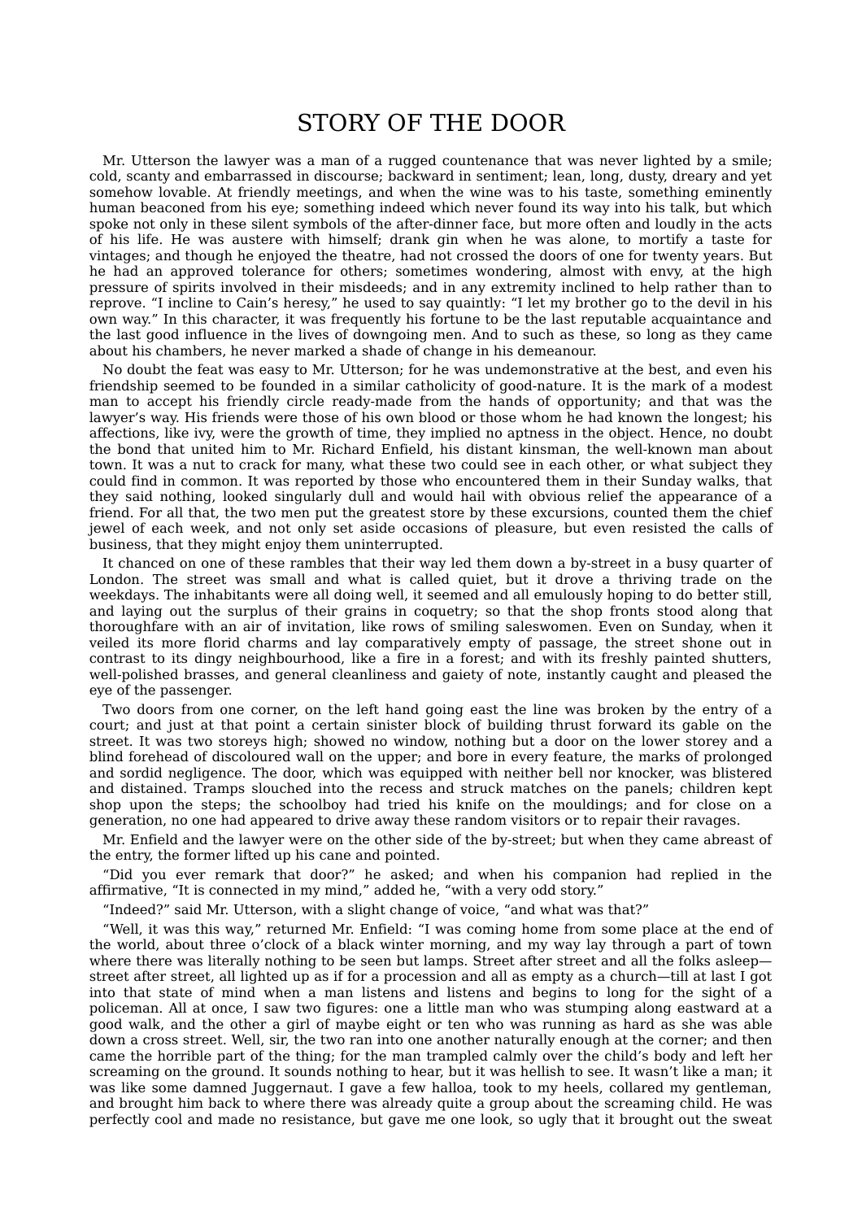# STORY OF THE DOOR

Mr. Utterson the lawyer was a man of a rugged countenance that was never lighted by a smile; cold, scanty and embarrassed in discourse; backward in sentiment; lean, long, dusty, dreary and yet somehow lovable. At friendly meetings, and when the wine was to his taste, something eminently human beaconed from his eye; something indeed which never found its way into his talk, but which spoke not only in these silent symbols of the after-dinner face, but more often and loudly in the acts of his life. He was austere with himself; drank gin when he was alone, to mortify a taste for vintages; and though he enjoyed the theatre, had not crossed the doors of one for twenty years. But he had an approved tolerance for others; sometimes wondering, almost with envy, at the high pressure of spirits involved in their misdeeds; and in any extremity inclined to help rather than to reprove. "I incline to Cain's heresy," he used to say quaintly: "I let my brother go to the devil in his own way." In this character, it was frequently his fortune to be the last reputable acquaintance and the last good influence in the lives of downgoing men. And to such as these, so long as they came about his chambers, he never marked a shade of change in his demeanour.

No doubt the feat was easy to Mr. Utterson; for he was undemonstrative at the best, and even his friendship seemed to be founded in a similar catholicity of good-nature. It is the mark of a modest man to accept his friendly circle ready-made from the hands of opportunity; and that was the lawyer's way. His friends were those of his own blood or those whom he had known the longest; his affections, like ivy, were the growth of time, they implied no aptness in the object. Hence, no doubt the bond that united him to Mr. Richard Enfield, his distant kinsman, the well-known man about town. It was a nut to crack for many, what these two could see in each other, or what subject they could find in common. It was reported by those who encountered them in their Sunday walks, that they said nothing, looked singularly dull and would hail with obvious relief the appearance of a friend. For all that, the two men put the greatest store by these excursions, counted them the chief jewel of each week, and not only set aside occasions of pleasure, but even resisted the calls of business, that they might enjoy them uninterrupted.

It chanced on one of these rambles that their way led them down a by-street in a busy quarter of London. The street was small and what is called quiet, but it drove a thriving trade on the weekdays. The inhabitants were all doing well, it seemed and all emulously hoping to do better still, and laying out the surplus of their grains in coquetry; so that the shop fronts stood along that thoroughfare with an air of invitation, like rows of smiling saleswomen. Even on Sunday, when it veiled its more florid charms and lay comparatively empty of passage, the street shone out in contrast to its dingy neighbourhood, like a fire in a forest; and with its freshly painted shutters, well-polished brasses, and general cleanliness and gaiety of note, instantly caught and pleased the eye of the passenger.

Two doors from one corner, on the left hand going east the line was broken by the entry of a court; and just at that point a certain sinister block of building thrust forward its gable on the street. It was two storeys high; showed no window, nothing but a door on the lower storey and a blind forehead of discoloured wall on the upper; and bore in every feature, the marks of prolonged and sordid negligence. The door, which was equipped with neither bell nor knocker, was blistered and distained. Tramps slouched into the recess and struck matches on the panels; children kept shop upon the steps; the schoolboy had tried his knife on the mouldings; and for close on a generation, no one had appeared to drive away these random visitors or to repair their ravages.

Mr. Enfield and the lawyer were on the other side of the by-street; but when they came abreast of the entry, the former lifted up his cane and pointed.

"Did you ever remark that door?" he asked; and when his companion had replied in the affirmative, "It is connected in my mind," added he, "with a very odd story."

"Indeed?" said Mr. Utterson, with a slight change of voice, "and what was that?"

"Well, it was this way," returned Mr. Enfield: "I was coming home from some place at the end of the world, about three o'clock of a black winter morning, and my way lay through a part of town where there was literally nothing to be seen but lamps. Street after street and all the folks asleep—street after street, all lighted up as if for a procession and all as empty as a church—till at last I got into that state of mind when a man listens and listens and begins to long for the sight of a policeman. All at once, I saw two figures: one a little man who was stumping along eastward at a good walk, and the other a girl of maybe eight or ten who was running as hard as she was able down a cross street. Well, sir, the two ran into one another naturally enough at the corner; and then came the horrible part of the thing; for the man trampled calmly over the child's body and left her screaming on the ground. It sounds nothing to hear, but it was hellish to see. It wasn't like a man; it was like some damned Juggernaut. I gave a few halloa, took to my heels, collared my gentleman, and brought him back to where there was already quite a group about the screaming child. He was perfectly cool and made no resistance, but gave me one look, so ugly that it brought out the sweat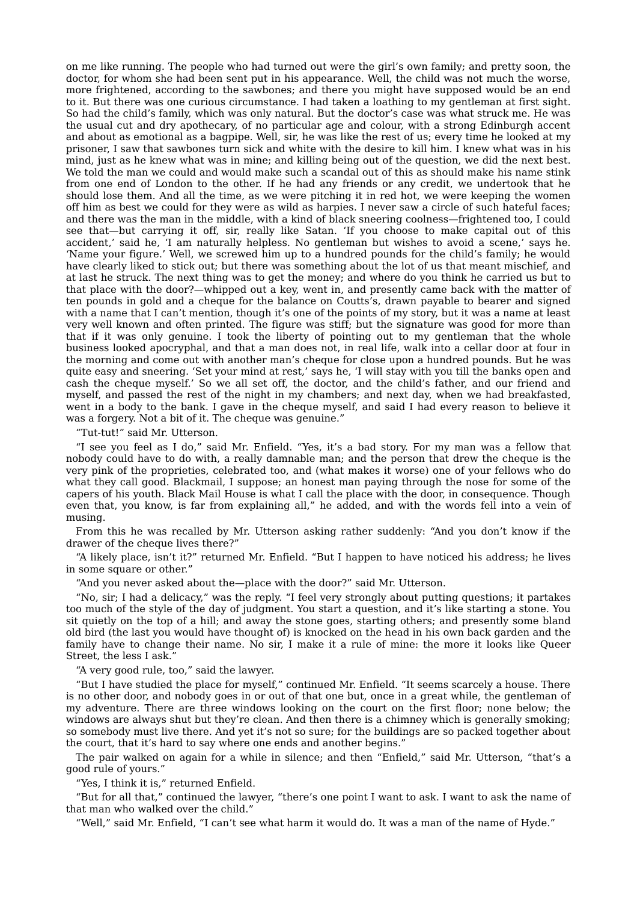on me like running. The people who had turned out were the girl's own family; and pretty soon, the doctor, for whom she had been sent put in his appearance. Well, the child was not much the worse, more frightened, according to the sawbones; and there you might have supposed would be an end to it. But there was one curious circumstance. I had taken a loathing to my gentleman at first sight. So had the child's family, which was only natural. But the doctor's case was what struck me. He was the usual cut and dry apothecary, of no particular age and colour, with a strong Edinburgh accent and about as emotional as a bagpipe. Well, sir, he was like the rest of us; every time he looked at my prisoner, I saw that sawbones turn sick and white with the desire to kill him. I knew what was in his mind, just as he knew what was in mine; and killing being out of the question, we did the next best. We told the man we could and would make such a scandal out of this as should make his name stink from one end of London to the other. If he had any friends or any credit, we undertook that he should lose them. And all the time, as we were pitching it in red hot, we were keeping the women off him as best we could for they were as wild as harpies. I never saw a circle of such hateful faces; and there was the man in the middle, with a kind of black sneering coolness—frightened too, I could see that—but carrying it off, sir, really like Satan. 'If you choose to make capital out of this accident,' said he, 'I am naturally helpless. No gentleman but wishes to avoid a scene,' says he. 'Name your figure.' Well, we screwed him up to a hundred pounds for the child's family; he would have clearly liked to stick out; but there was something about the lot of us that meant mischief, and at last he struck. The next thing was to get the money; and where do you think he carried us but to that place with the door?—whipped out a key, went in, and presently came back with the matter of ten pounds in gold and a cheque for the balance on Coutts's, drawn payable to bearer and signed with a name that I can't mention, though it's one of the points of my story, but it was a name at least very well known and often printed. The figure was stiff; but the signature was good for more than that if it was only genuine. I took the liberty of pointing out to my gentleman that the whole business looked apocryphal, and that a man does not, in real life, walk into a cellar door at four in the morning and come out with another man's cheque for close upon a hundred pounds. But he was quite easy and sneering. 'Set your mind at rest,' says he, 'I will stay with you till the banks open and cash the cheque myself.' So we all set off, the doctor, and the child's father, and our friend and myself, and passed the rest of the night in my chambers; and next day, when we had breakfasted, went in a body to the bank. I gave in the cheque myself, and said I had every reason to believe it was a forgery. Not a bit of it. The cheque was genuine."

"Tut-tut!" said Mr. Utterson.

"I see you feel as I do," said Mr. Enfield. "Yes, it's a bad story. For my man was a fellow that nobody could have to do with, a really damnable man; and the person that drew the cheque is the very pink of the proprieties, celebrated too, and (what makes it worse) one of your fellows who do what they call good. Blackmail, I suppose; an honest man paying through the nose for some of the capers of his youth. Black Mail House is what I call the place with the door, in consequence. Though even that, you know, is far from explaining all," he added, and with the words fell into a vein of musing.

From this he was recalled by Mr. Utterson asking rather suddenly: "And you don't know if the drawer of the cheque lives there?"

"A likely place, isn't it?" returned Mr. Enfield. "But I happen to have noticed his address; he lives in some square or other."

"And you never asked about the—place with the door?" said Mr. Utterson.

"No, sir; I had a delicacy," was the reply. "I feel very strongly about putting questions; it partakes too much of the style of the day of judgment. You start a question, and it's like starting a stone. You sit quietly on the top of a hill; and away the stone goes, starting others; and presently some bland old bird (the last you would have thought of) is knocked on the head in his own back garden and the family have to change their name. No sir, I make it a rule of mine: the more it looks like Queer Street, the less I ask."

"A very good rule, too," said the lawyer.

"But I have studied the place for myself," continued Mr. Enfield. "It seems scarcely a house. There is no other door, and nobody goes in or out of that one but, once in a great while, the gentleman of my adventure. There are three windows looking on the court on the first floor; none below; the windows are always shut but they're clean. And then there is a chimney which is generally smoking; so somebody must live there. And yet it's not so sure; for the buildings are so packed together about the court, that it's hard to say where one ends and another begins."

The pair walked on again for a while in silence; and then "Enfield," said Mr. Utterson, "that's a good rule of yours."

"Yes, I think it is," returned Enfield.

"But for all that," continued the lawyer, "there's one point I want to ask. I want to ask the name of that man who walked over the child."

"Well," said Mr. Enfield, "I can't see what harm it would do. It was a man of the name of Hyde."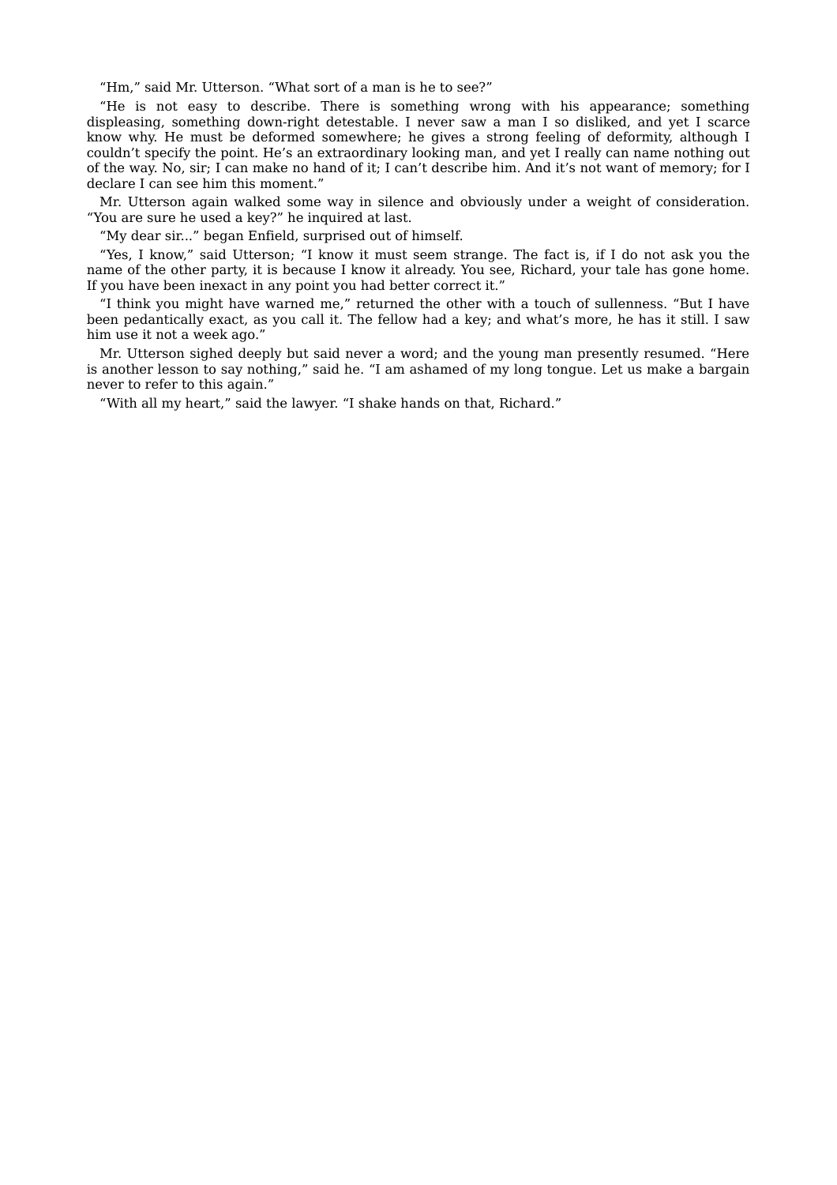"Hm," said Mr. Utterson. "What sort of a man is he to see?"

"He is not easy to describe. There is something wrong with his appearance; something displeasing, something down-right detestable. I never saw a man I so disliked, and yet I scarce know why. He must be deformed somewhere; he gives a strong feeling of deformity, although I couldn't specify the point. He's an extraordinary looking man, and yet I really can name nothing out of the way. No, sir; I can make no hand of it; I can't describe him. And it's not want of memory; for I declare I can see him this moment."

Mr. Utterson again walked some way in silence and obviously under a weight of consideration. "You are sure he used a key?" he inquired at last.

"My dear sir..." began Enfield, surprised out of himself.

"Yes, I know," said Utterson; "I know it must seem strange. The fact is, if I do not ask you the name of the other party, it is because I know it already. You see, Richard, your tale has gone home. If you have been inexact in any point you had better correct it."

"I think you might have warned me," returned the other with a touch of sullenness. "But I have been pedantically exact, as you call it. The fellow had a key; and what's more, he has it still. I saw him use it not a week ago."

Mr. Utterson sighed deeply but said never a word; and the young man presently resumed. "Here is another lesson to say nothing," said he. "I am ashamed of my long tongue. Let us make a bargain never to refer to this again."

"With all my heart," said the lawyer. "I shake hands on that, Richard."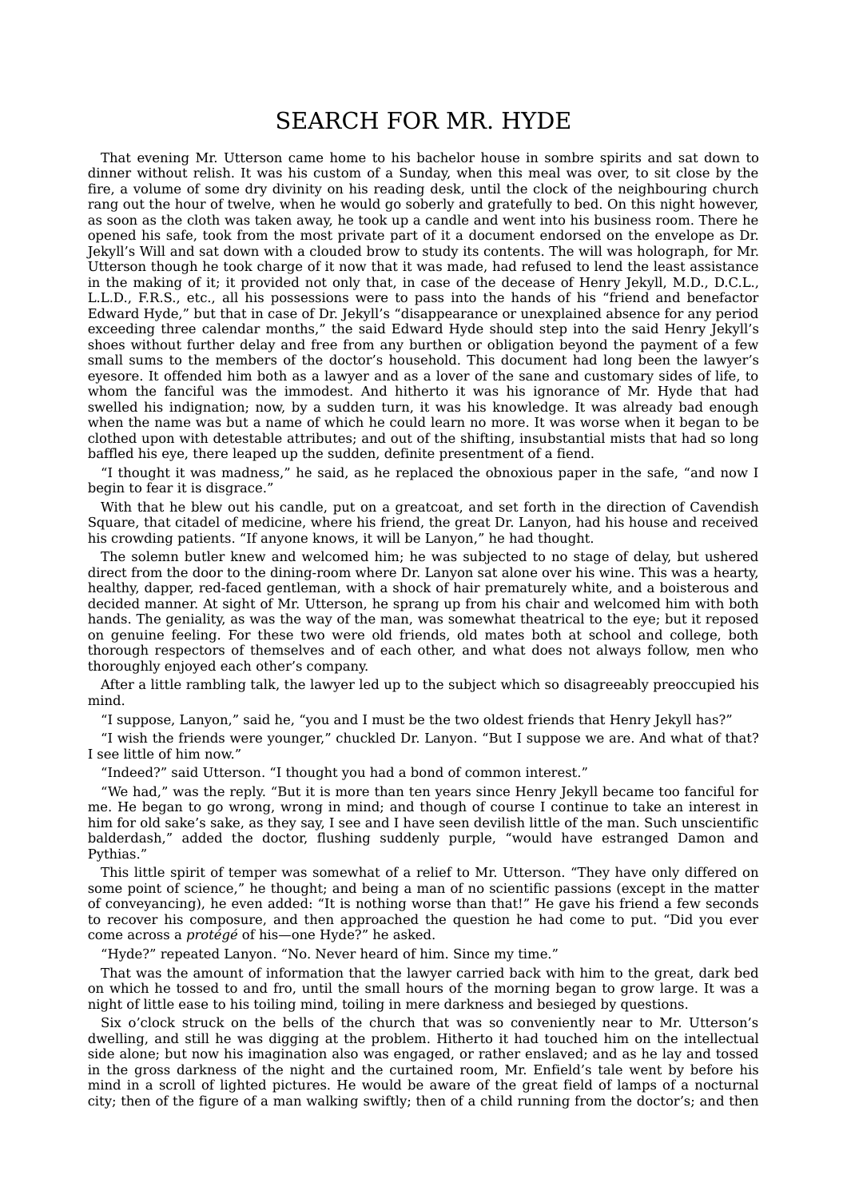# SEARCH FOR MR. HYDE

That evening Mr. Utterson came home to his bachelor house in sombre spirits and sat down to dinner without relish. It was his custom of a Sunday, when this meal was over, to sit close by the fire, a volume of some dry divinity on his reading desk, until the clock of the neighbouring church rang out the hour of twelve, when he would go soberly and gratefully to bed. On this night however, as soon as the cloth was taken away, he took up a candle and went into his business room. There he opened his safe, took from the most private part of it a document endorsed on the envelope as Dr. Jekyll's Will and sat down with a clouded brow to study its contents. The will was holograph, for Mr. Utterson though he took charge of it now that it was made, had refused to lend the least assistance in the making of it; it provided not only that, in case of the decease of Henry Jekyll, M.D., D.C.L., L.L.D., F.R.S., etc., all his possessions were to pass into the hands of his "friend and benefactor Edward Hyde," but that in case of Dr. Jekyll's "disappearance or unexplained absence for any period exceeding three calendar months," the said Edward Hyde should step into the said Henry Jekyll's shoes without further delay and free from any burthen or obligation beyond the payment of a few small sums to the members of the doctor's household. This document had long been the lawyer's eyesore. It offended him both as a lawyer and as a lover of the sane and customary sides of life, to whom the fanciful was the immodest. And hitherto it was his ignorance of Mr. Hyde that had swelled his indignation; now, by a sudden turn, it was his knowledge. It was already bad enough when the name was but a name of which he could learn no more. It was worse when it began to be clothed upon with detestable attributes; and out of the shifting, insubstantial mists that had so long baffled his eye, there leaped up the sudden, definite presentment of a fiend.

"I thought it was madness," he said, as he replaced the obnoxious paper in the safe, "and now I begin to fear it is disgrace."

With that he blew out his candle, put on a greatcoat, and set forth in the direction of Cavendish Square, that citadel of medicine, where his friend, the great Dr. Lanyon, had his house and received his crowding patients. "If anyone knows, it will be Lanyon," he had thought.

The solemn butler knew and welcomed him; he was subjected to no stage of delay, but ushered direct from the door to the dining-room where Dr. Lanyon sat alone over his wine. This was a hearty, healthy, dapper, red-faced gentleman, with a shock of hair prematurely white, and a boisterous and decided manner. At sight of Mr. Utterson, he sprang up from his chair and welcomed him with both hands. The geniality, as was the way of the man, was somewhat theatrical to the eye; but it reposed on genuine feeling. For these two were old friends, old mates both at school and college, both thorough respectors of themselves and of each other, and what does not always follow, men who thoroughly enjoyed each other's company.

After a little rambling talk, the lawyer led up to the subject which so disagreeably preoccupied his mind.

"I suppose, Lanyon," said he, "you and I must be the two oldest friends that Henry Jekyll has?"

"I wish the friends were younger," chuckled Dr. Lanyon. "But I suppose we are. And what of that? I see little of him now."

"Indeed?" said Utterson. "I thought you had a bond of common interest."

"We had," was the reply. "But it is more than ten years since Henry Jekyll became too fanciful for me. He began to go wrong, wrong in mind; and though of course I continue to take an interest in him for old sake's sake, as they say, I see and I have seen devilish little of the man. Such unscientific balderdash," added the doctor, flushing suddenly purple, "would have estranged Damon and Pythias."

This little spirit of temper was somewhat of a relief to Mr. Utterson. "They have only differed on some point of science," he thought; and being a man of no scientific passions (except in the matter of conveyancing), he even added: "It is nothing worse than that!" He gave his friend a few seconds to recover his composure, and then approached the question he had come to put. "Did you ever come across a *protégé* of his—one Hyde?" he asked.

"Hyde?" repeated Lanyon. "No. Never heard of him. Since my time."

That was the amount of information that the lawyer carried back with him to the great, dark bed on which he tossed to and fro, until the small hours of the morning began to grow large. It was a night of little ease to his toiling mind, toiling in mere darkness and besieged by questions.

Six o'clock struck on the bells of the church that was so conveniently near to Mr. Utterson's dwelling, and still he was digging at the problem. Hitherto it had touched him on the intellectual side alone; but now his imagination also was engaged, or rather enslaved; and as he lay and tossed in the gross darkness of the night and the curtained room, Mr. Enfield's tale went by before his mind in a scroll of lighted pictures. He would be aware of the great field of lamps of a nocturnal city; then of the figure of a man walking swiftly; then of a child running from the doctor's; and then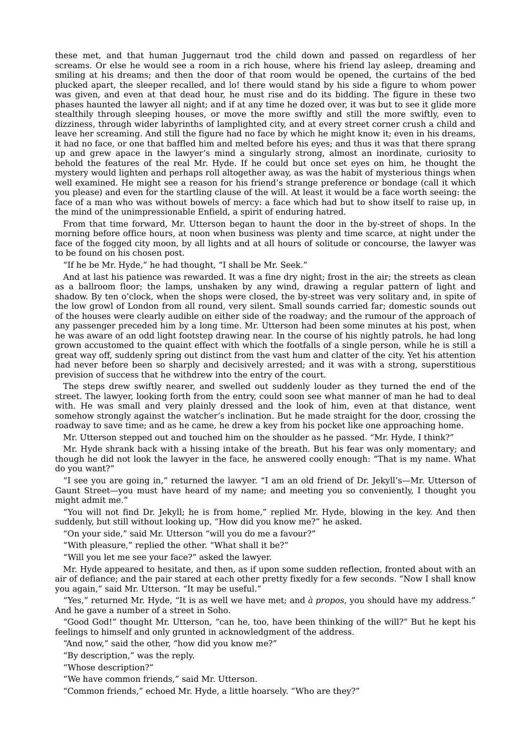these met, and that human Juggernaut trod the child down and passed on regardless of her screams. Or else he would see a room in a rich house, where his friend lay asleep, dreaming and smiling at his dreams; and then the door of that room would be opened, the curtains of the bed plucked apart, the sleeper recalled, and lo! there would stand by his side a figure to whom power was given, and even at that dead hour, he must rise and do its bidding. The figure in these two phases haunted the lawyer all night; and if at any time he dozed over, it was but to see it glide more stealthily through sleeping houses, or move the more swiftly and still the more swiftly, even to dizziness, through wider labyrinths of lamplighted city, and at every street corner crush a child and leave her screaming. And still the figure had no face by which he might know it; even in his dreams, it had no face, or one that baffled him and melted before his eyes; and thus it was that there sprang up and grew apace in the lawyer's mind a singularly strong, almost an inordinate, curiosity to behold the features of the real Mr. Hyde. If he could but once set eyes on him, he thought the mystery would lighten and perhaps roll altogether away, as was the habit of mysterious things when well examined. He might see a reason for his friend's strange preference or bondage (call it which you please) and even for the startling clause of the will. At least it would be a face worth seeing: the face of a man who was without bowels of mercy: a face which had but to show itself to raise up, in the mind of the unimpressionable Enfield, a spirit of enduring hatred.

From that time forward, Mr. Utterson began to haunt the door in the by-street of shops. In the morning before office hours, at noon when business was plenty and time scarce, at night under the face of the fogged city moon, by all lights and at all hours of solitude or concourse, the lawyer was to be found on his chosen post.

"If he be Mr. Hyde," he had thought, "I shall be Mr. Seek."

And at last his patience was rewarded. It was a fine dry night; frost in the air; the streets as clean as a ballroom floor; the lamps, unshaken by any wind, drawing a regular pattern of light and shadow. By ten o'clock, when the shops were closed, the by-street was very solitary and, in spite of the low growl of London from all round, very silent. Small sounds carried far; domestic sounds out of the houses were clearly audible on either side of the roadway; and the rumour of the approach of any passenger preceded him by a long time. Mr. Utterson had been some minutes at his post, when he was aware of an odd light footstep drawing near. In the course of his nightly patrols, he had long grown accustomed to the quaint effect with which the footfalls of a single person, while he is still a great way off, suddenly spring out distinct from the vast hum and clatter of the city. Yet his attention had never before been so sharply and decisively arrested; and it was with a strong, superstitious prevision of success that he withdrew into the entry of the court.

The steps drew swiftly nearer, and swelled out suddenly louder as they turned the end of the street. The lawyer, looking forth from the entry, could soon see what manner of man he had to deal with. He was small and very plainly dressed and the look of him, even at that distance, went somehow strongly against the watcher's inclination. But he made straight for the door, crossing the roadway to save time; and as he came, he drew a key from his pocket like one approaching home.

Mr. Utterson stepped out and touched him on the shoulder as he passed. "Mr. Hyde, I think?"

Mr. Hyde shrank back with a hissing intake of the breath. But his fear was only momentary; and though he did not look the lawyer in the face, he answered coolly enough: "That is my name. What do you want?"

"I see you are going in," returned the lawyer. "I am an old friend of Dr. Jekyll's—Mr. Utterson of Gaunt Street—you must have heard of my name; and meeting you so conveniently, I thought you might admit me."

"You will not find Dr. Jekyll; he is from home," replied Mr. Hyde, blowing in the key. And then suddenly, but still without looking up, "How did you know me?" he asked.

"On your side," said Mr. Utterson "will you do me a favour?"

"With pleasure," replied the other. "What shall it be?"

"Will you let me see your face?" asked the lawyer.

Mr. Hyde appeared to hesitate, and then, as if upon some sudden reflection, fronted about with an air of defiance; and the pair stared at each other pretty fixedly for a few seconds. "Now I shall know you again," said Mr. Utterson. "It may be useful."

"Yes," returned Mr. Hyde, "It is as well we have met; and *à propos*, you should have my address." And he gave a number of a street in Soho.

"Good God!" thought Mr. Utterson, "can he, too, have been thinking of the will?" But he kept his feelings to himself and only grunted in acknowledgment of the address.

"And now," said the other, "how did you know me?"

"By description," was the reply.

"Whose description?"

"We have common friends," said Mr. Utterson.

"Common friends," echoed Mr. Hyde, a little hoarsely. "Who are they?"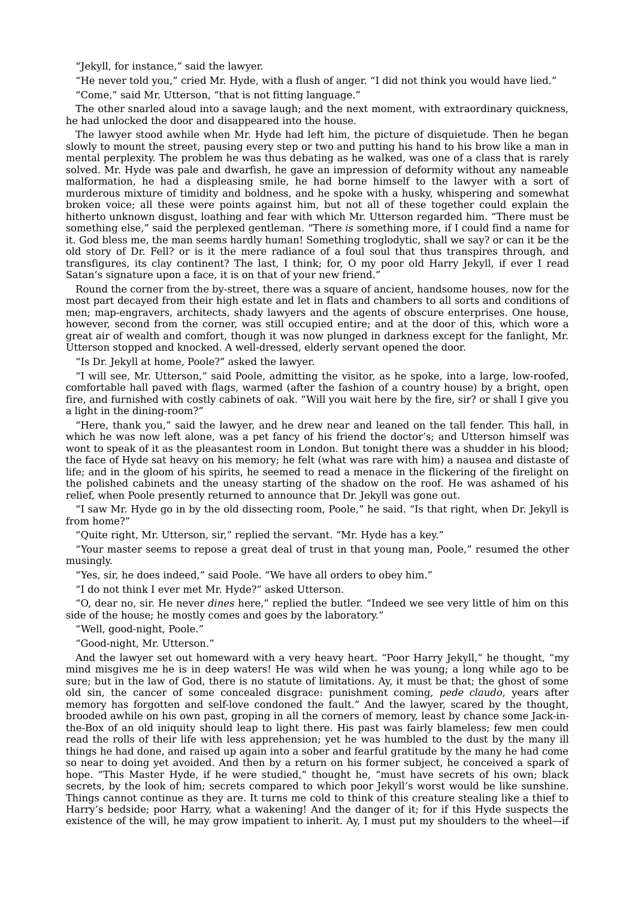"Jekyll, for instance," said the lawyer.

"He never told you," cried Mr. Hyde, with a flush of anger. "I did not think you would have lied."

"Come," said Mr. Utterson, "that is not fitting language."

The other snarled aloud into a savage laugh; and the next moment, with extraordinary quickness, he had unlocked the door and disappeared into the house.

The lawyer stood awhile when Mr. Hyde had left him, the picture of disquietude. Then he began slowly to mount the street, pausing every step or two and putting his hand to his brow like a man in mental perplexity. The problem he was thus debating as he walked, was one of a class that is rarely solved. Mr. Hyde was pale and dwarfish, he gave an impression of deformity without any nameable malformation, he had a displeasing smile, he had borne himself to the lawyer with a sort of murderous mixture of timidity and boldness, and he spoke with a husky, whispering and somewhat broken voice; all these were points against him, but not all of these together could explain the hitherto unknown disgust, loathing and fear with which Mr. Utterson regarded him. "There must be something else," said the perplexed gentleman. "There *is* something more, if I could find a name for it. God bless me, the man seems hardly human! Something troglodytic, shall we say? or can it be the old story of Dr. Fell? or is it the mere radiance of a foul soul that thus transpires through, and transfigures, its clay continent? The last, I think; for, O my poor old Harry Jekyll, if ever I read Satan's signature upon a face, it is on that of your new friend."

Round the corner from the by-street, there was a square of ancient, handsome houses, now for the most part decayed from their high estate and let in flats and chambers to all sorts and conditions of men; map-engravers, architects, shady lawyers and the agents of obscure enterprises. One house, however, second from the corner, was still occupied entire; and at the door of this, which wore a great air of wealth and comfort, though it was now plunged in darkness except for the fanlight, Mr. Utterson stopped and knocked. A well-dressed, elderly servant opened the door.

"Is Dr. Jekyll at home, Poole?" asked the lawyer.

"I will see, Mr. Utterson," said Poole, admitting the visitor, as he spoke, into a large, low-roofed, comfortable hall paved with flags, warmed (after the fashion of a country house) by a bright, open fire, and furnished with costly cabinets of oak. "Will you wait here by the fire, sir? or shall I give you a light in the dining-room?"

"Here, thank you," said the lawyer, and he drew near and leaned on the tall fender. This hall, in which he was now left alone, was a pet fancy of his friend the doctor's; and Utterson himself was wont to speak of it as the pleasantest room in London. But tonight there was a shudder in his blood; the face of Hyde sat heavy on his memory; he felt (what was rare with him) a nausea and distaste of life; and in the gloom of his spirits, he seemed to read a menace in the flickering of the firelight on the polished cabinets and the uneasy starting of the shadow on the roof. He was ashamed of his relief, when Poole presently returned to announce that Dr. Jekyll was gone out.

"I saw Mr. Hyde go in by the old dissecting room, Poole," he said. "Is that right, when Dr. Jekyll is from home?"

"Quite right, Mr. Utterson, sir," replied the servant. "Mr. Hyde has a key."

"Your master seems to repose a great deal of trust in that young man, Poole," resumed the other musingly.

"Yes, sir, he does indeed," said Poole. "We have all orders to obey him."

"I do not think I ever met Mr. Hyde?" asked Utterson.

"O, dear no, sir. He never *dines* here," replied the butler. "Indeed we see very little of him on this side of the house; he mostly comes and goes by the laboratory."

"Well, good-night, Poole."

"Good-night, Mr. Utterson."

And the lawyer set out homeward with a very heavy heart. "Poor Harry Jekyll," he thought, "my mind misgives me he is in deep waters! He was wild when he was young; a long while ago to be sure; but in the law of God, there is no statute of limitations. Ay, it must be that; the ghost of some old sin, the cancer of some concealed disgrace: punishment coming, *pede claudo*, years after memory has forgotten and self-love condoned the fault." And the lawyer, scared by the thought, brooded awhile on his own past, groping in all the corners of memory, least by chance some Jack-in-the-Box of an old iniquity should leap to light there. His past was fairly blameless; few men could read the rolls of their life with less apprehension; yet he was humbled to the dust by the many ill things he had done, and raised up again into a sober and fearful gratitude by the many he had come so near to doing yet avoided. And then by a return on his former subject, he conceived a spark of hope. "This Master Hyde, if he were studied," thought he, "must have secrets of his own; black secrets, by the look of him; secrets compared to which poor Jekyll's worst would be like sunshine. Things cannot continue as they are. It turns me cold to think of this creature stealing like a thief to Harry's bedside; poor Harry, what a wakening! And the danger of it; for if this Hyde suspects the existence of the will, he may grow impatient to inherit. Ay, I must put my shoulders to the wheel—if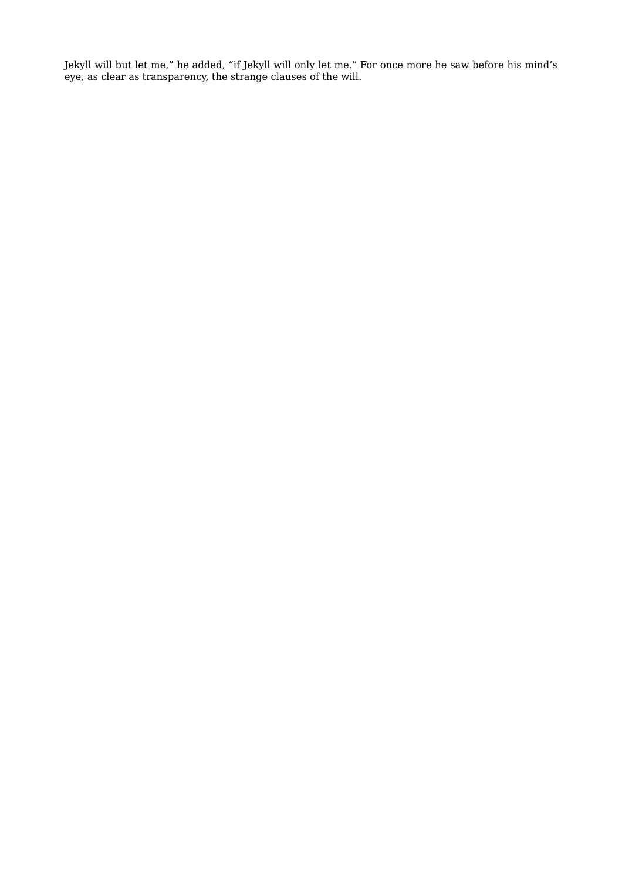Jekyll will but let me," he added, "if Jekyll will only let me." For once more he saw before his mind's eye, as clear as transparency, the strange clauses of the will.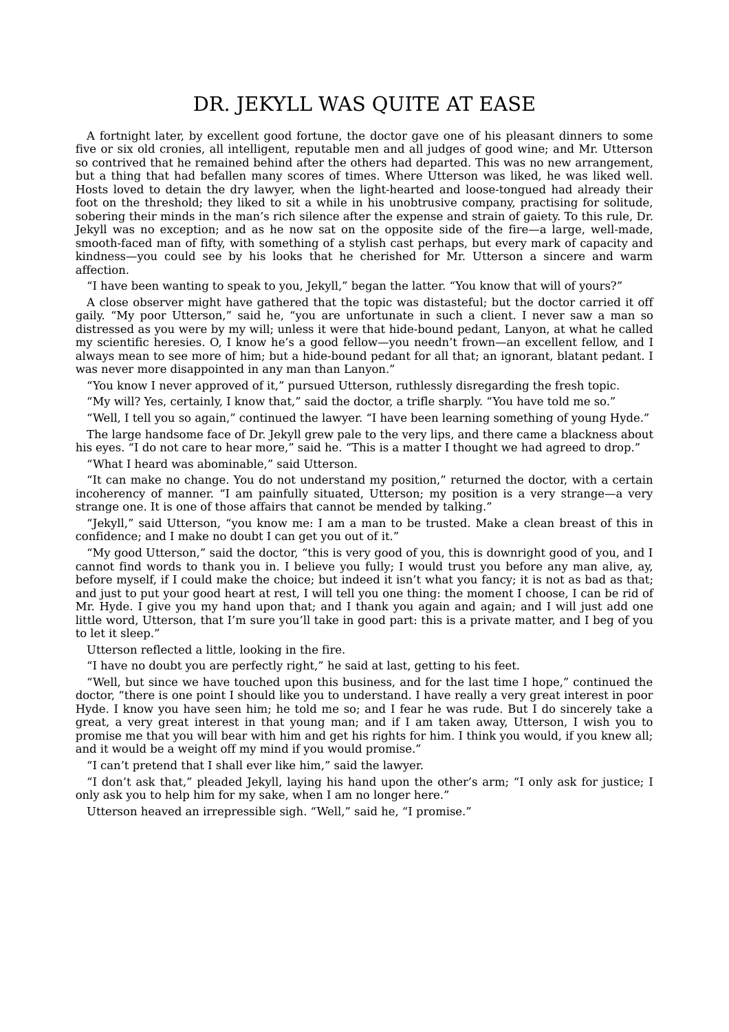# DR. JEKYLL WAS QUITE AT EASE

A fortnight later, by excellent good fortune, the doctor gave one of his pleasant dinners to some five or six old cronies, all intelligent, reputable men and all judges of good wine; and Mr. Utterson so contrived that he remained behind after the others had departed. This was no new arrangement, but a thing that had befallen many scores of times. Where Utterson was liked, he was liked well. Hosts loved to detain the dry lawyer, when the light-hearted and loose-tongued had already their foot on the threshold; they liked to sit a while in his unobtrusive company, practising for solitude, sobering their minds in the man's rich silence after the expense and strain of gaiety. To this rule, Dr. Jekyll was no exception; and as he now sat on the opposite side of the fire—a large, well-made, smooth-faced man of fifty, with something of a stylish cast perhaps, but every mark of capacity and kindness—you could see by his looks that he cherished for Mr. Utterson a sincere and warm affection.

"I have been wanting to speak to you, Jekyll," began the latter. "You know that will of yours?"

A close observer might have gathered that the topic was distasteful; but the doctor carried it off gaily. "My poor Utterson," said he, "you are unfortunate in such a client. I never saw a man so distressed as you were by my will; unless it were that hide-bound pedant, Lanyon, at what he called my scientific heresies. O, I know he's a good fellow—you needn't frown—an excellent fellow, and I always mean to see more of him; but a hide-bound pedant for all that; an ignorant, blatant pedant. I was never more disappointed in any man than Lanyon."

"You know I never approved of it," pursued Utterson, ruthlessly disregarding the fresh topic.

"My will? Yes, certainly, I know that," said the doctor, a trifle sharply. "You have told me so."

"Well, I tell you so again," continued the lawyer. "I have been learning something of young Hyde."

The large handsome face of Dr. Jekyll grew pale to the very lips, and there came a blackness about his eyes. "I do not care to hear more," said he. "This is a matter I thought we had agreed to drop."

"What I heard was abominable," said Utterson.

"It can make no change. You do not understand my position," returned the doctor, with a certain incoherency of manner. "I am painfully situated, Utterson; my position is a very strange—a very strange one. It is one of those affairs that cannot be mended by talking."

"Jekyll," said Utterson, "you know me: I am a man to be trusted. Make a clean breast of this in confidence; and I make no doubt I can get you out of it."

"My good Utterson," said the doctor, "this is very good of you, this is downright good of you, and I cannot find words to thank you in. I believe you fully; I would trust you before any man alive, ay, before myself, if I could make the choice; but indeed it isn't what you fancy; it is not as bad as that; and just to put your good heart at rest, I will tell you one thing: the moment I choose, I can be rid of Mr. Hyde. I give you my hand upon that; and I thank you again and again; and I will just add one little word, Utterson, that I'm sure you'll take in good part: this is a private matter, and I beg of you to let it sleep."

Utterson reflected a little, looking in the fire.

"I have no doubt you are perfectly right," he said at last, getting to his feet.

"Well, but since we have touched upon this business, and for the last time I hope," continued the doctor, "there is one point I should like you to understand. I have really a very great interest in poor Hyde. I know you have seen him; he told me so; and I fear he was rude. But I do sincerely take a great, a very great interest in that young man; and if I am taken away, Utterson, I wish you to promise me that you will bear with him and get his rights for him. I think you would, if you knew all; and it would be a weight off my mind if you would promise."

"I can't pretend that I shall ever like him," said the lawyer.

"I don't ask that," pleaded Jekyll, laying his hand upon the other's arm; "I only ask for justice; I only ask you to help him for my sake, when I am no longer here."

Utterson heaved an irrepressible sigh. "Well," said he, "I promise."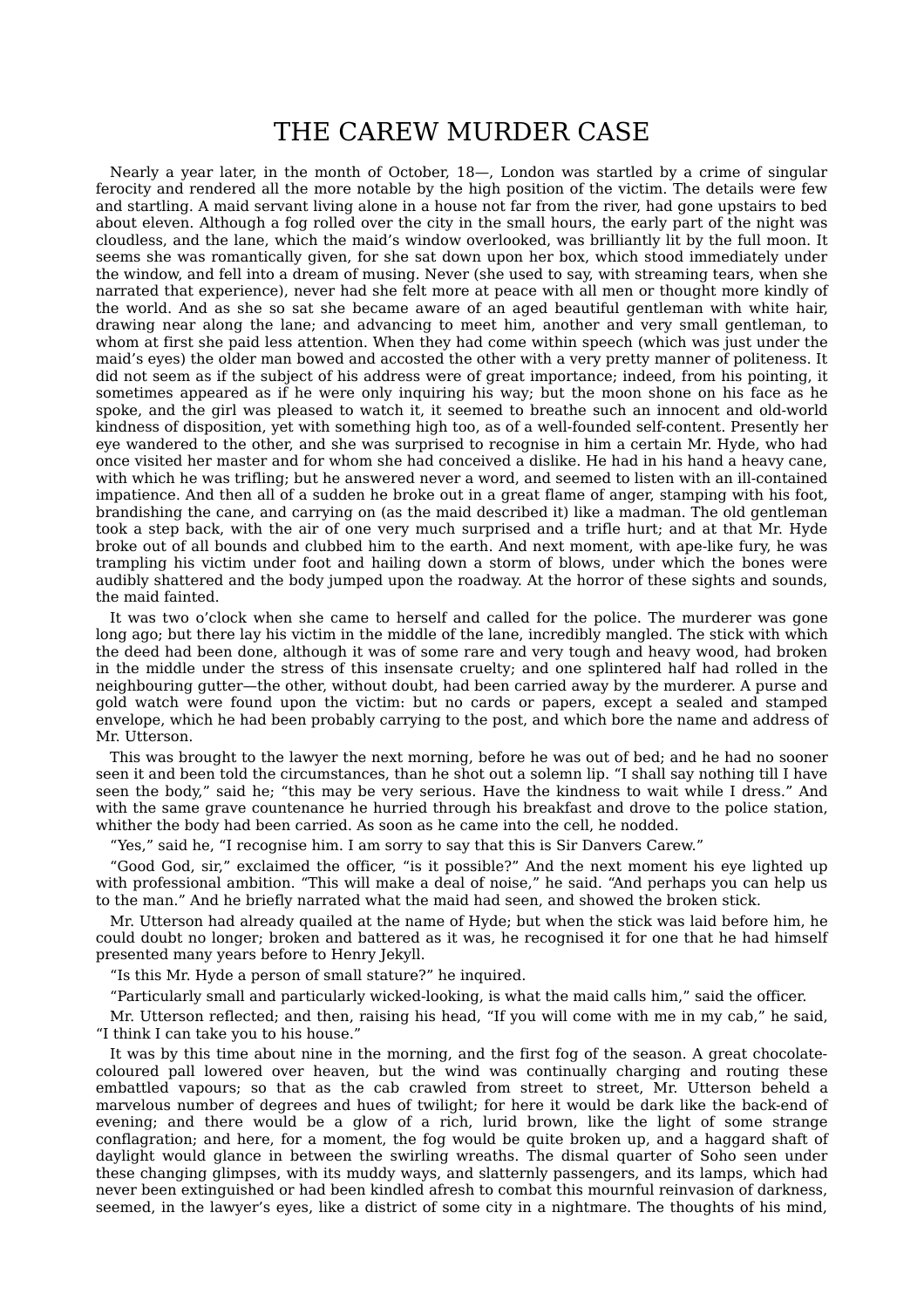# THE CAREW MURDER CASE

Nearly a year later, in the month of October, 18—, London was startled by a crime of singular ferocity and rendered all the more notable by the high position of the victim. The details were few and startling. A maid servant living alone in a house not far from the river, had gone upstairs to bed about eleven. Although a fog rolled over the city in the small hours, the early part of the night was cloudless, and the lane, which the maid's window overlooked, was brilliantly lit by the full moon. It seems she was romantically given, for she sat down upon her box, which stood immediately under the window, and fell into a dream of musing. Never (she used to say, with streaming tears, when she narrated that experience), never had she felt more at peace with all men or thought more kindly of the world. And as she so sat she became aware of an aged beautiful gentleman with white hair, drawing near along the lane; and advancing to meet him, another and very small gentleman, to whom at first she paid less attention. When they had come within speech (which was just under the maid's eyes) the older man bowed and accosted the other with a very pretty manner of politeness. It did not seem as if the subject of his address were of great importance; indeed, from his pointing, it sometimes appeared as if he were only inquiring his way; but the moon shone on his face as he spoke, and the girl was pleased to watch it, it seemed to breathe such an innocent and old-world kindness of disposition, yet with something high too, as of a well-founded self-content. Presently her eye wandered to the other, and she was surprised to recognise in him a certain Mr. Hyde, who had once visited her master and for whom she had conceived a dislike. He had in his hand a heavy cane, with which he was trifling; but he answered never a word, and seemed to listen with an ill-contained impatience. And then all of a sudden he broke out in a great flame of anger, stamping with his foot, brandishing the cane, and carrying on (as the maid described it) like a madman. The old gentleman took a step back, with the air of one very much surprised and a trifle hurt; and at that Mr. Hyde broke out of all bounds and clubbed him to the earth. And next moment, with ape-like fury, he was trampling his victim under foot and hailing down a storm of blows, under which the bones were audibly shattered and the body jumped upon the roadway. At the horror of these sights and sounds, the maid fainted.

It was two o'clock when she came to herself and called for the police. The murderer was gone long ago; but there lay his victim in the middle of the lane, incredibly mangled. The stick with which the deed had been done, although it was of some rare and very tough and heavy wood, had broken in the middle under the stress of this insensate cruelty; and one splintered half had rolled in the neighbouring gutter—the other, without doubt, had been carried away by the murderer. A purse and gold watch were found upon the victim: but no cards or papers, except a sealed and stamped envelope, which he had been probably carrying to the post, and which bore the name and address of Mr. Utterson.

This was brought to the lawyer the next morning, before he was out of bed; and he had no sooner seen it and been told the circumstances, than he shot out a solemn lip. "I shall say nothing till I have seen the body," said he; "this may be very serious. Have the kindness to wait while I dress." And with the same grave countenance he hurried through his breakfast and drove to the police station, whither the body had been carried. As soon as he came into the cell, he nodded.

"Yes," said he, "I recognise him. I am sorry to say that this is Sir Danvers Carew."

"Good God, sir," exclaimed the officer, "is it possible?" And the next moment his eye lighted up with professional ambition. "This will make a deal of noise," he said. "And perhaps you can help us to the man." And he briefly narrated what the maid had seen, and showed the broken stick.

Mr. Utterson had already quailed at the name of Hyde; but when the stick was laid before him, he could doubt no longer; broken and battered as it was, he recognised it for one that he had himself presented many years before to Henry Jekyll.

"Is this Mr. Hyde a person of small stature?" he inquired.

"Particularly small and particularly wicked-looking, is what the maid calls him," said the officer.

Mr. Utterson reflected; and then, raising his head, "If you will come with me in my cab," he said, "I think I can take you to his house."

It was by this time about nine in the morning, and the first fog of the season. A great chocolate-coloured pall lowered over heaven, but the wind was continually charging and routing these embattled vapours; so that as the cab crawled from street to street, Mr. Utterson beheld a marvelous number of degrees and hues of twilight; for here it would be dark like the back-end of evening; and there would be a glow of a rich, lurid brown, like the light of some strange conflagration; and here, for a moment, the fog would be quite broken up, and a haggard shaft of daylight would glance in between the swirling wreaths. The dismal quarter of Soho seen under these changing glimpses, with its muddy ways, and slatternly passengers, and its lamps, which had never been extinguished or had been kindled afresh to combat this mournful reinvasion of darkness, seemed, in the lawyer's eyes, like a district of some city in a nightmare. The thoughts of his mind,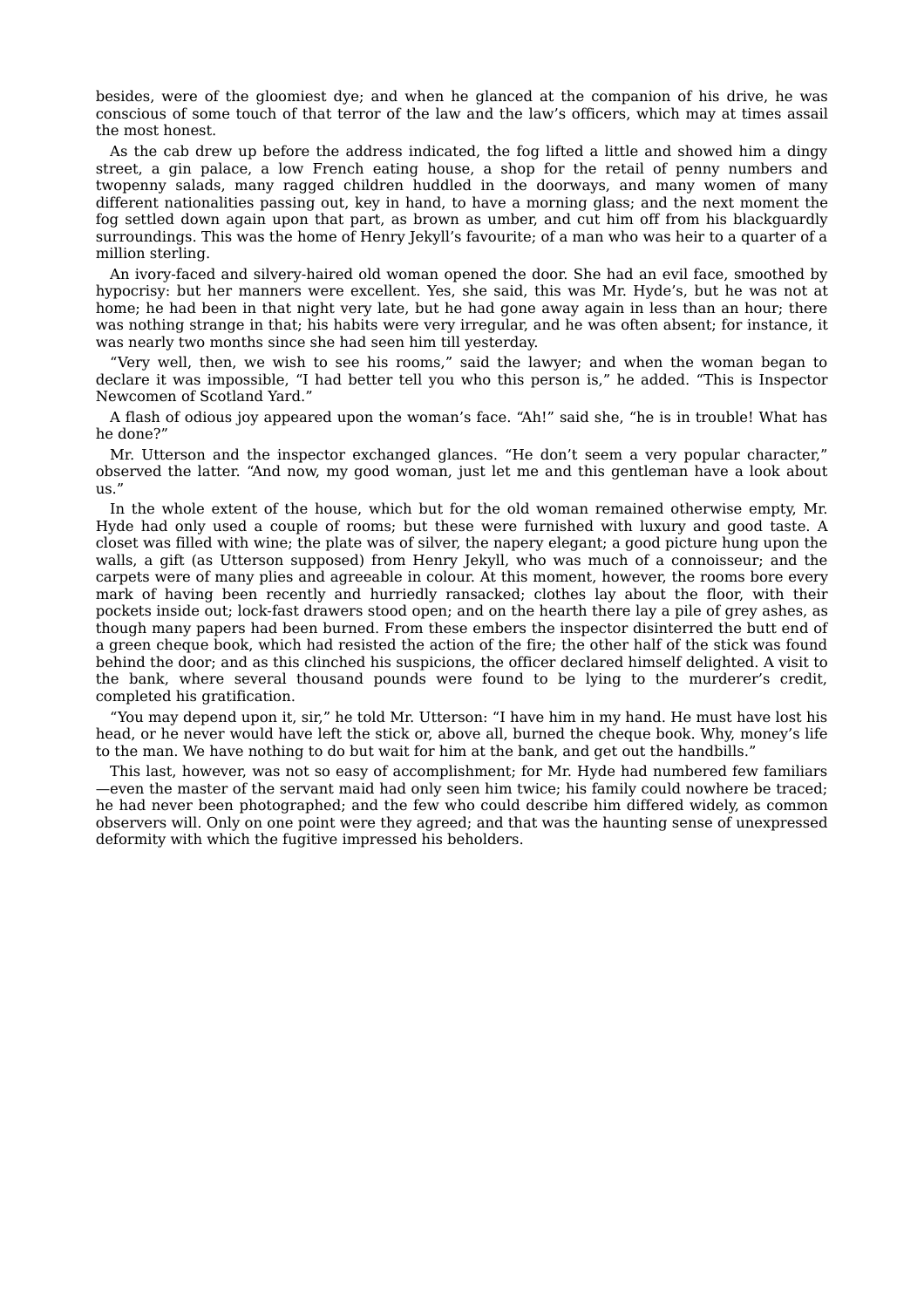besides, were of the gloomiest dye; and when he glanced at the companion of his drive, he was conscious of some touch of that terror of the law and the law's officers, which may at times assail the most honest.

As the cab drew up before the address indicated, the fog lifted a little and showed him a dingy street, a gin palace, a low French eating house, a shop for the retail of penny numbers and twopenny salads, many ragged children huddled in the doorways, and many women of many different nationalities passing out, key in hand, to have a morning glass; and the next moment the fog settled down again upon that part, as brown as umber, and cut him off from his blackguardly surroundings. This was the home of Henry Jekyll's favourite; of a man who was heir to a quarter of a million sterling.

An ivory-faced and silvery-haired old woman opened the door. She had an evil face, smoothed by hypocrisy: but her manners were excellent. Yes, she said, this was Mr. Hyde's, but he was not at home; he had been in that night very late, but he had gone away again in less than an hour; there was nothing strange in that; his habits were very irregular, and he was often absent; for instance, it was nearly two months since she had seen him till yesterday.

"Very well, then, we wish to see his rooms," said the lawyer; and when the woman began to declare it was impossible, "I had better tell you who this person is," he added. "This is Inspector Newcomen of Scotland Yard."

A flash of odious joy appeared upon the woman's face. "Ah!" said she, "he is in trouble! What has he done?"

Mr. Utterson and the inspector exchanged glances. "He don't seem a very popular character," observed the latter. "And now, my good woman, just let me and this gentleman have a look about us."

In the whole extent of the house, which but for the old woman remained otherwise empty, Mr. Hyde had only used a couple of rooms; but these were furnished with luxury and good taste. A closet was filled with wine; the plate was of silver, the napery elegant; a good picture hung upon the walls, a gift (as Utterson supposed) from Henry Jekyll, who was much of a connoisseur; and the carpets were of many plies and agreeable in colour. At this moment, however, the rooms bore every mark of having been recently and hurriedly ransacked; clothes lay about the floor, with their pockets inside out; lock-fast drawers stood open; and on the hearth there lay a pile of grey ashes, as though many papers had been burned. From these embers the inspector disinterred the butt end of a green cheque book, which had resisted the action of the fire; the other half of the stick was found behind the door; and as this clinched his suspicions, the officer declared himself delighted. A visit to the bank, where several thousand pounds were found to be lying to the murderer's credit, completed his gratification.

"You may depend upon it, sir," he told Mr. Utterson: "I have him in my hand. He must have lost his head, or he never would have left the stick or, above all, burned the cheque book. Why, money's life to the man. We have nothing to do but wait for him at the bank, and get out the handbills."

This last, however, was not so easy of accomplishment; for Mr. Hyde had numbered few familiars—even the master of the servant maid had only seen him twice; his family could nowhere be traced; he had never been photographed; and the few who could describe him differed widely, as common observers will. Only on one point were they agreed; and that was the haunting sense of unexpressed deformity with which the fugitive impressed his beholders.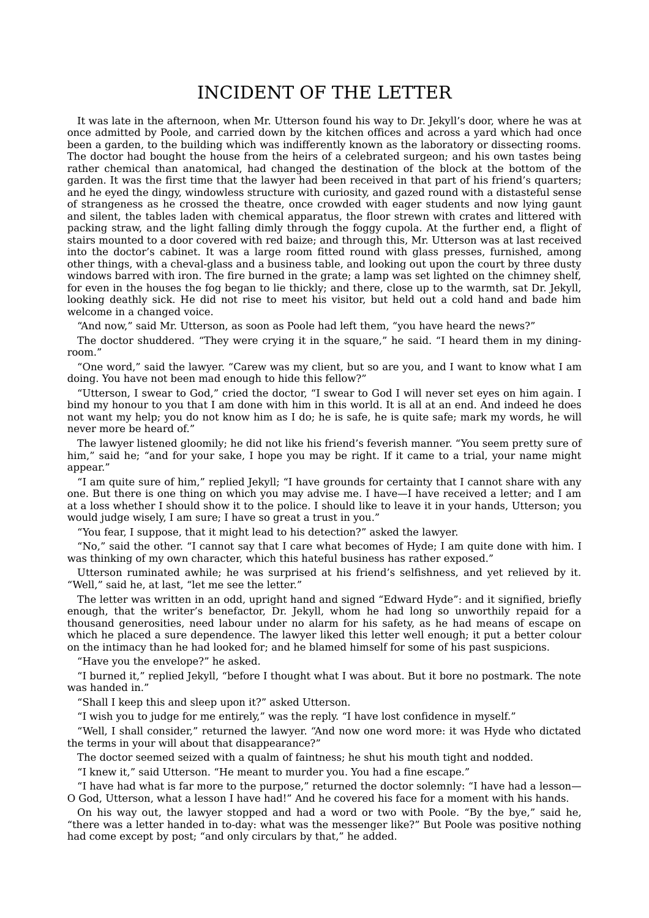# INCIDENT OF THE LETTER

It was late in the afternoon, when Mr. Utterson found his way to Dr. Jekyll's door, where he was at once admitted by Poole, and carried down by the kitchen offices and across a yard which had once been a garden, to the building which was indifferently known as the laboratory or dissecting rooms. The doctor had bought the house from the heirs of a celebrated surgeon; and his own tastes being rather chemical than anatomical, had changed the destination of the block at the bottom of the garden. It was the first time that the lawyer had been received in that part of his friend's quarters; and he eyed the dingy, windowless structure with curiosity, and gazed round with a distasteful sense of strangeness as he crossed the theatre, once crowded with eager students and now lying gaunt and silent, the tables laden with chemical apparatus, the floor strewn with crates and littered with packing straw, and the light falling dimly through the foggy cupola. At the further end, a flight of stairs mounted to a door covered with red baize; and through this, Mr. Utterson was at last received into the doctor's cabinet. It was a large room fitted round with glass presses, furnished, among other things, with a cheval-glass and a business table, and looking out upon the court by three dusty windows barred with iron. The fire burned in the grate; a lamp was set lighted on the chimney shelf, for even in the houses the fog began to lie thickly; and there, close up to the warmth, sat Dr. Jekyll, looking deathly sick. He did not rise to meet his visitor, but held out a cold hand and bade him welcome in a changed voice.

"And now," said Mr. Utterson, as soon as Poole had left them, "you have heard the news?"

The doctor shuddered. "They were crying it in the square," he said. "I heard them in my dining-room."

"One word," said the lawyer. "Carew was my client, but so are you, and I want to know what I am doing. You have not been mad enough to hide this fellow?"

"Utterson, I swear to God," cried the doctor, "I swear to God I will never set eyes on him again. I bind my honour to you that I am done with him in this world. It is all at an end. And indeed he does not want my help; you do not know him as I do; he is safe, he is quite safe; mark my words, he will never more be heard of."

The lawyer listened gloomily; he did not like his friend's feverish manner. "You seem pretty sure of him," said he; "and for your sake, I hope you may be right. If it came to a trial, your name might appear."

"I am quite sure of him," replied Jekyll; "I have grounds for certainty that I cannot share with any one. But there is one thing on which you may advise me. I have—I have received a letter; and I am at a loss whether I should show it to the police. I should like to leave it in your hands, Utterson; you would judge wisely, I am sure; I have so great a trust in you."

"You fear, I suppose, that it might lead to his detection?" asked the lawyer.

"No," said the other. "I cannot say that I care what becomes of Hyde; I am quite done with him. I was thinking of my own character, which this hateful business has rather exposed."

Utterson ruminated awhile; he was surprised at his friend's selfishness, and yet relieved by it. "Well," said he, at last, "let me see the letter."

The letter was written in an odd, upright hand and signed "Edward Hyde": and it signified, briefly enough, that the writer's benefactor, Dr. Jekyll, whom he had long so unworthily repaid for a thousand generosities, need labour under no alarm for his safety, as he had means of escape on which he placed a sure dependence. The lawyer liked this letter well enough; it put a better colour on the intimacy than he had looked for; and he blamed himself for some of his past suspicions.

"Have you the envelope?" he asked.

"I burned it," replied Jekyll, "before I thought what I was about. But it bore no postmark. The note was handed in."

"Shall I keep this and sleep upon it?" asked Utterson.

"I wish you to judge for me entirely," was the reply. "I have lost confidence in myself."

"Well, I shall consider," returned the lawyer. "And now one word more: it was Hyde who dictated the terms in your will about that disappearance?"

The doctor seemed seized with a qualm of faintness; he shut his mouth tight and nodded.

"I knew it," said Utterson. "He meant to murder you. You had a fine escape."

"I have had what is far more to the purpose," returned the doctor solemnly: "I have had a lesson—O God, Utterson, what a lesson I have had!" And he covered his face for a moment with his hands.

On his way out, the lawyer stopped and had a word or two with Poole. "By the bye," said he, "there was a letter handed in to-day: what was the messenger like?" But Poole was positive nothing had come except by post; "and only circulars by that," he added.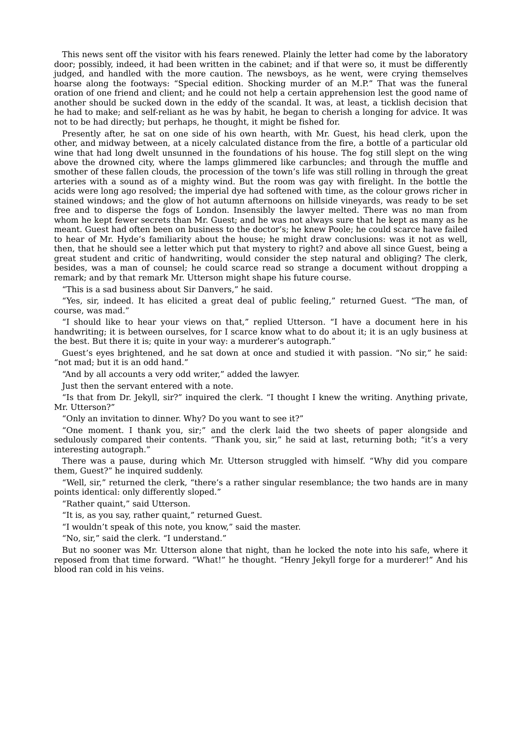This news sent off the visitor with his fears renewed. Plainly the letter had come by the laboratory door; possibly, indeed, it had been written in the cabinet; and if that were so, it must be differently judged, and handled with the more caution. The newsboys, as he went, were crying themselves hoarse along the footways: "Special edition. Shocking murder of an M.P." That was the funeral oration of one friend and client; and he could not help a certain apprehension lest the good name of another should be sucked down in the eddy of the scandal. It was, at least, a ticklish decision that he had to make; and self-reliant as he was by habit, he began to cherish a longing for advice. It was not to be had directly; but perhaps, he thought, it might be fished for.

Presently after, he sat on one side of his own hearth, with Mr. Guest, his head clerk, upon the other, and midway between, at a nicely calculated distance from the fire, a bottle of a particular old wine that had long dwelt unsunned in the foundations of his house. The fog still slept on the wing above the drowned city, where the lamps glimmered like carbuncles; and through the muffle and smother of these fallen clouds, the procession of the town's life was still rolling in through the great arteries with a sound as of a mighty wind. But the room was gay with firelight. In the bottle the acids were long ago resolved; the imperial dye had softened with time, as the colour grows richer in stained windows; and the glow of hot autumn afternoons on hillside vineyards, was ready to be set free and to disperse the fogs of London. Insensibly the lawyer melted. There was no man from whom he kept fewer secrets than Mr. Guest; and he was not always sure that he kept as many as he meant. Guest had often been on business to the doctor's; he knew Poole; he could scarce have failed to hear of Mr. Hyde's familiarity about the house; he might draw conclusions: was it not as well, then, that he should see a letter which put that mystery to right? and above all since Guest, being a great student and critic of handwriting, would consider the step natural and obliging? The clerk, besides, was a man of counsel; he could scarce read so strange a document without dropping a remark; and by that remark Mr. Utterson might shape his future course.

"This is a sad business about Sir Danvers," he said.

"Yes, sir, indeed. It has elicited a great deal of public feeling," returned Guest. "The man, of course, was mad."

"I should like to hear your views on that," replied Utterson. "I have a document here in his handwriting; it is between ourselves, for I scarce know what to do about it; it is an ugly business at the best. But there it is; quite in your way: a murderer's autograph."

Guest's eyes brightened, and he sat down at once and studied it with passion. "No sir," he said: "not mad; but it is an odd hand."

"And by all accounts a very odd writer," added the lawyer.

Just then the servant entered with a note.

"Is that from Dr. Jekyll, sir?" inquired the clerk. "I thought I knew the writing. Anything private, Mr. Utterson?"

"Only an invitation to dinner. Why? Do you want to see it?"

"One moment. I thank you, sir;" and the clerk laid the two sheets of paper alongside and sedulously compared their contents. "Thank you, sir," he said at last, returning both; "it's a very interesting autograph."

There was a pause, during which Mr. Utterson struggled with himself. "Why did you compare them, Guest?" he inquired suddenly.

"Well, sir," returned the clerk, "there's a rather singular resemblance; the two hands are in many points identical: only differently sloped."

"Rather quaint," said Utterson.

"It is, as you say, rather quaint," returned Guest.

"I wouldn't speak of this note, you know," said the master.

"No, sir," said the clerk. "I understand."

But no sooner was Mr. Utterson alone that night, than he locked the note into his safe, where it reposed from that time forward. "What!" he thought. "Henry Jekyll forge for a murderer!" And his blood ran cold in his veins.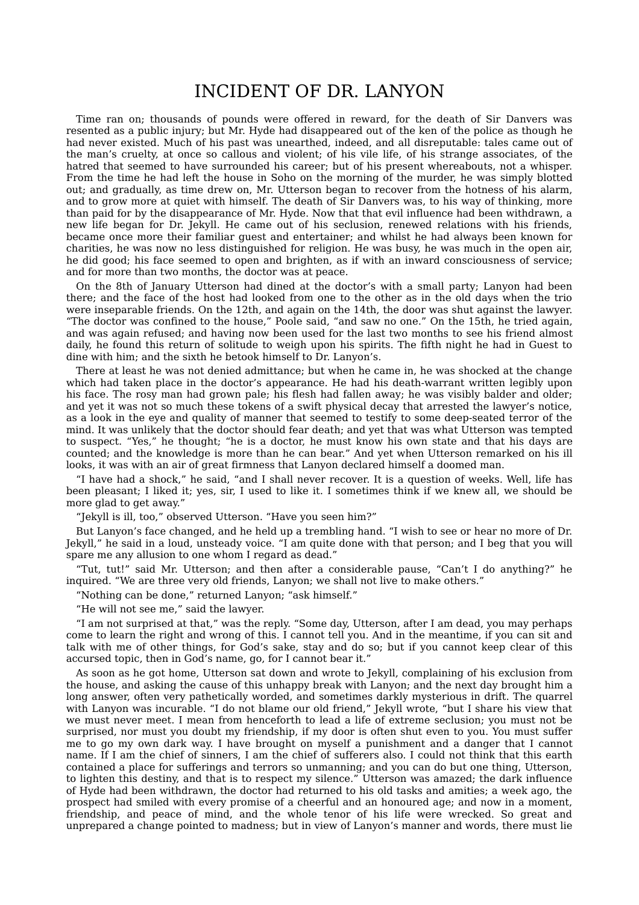# INCIDENT OF DR. LANYON

Time ran on; thousands of pounds were offered in reward, for the death of Sir Danvers was resented as a public injury; but Mr. Hyde had disappeared out of the ken of the police as though he had never existed. Much of his past was unearthed, indeed, and all disreputable: tales came out of the man's cruelty, at once so callous and violent; of his vile life, of his strange associates, of the hatred that seemed to have surrounded his career; but of his present whereabouts, not a whisper. From the time he had left the house in Soho on the morning of the murder, he was simply blotted out; and gradually, as time drew on, Mr. Utterson began to recover from the hotness of his alarm, and to grow more at quiet with himself. The death of Sir Danvers was, to his way of thinking, more than paid for by the disappearance of Mr. Hyde. Now that that evil influence had been withdrawn, a new life began for Dr. Jekyll. He came out of his seclusion, renewed relations with his friends, became once more their familiar guest and entertainer; and whilst he had always been known for charities, he was now no less distinguished for religion. He was busy, he was much in the open air, he did good; his face seemed to open and brighten, as if with an inward consciousness of service; and for more than two months, the doctor was at peace.

On the 8th of January Utterson had dined at the doctor's with a small party; Lanyon had been there; and the face of the host had looked from one to the other as in the old days when the trio were inseparable friends. On the 12th, and again on the 14th, the door was shut against the lawyer. "The doctor was confined to the house," Poole said, "and saw no one." On the 15th, he tried again, and was again refused; and having now been used for the last two months to see his friend almost daily, he found this return of solitude to weigh upon his spirits. The fifth night he had in Guest to dine with him; and the sixth he betook himself to Dr. Lanyon's.

There at least he was not denied admittance; but when he came in, he was shocked at the change which had taken place in the doctor's appearance. He had his death-warrant written legibly upon his face. The rosy man had grown pale; his flesh had fallen away; he was visibly balder and older; and yet it was not so much these tokens of a swift physical decay that arrested the lawyer's notice, as a look in the eye and quality of manner that seemed to testify to some deep-seated terror of the mind. It was unlikely that the doctor should fear death; and yet that was what Utterson was tempted to suspect. "Yes," he thought; "he is a doctor, he must know his own state and that his days are counted; and the knowledge is more than he can bear." And yet when Utterson remarked on his ill looks, it was with an air of great firmness that Lanyon declared himself a doomed man.

"I have had a shock," he said, "and I shall never recover. It is a question of weeks. Well, life has been pleasant; I liked it; yes, sir, I used to like it. I sometimes think if we knew all, we should be more glad to get away."

"Jekyll is ill, too," observed Utterson. "Have you seen him?"

But Lanyon's face changed, and he held up a trembling hand. "I wish to see or hear no more of Dr. Jekyll," he said in a loud, unsteady voice. "I am quite done with that person; and I beg that you will spare me any allusion to one whom I regard as dead."

"Tut, tut!" said Mr. Utterson; and then after a considerable pause, "Can't I do anything?" he inquired. "We are three very old friends, Lanyon; we shall not live to make others."

"Nothing can be done," returned Lanyon; "ask himself."

"He will not see me," said the lawyer.

"I am not surprised at that," was the reply. "Some day, Utterson, after I am dead, you may perhaps come to learn the right and wrong of this. I cannot tell you. And in the meantime, if you can sit and talk with me of other things, for God's sake, stay and do so; but if you cannot keep clear of this accursed topic, then in God's name, go, for I cannot bear it."

As soon as he got home, Utterson sat down and wrote to Jekyll, complaining of his exclusion from the house, and asking the cause of this unhappy break with Lanyon; and the next day brought him a long answer, often very pathetically worded, and sometimes darkly mysterious in drift. The quarrel with Lanyon was incurable. "I do not blame our old friend," Jekyll wrote, "but I share his view that we must never meet. I mean from henceforth to lead a life of extreme seclusion; you must not be surprised, nor must you doubt my friendship, if my door is often shut even to you. You must suffer me to go my own dark way. I have brought on myself a punishment and a danger that I cannot name. If I am the chief of sinners, I am the chief of sufferers also. I could not think that this earth contained a place for sufferings and terrors so unmanning; and you can do but one thing, Utterson, to lighten this destiny, and that is to respect my silence." Utterson was amazed; the dark influence of Hyde had been withdrawn, the doctor had returned to his old tasks and amities; a week ago, the prospect had smiled with every promise of a cheerful and an honoured age; and now in a moment, friendship, and peace of mind, and the whole tenor of his life were wrecked. So great and unprepared a change pointed to madness; but in view of Lanyon's manner and words, there must lie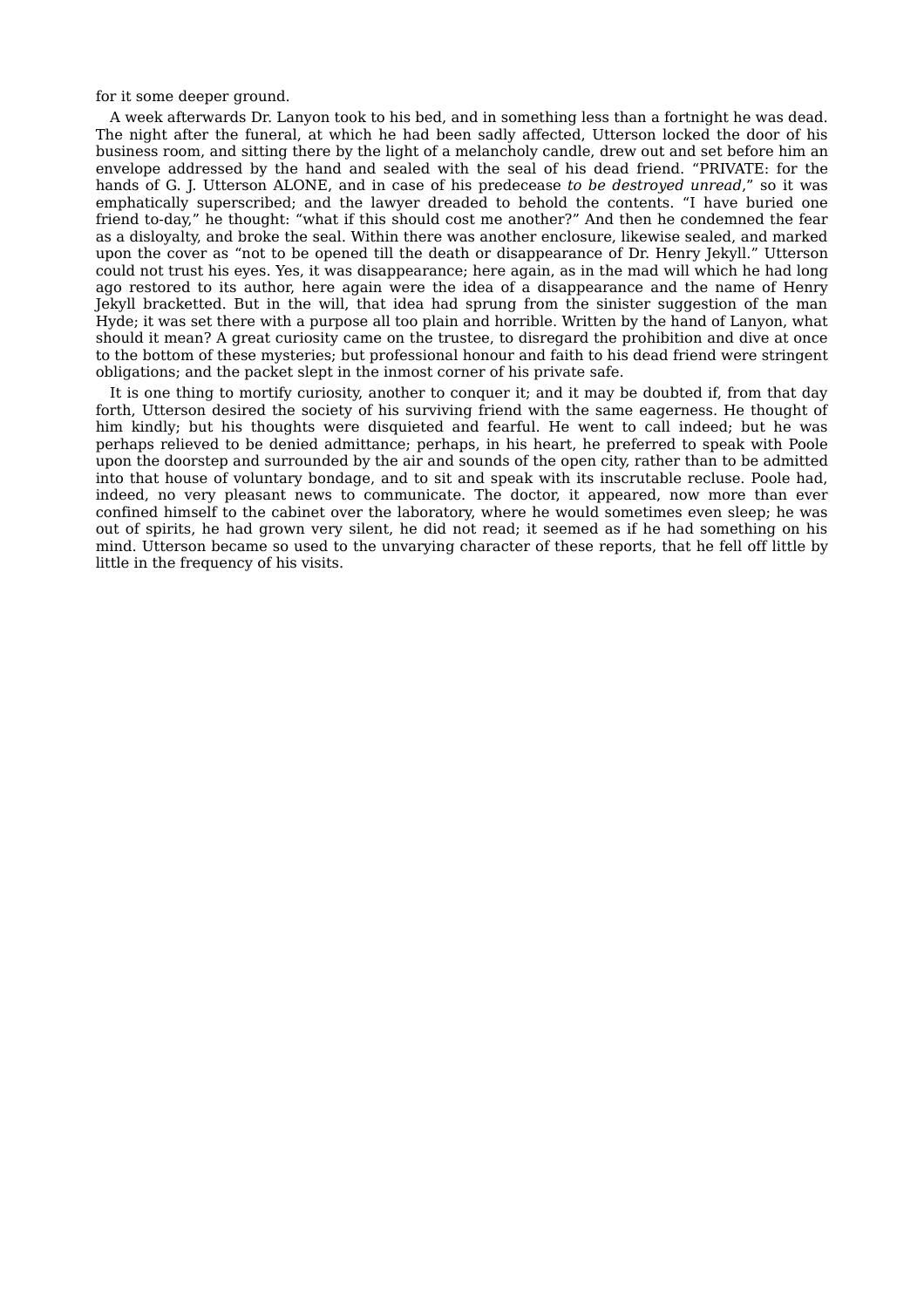for it some deeper ground.

A week afterwards Dr. Lanyon took to his bed, and in something less than a fortnight he was dead. The night after the funeral, at which he had been sadly affected, Utterson locked the door of his business room, and sitting there by the light of a melancholy candle, drew out and set before him an envelope addressed by the hand and sealed with the seal of his dead friend. “PRIVATE: for the hands of G. J. Utterson ALONE, and in case of his predecease *to be destroyed unread*,” so it was emphatically superscribed; and the lawyer dreaded to behold the contents. “I have buried one friend to-day,” he thought: “what if this should cost me another?” And then he condemned the fear as a disloyalty, and broke the seal. Within there was another enclosure, likewise sealed, and marked upon the cover as “not to be opened till the death or disappearance of Dr. Henry Jekyll.” Utterson could not trust his eyes. Yes, it was disappearance; here again, as in the mad will which he had long ago restored to its author, here again were the idea of a disappearance and the name of Henry Jekyll bracketted. But in the will, that idea had sprung from the sinister suggestion of the man Hyde; it was set there with a purpose all too plain and horrible. Written by the hand of Lanyon, what should it mean? A great curiosity came on the trustee, to disregard the prohibition and dive at once to the bottom of these mysteries; but professional honour and faith to his dead friend were stringent obligations; and the packet slept in the inmost corner of his private safe.

It is one thing to mortify curiosity, another to conquer it; and it may be doubted if, from that day forth, Utterson desired the society of his surviving friend with the same eagerness. He thought of him kindly; but his thoughts were disquieted and fearful. He went to call indeed; but he was perhaps relieved to be denied admittance; perhaps, in his heart, he preferred to speak with Poole upon the doorstep and surrounded by the air and sounds of the open city, rather than to be admitted into that house of voluntary bondage, and to sit and speak with its inscrutable recluse. Poole had, indeed, no very pleasant news to communicate. The doctor, it appeared, now more than ever confined himself to the cabinet over the laboratory, where he would sometimes even sleep; he was out of spirits, he had grown very silent, he did not read; it seemed as if he had something on his mind. Utterson became so used to the unvarying character of these reports, that he fell off little by little in the frequency of his visits.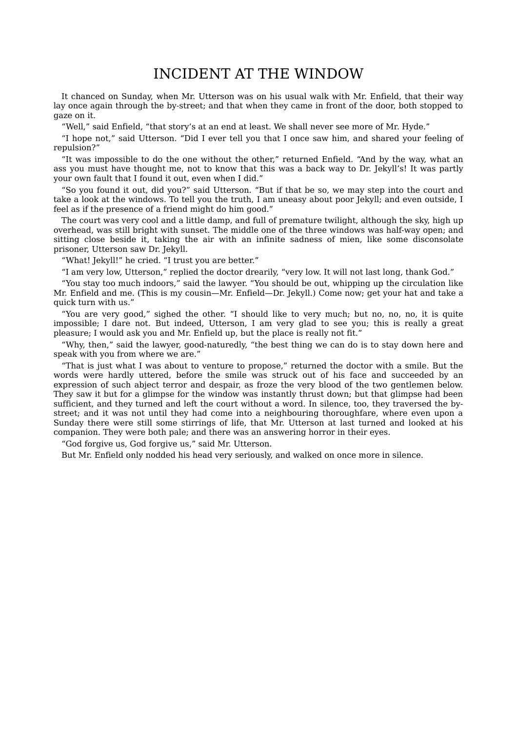# INCIDENT AT THE WINDOW

It chanced on Sunday, when Mr. Utterson was on his usual walk with Mr. Enfield, that their way lay once again through the by-street; and that when they came in front of the door, both stopped to gaze on it.

“Well,” said Enfield, “that story’s at an end at least. We shall never see more of Mr. Hyde.”

“I hope not,” said Utterson. “Did I ever tell you that I once saw him, and shared your feeling of repulsion?”

“It was impossible to do the one without the other,” returned Enfield. “And by the way, what an ass you must have thought me, not to know that this was a back way to Dr. Jekyll’s! It was partly your own fault that I found it out, even when I did.”

“So you found it out, did you?” said Utterson. “But if that be so, we may step into the court and take a look at the windows. To tell you the truth, I am uneasy about poor Jekyll; and even outside, I feel as if the presence of a friend might do him good.”

The court was very cool and a little damp, and full of premature twilight, although the sky, high up overhead, was still bright with sunset. The middle one of the three windows was half-way open; and sitting close beside it, taking the air with an infinite sadness of mien, like some disconsolate prisoner, Utterson saw Dr. Jekyll.

“What! Jekyll!” he cried. “I trust you are better.”

“I am very low, Utterson,” replied the doctor drearily, “very low. It will not last long, thank God.”

“You stay too much indoors,” said the lawyer. “You should be out, whipping up the circulation like Mr. Enfield and me. (This is my cousin—Mr. Enfield—Dr. Jekyll.) Come now; get your hat and take a quick turn with us.”

“You are very good,” sighed the other. “I should like to very much; but no, no, no, it is quite impossible; I dare not. But indeed, Utterson, I am very glad to see you; this is really a great pleasure; I would ask you and Mr. Enfield up, but the place is really not fit.”

“Why, then,” said the lawyer, good-naturedly, “the best thing we can do is to stay down here and speak with you from where we are.”

“That is just what I was about to venture to propose,” returned the doctor with a smile. But the words were hardly uttered, before the smile was struck out of his face and succeeded by an expression of such abject terror and despair, as froze the very blood of the two gentlemen below. They saw it but for a glimpse for the window was instantly thrust down; but that glimpse had been sufficient, and they turned and left the court without a word. In silence, too, they traversed the by-street; and it was not until they had come into a neighbouring thoroughfare, where even upon a Sunday there were still some stirrings of life, that Mr. Utterson at last turned and looked at his companion. They were both pale; and there was an answering horror in their eyes.

“God forgive us, God forgive us,” said Mr. Utterson.

But Mr. Enfield only nodded his head very seriously, and walked on once more in silence.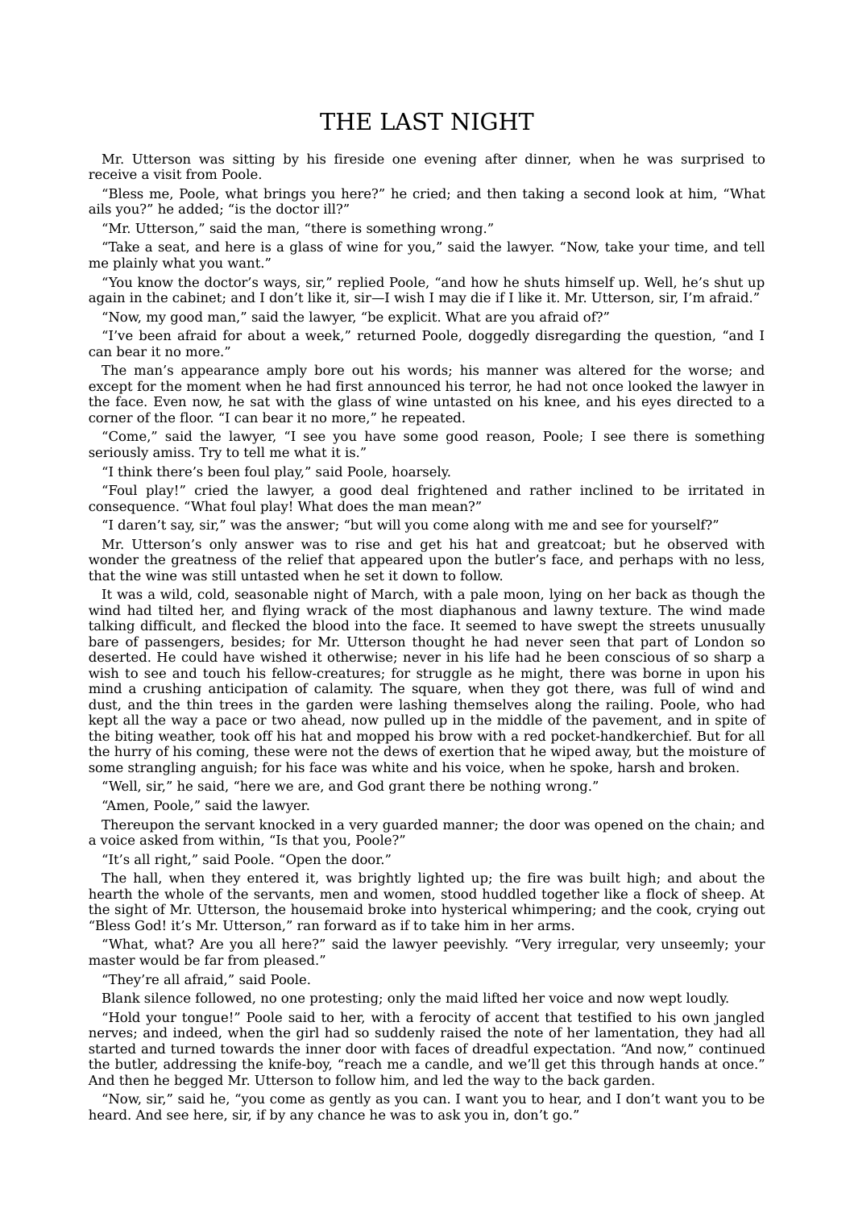# THE LAST NIGHT

Mr. Utterson was sitting by his fireside one evening after dinner, when he was surprised to receive a visit from Poole.

“Bless me, Poole, what brings you here?” he cried; and then taking a second look at him, “What ails you?” he added; “is the doctor ill?”

“Mr. Utterson,” said the man, “there is something wrong.”

“Take a seat, and here is a glass of wine for you,” said the lawyer. “Now, take your time, and tell me plainly what you want.”

“You know the doctor’s ways, sir,” replied Poole, “and how he shuts himself up. Well, he’s shut up again in the cabinet; and I don’t like it, sir—I wish I may die if I like it. Mr. Utterson, sir, I’m afraid.”

“Now, my good man,” said the lawyer, “be explicit. What are you afraid of?”

“I’ve been afraid for about a week,” returned Poole, doggedly disregarding the question, “and I can bear it no more.”

The man’s appearance amply bore out his words; his manner was altered for the worse; and except for the moment when he had first announced his terror, he had not once looked the lawyer in the face. Even now, he sat with the glass of wine untasted on his knee, and his eyes directed to a corner of the floor. “I can bear it no more,” he repeated.

“Come,” said the lawyer, “I see you have some good reason, Poole; I see there is something seriously amiss. Try to tell me what it is.”

“I think there’s been foul play,” said Poole, hoarsely.

“Foul play!” cried the lawyer, a good deal frightened and rather inclined to be irritated in consequence. “What foul play! What does the man mean?”

“I daren’t say, sir,” was the answer; “but will you come along with me and see for yourself?”

Mr. Utterson’s only answer was to rise and get his hat and greatcoat; but he observed with wonder the greatness of the relief that appeared upon the butler’s face, and perhaps with no less, that the wine was still untasted when he set it down to follow.

It was a wild, cold, seasonable night of March, with a pale moon, lying on her back as though the wind had tilted her, and flying wrack of the most diaphanous and lawny texture. The wind made talking difficult, and flecked the blood into the face. It seemed to have swept the streets unusually bare of passengers, besides; for Mr. Utterson thought he had never seen that part of London so deserted. He could have wished it otherwise; never in his life had he been conscious of so sharp a wish to see and touch his fellow-creatures; for struggle as he might, there was borne in upon his mind a crushing anticipation of calamity. The square, when they got there, was full of wind and dust, and the thin trees in the garden were lashing themselves along the railing. Poole, who had kept all the way a pace or two ahead, now pulled up in the middle of the pavement, and in spite of the biting weather, took off his hat and mopped his brow with a red pocket-handkerchief. But for all the hurry of his coming, these were not the dews of exertion that he wiped away, but the moisture of some strangling anguish; for his face was white and his voice, when he spoke, harsh and broken.

“Well, sir,” he said, “here we are, and God grant there be nothing wrong.”

“Amen, Poole,” said the lawyer.

Thereupon the servant knocked in a very guarded manner; the door was opened on the chain; and a voice asked from within, “Is that you, Poole?”

“It’s all right,” said Poole. “Open the door.”

The hall, when they entered it, was brightly lighted up; the fire was built high; and about the hearth the whole of the servants, men and women, stood huddled together like a flock of sheep. At the sight of Mr. Utterson, the housemaid broke into hysterical whimpering; and the cook, crying out “Bless God! it’s Mr. Utterson,” ran forward as if to take him in her arms.

“What, what? Are you all here?” said the lawyer peevishly. “Very irregular, very unseemly; your master would be far from pleased.”

“They’re all afraid,” said Poole.

Blank silence followed, no one protesting; only the maid lifted her voice and now wept loudly.

“Hold your tongue!” Poole said to her, with a ferocity of accent that testified to his own jangled nerves; and indeed, when the girl had so suddenly raised the note of her lamentation, they had all started and turned towards the inner door with faces of dreadful expectation. “And now,” continued the butler, addressing the knife-boy, “reach me a candle, and we’ll get this through hands at once.” And then he begged Mr. Utterson to follow him, and led the way to the back garden.

“Now, sir,” said he, “you come as gently as you can. I want you to hear, and I don’t want you to be heard. And see here, sir, if by any chance he was to ask you in, don’t go.”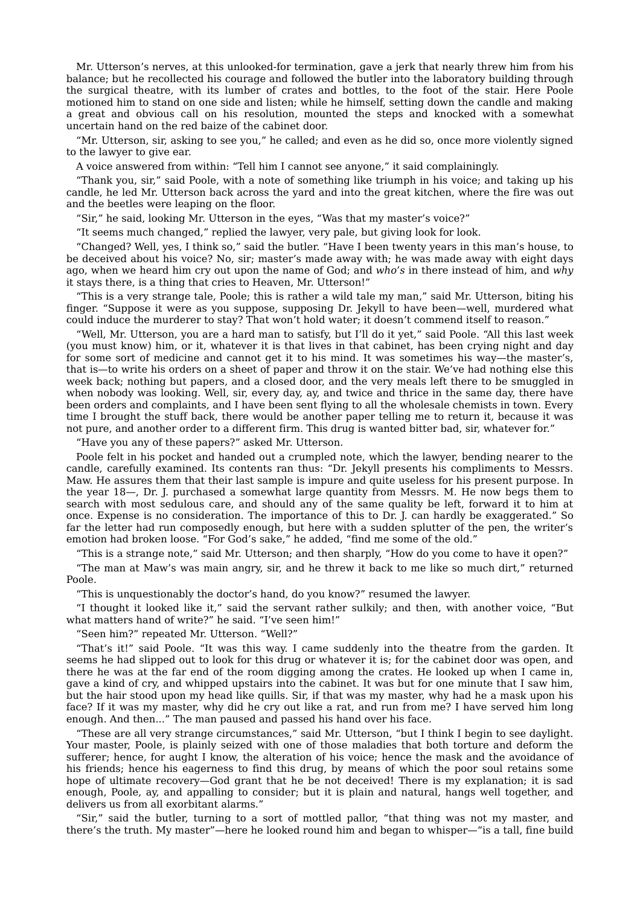Mr. Utterson's nerves, at this unlooked-for termination, gave a jerk that nearly threw him from his balance; but he recollected his courage and followed the butler into the laboratory building through the surgical theatre, with its lumber of crates and bottles, to the foot of the stair. Here Poole motioned him to stand on one side and listen; while he himself, setting down the candle and making a great and obvious call on his resolution, mounted the steps and knocked with a somewhat uncertain hand on the red baize of the cabinet door.

"Mr. Utterson, sir, asking to see you," he called; and even as he did so, once more violently signed to the lawyer to give ear.

A voice answered from within: "Tell him I cannot see anyone," it said complainingly.

"Thank you, sir," said Poole, with a note of something like triumph in his voice; and taking up his candle, he led Mr. Utterson back across the yard and into the great kitchen, where the fire was out and the beetles were leaping on the floor.

"Sir," he said, looking Mr. Utterson in the eyes, "Was that my master's voice?"

"It seems much changed," replied the lawyer, very pale, but giving look for look.

"Changed? Well, yes, I think so," said the butler. "Have I been twenty years in this man's house, to be deceived about his voice? No, sir; master's made away with; he was made away with eight days ago, when we heard him cry out upon the name of God; and *who's* in there instead of him, and *why* it stays there, is a thing that cries to Heaven, Mr. Utterson!"

"This is a very strange tale, Poole; this is rather a wild tale my man," said Mr. Utterson, biting his finger. "Suppose it were as you suppose, supposing Dr. Jekyll to have been—well, murdered what could induce the murderer to stay? That won't hold water; it doesn't commend itself to reason."

"Well, Mr. Utterson, you are a hard man to satisfy, but I'll do it yet," said Poole. "All this last week (you must know) him, or it, whatever it is that lives in that cabinet, has been crying night and day for some sort of medicine and cannot get it to his mind. It was sometimes his way—the master's, that is—to write his orders on a sheet of paper and throw it on the stair. We've had nothing else this week back; nothing but papers, and a closed door, and the very meals left there to be smuggled in when nobody was looking. Well, sir, every day, ay, and twice and thrice in the same day, there have been orders and complaints, and I have been sent flying to all the wholesale chemists in town. Every time I brought the stuff back, there would be another paper telling me to return it, because it was not pure, and another order to a different firm. This drug is wanted bitter bad, sir, whatever for."

"Have you any of these papers?" asked Mr. Utterson.

Poole felt in his pocket and handed out a crumpled note, which the lawyer, bending nearer to the candle, carefully examined. Its contents ran thus: "Dr. Jekyll presents his compliments to Messrs. Maw. He assures them that their last sample is impure and quite useless for his present purpose. In the year 18—, Dr. J. purchased a somewhat large quantity from Messrs. M. He now begs them to search with most sedulous care, and should any of the same quality be left, forward it to him at once. Expense is no consideration. The importance of this to Dr. J. can hardly be exaggerated." So far the letter had run composedly enough, but here with a sudden splutter of the pen, the writer's emotion had broken loose. "For God's sake," he added, "find me some of the old."

"This is a strange note," said Mr. Utterson; and then sharply, "How do you come to have it open?"

"The man at Maw's was main angry, sir, and he threw it back to me like so much dirt," returned Poole.

"This is unquestionably the doctor's hand, do you know?" resumed the lawyer.

"I thought it looked like it," said the servant rather sulkily; and then, with another voice, "But what matters hand of write?" he said. "I've seen him!"

"Seen him?" repeated Mr. Utterson. "Well?"

"That's it!" said Poole. "It was this way. I came suddenly into the theatre from the garden. It seems he had slipped out to look for this drug or whatever it is; for the cabinet door was open, and there he was at the far end of the room digging among the crates. He looked up when I came in, gave a kind of cry, and whipped upstairs into the cabinet. It was but for one minute that I saw him, but the hair stood upon my head like quills. Sir, if that was my master, why had he a mask upon his face? If it was my master, why did he cry out like a rat, and run from me? I have served him long enough. And then..." The man paused and passed his hand over his face.

"These are all very strange circumstances," said Mr. Utterson, "but I think I begin to see daylight. Your master, Poole, is plainly seized with one of those maladies that both torture and deform the sufferer; hence, for aught I know, the alteration of his voice; hence the mask and the avoidance of his friends; hence his eagerness to find this drug, by means of which the poor soul retains some hope of ultimate recovery—God grant that he be not deceived! There is my explanation; it is sad enough, Poole, ay, and appalling to consider; but it is plain and natural, hangs well together, and delivers us from all exorbitant alarms."

"Sir," said the butler, turning to a sort of mottled pallor, "that thing was not my master, and there's the truth. My master"—here he looked round him and began to whisper—"is a tall, fine build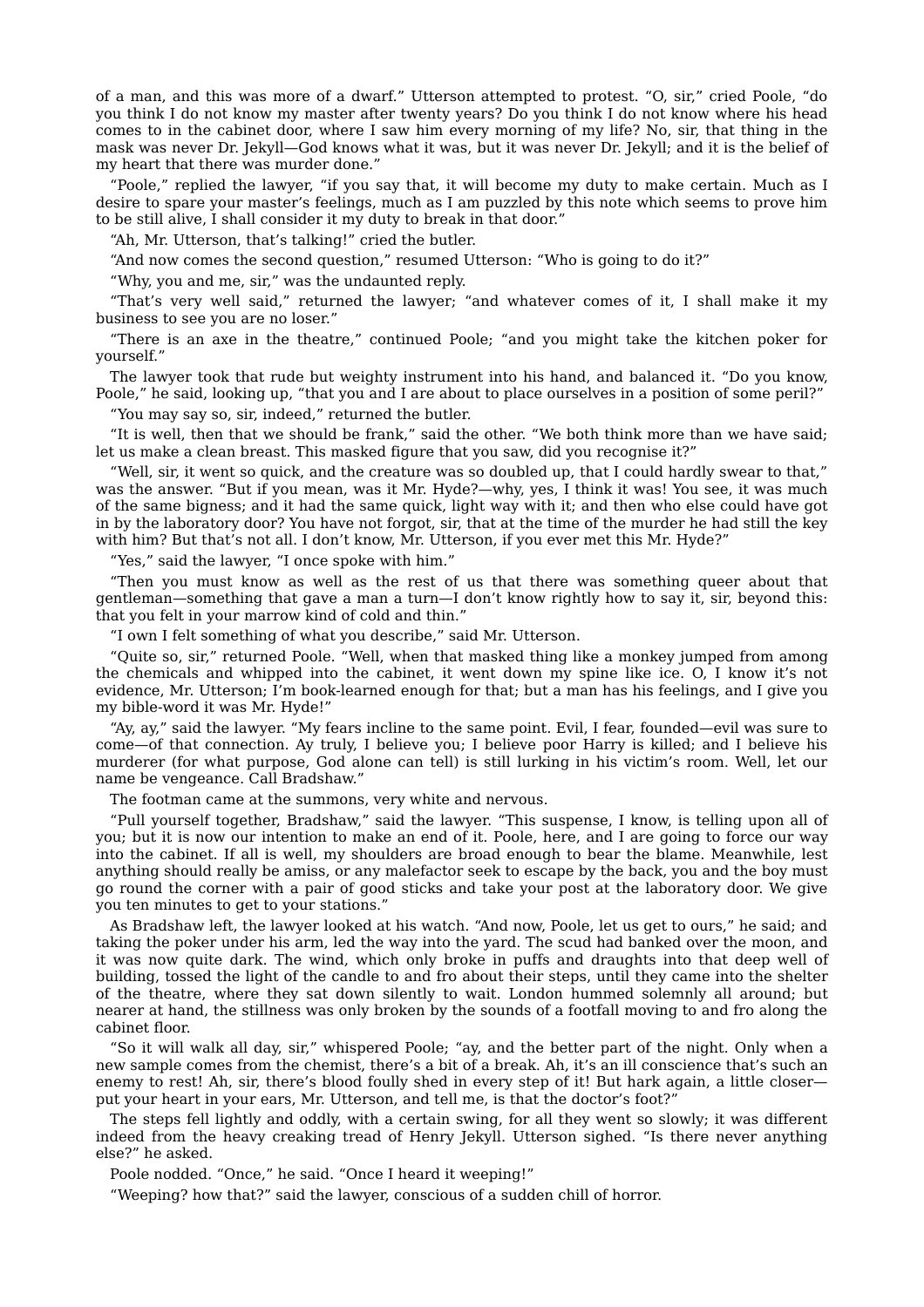of a man, and this was more of a dwarf." Utterson attempted to protest. "O, sir," cried Poole, "do you think I do not know my master after twenty years? Do you think I do not know where his head comes to in the cabinet door, where I saw him every morning of my life? No, sir, that thing in the mask was never Dr. Jekyll—God knows what it was, but it was never Dr. Jekyll; and it is the belief of my heart that there was murder done."

"Poole," replied the lawyer, "if you say that, it will become my duty to make certain. Much as I desire to spare your master's feelings, much as I am puzzled by this note which seems to prove him to be still alive, I shall consider it my duty to break in that door."

"Ah, Mr. Utterson, that's talking!" cried the butler.

"And now comes the second question," resumed Utterson: "Who is going to do it?"

"Why, you and me, sir," was the undaunted reply.

"That's very well said," returned the lawyer; "and whatever comes of it, I shall make it my business to see you are no loser."

"There is an axe in the theatre," continued Poole; "and you might take the kitchen poker for yourself."

The lawyer took that rude but weighty instrument into his hand, and balanced it. "Do you know, Poole," he said, looking up, "that you and I are about to place ourselves in a position of some peril?"

"You may say so, sir, indeed," returned the butler.

"It is well, then that we should be frank," said the other. "We both think more than we have said; let us make a clean breast. This masked figure that you saw, did you recognise it?"

"Well, sir, it went so quick, and the creature was so doubled up, that I could hardly swear to that," was the answer. "But if you mean, was it Mr. Hyde?—why, yes, I think it was! You see, it was much of the same bigness; and it had the same quick, light way with it; and then who else could have got in by the laboratory door? You have not forgot, sir, that at the time of the murder he had still the key with him? But that's not all. I don't know, Mr. Utterson, if you ever met this Mr. Hyde?"

"Yes," said the lawyer, "I once spoke with him."

"Then you must know as well as the rest of us that there was something queer about that gentleman—something that gave a man a turn—I don't know rightly how to say it, sir, beyond this: that you felt in your marrow kind of cold and thin."

"I own I felt something of what you describe," said Mr. Utterson.

"Quite so, sir," returned Poole. "Well, when that masked thing like a monkey jumped from among the chemicals and whipped into the cabinet, it went down my spine like ice. O, I know it's not evidence, Mr. Utterson; I'm book-learned enough for that; but a man has his feelings, and I give you my bible-word it was Mr. Hyde!"

"Ay, ay," said the lawyer. "My fears incline to the same point. Evil, I fear, founded—evil was sure to come—of that connection. Ay truly, I believe you; I believe poor Harry is killed; and I believe his murderer (for what purpose, God alone can tell) is still lurking in his victim's room. Well, let our name be vengeance. Call Bradshaw."

The footman came at the summons, very white and nervous.

"Pull yourself together, Bradshaw," said the lawyer. "This suspense, I know, is telling upon all of you; but it is now our intention to make an end of it. Poole, here, and I are going to force our way into the cabinet. If all is well, my shoulders are broad enough to bear the blame. Meanwhile, lest anything should really be amiss, or any malefactor seek to escape by the back, you and the boy must go round the corner with a pair of good sticks and take your post at the laboratory door. We give you ten minutes to get to your stations."

As Bradshaw left, the lawyer looked at his watch. "And now, Poole, let us get to ours," he said; and taking the poker under his arm, led the way into the yard. The scud had banked over the moon, and it was now quite dark. The wind, which only broke in puffs and draughts into that deep well of building, tossed the light of the candle to and fro about their steps, until they came into the shelter of the theatre, where they sat down silently to wait. London hummed solemnly all around; but nearer at hand, the stillness was only broken by the sounds of a footfall moving to and fro along the cabinet floor.

"So it will walk all day, sir," whispered Poole; "ay, and the better part of the night. Only when a new sample comes from the chemist, there's a bit of a break. Ah, it's an ill conscience that's such an enemy to rest! Ah, sir, there's blood foully shed in every step of it! But hark again, a little closer—put your heart in your ears, Mr. Utterson, and tell me, is that the doctor's foot?"

The steps fell lightly and oddly, with a certain swing, for all they went so slowly; it was different indeed from the heavy creaking tread of Henry Jekyll. Utterson sighed. "Is there never anything else?" he asked.

Poole nodded. "Once," he said. "Once I heard it weeping!"

"Weeping? how that?" said the lawyer, conscious of a sudden chill of horror.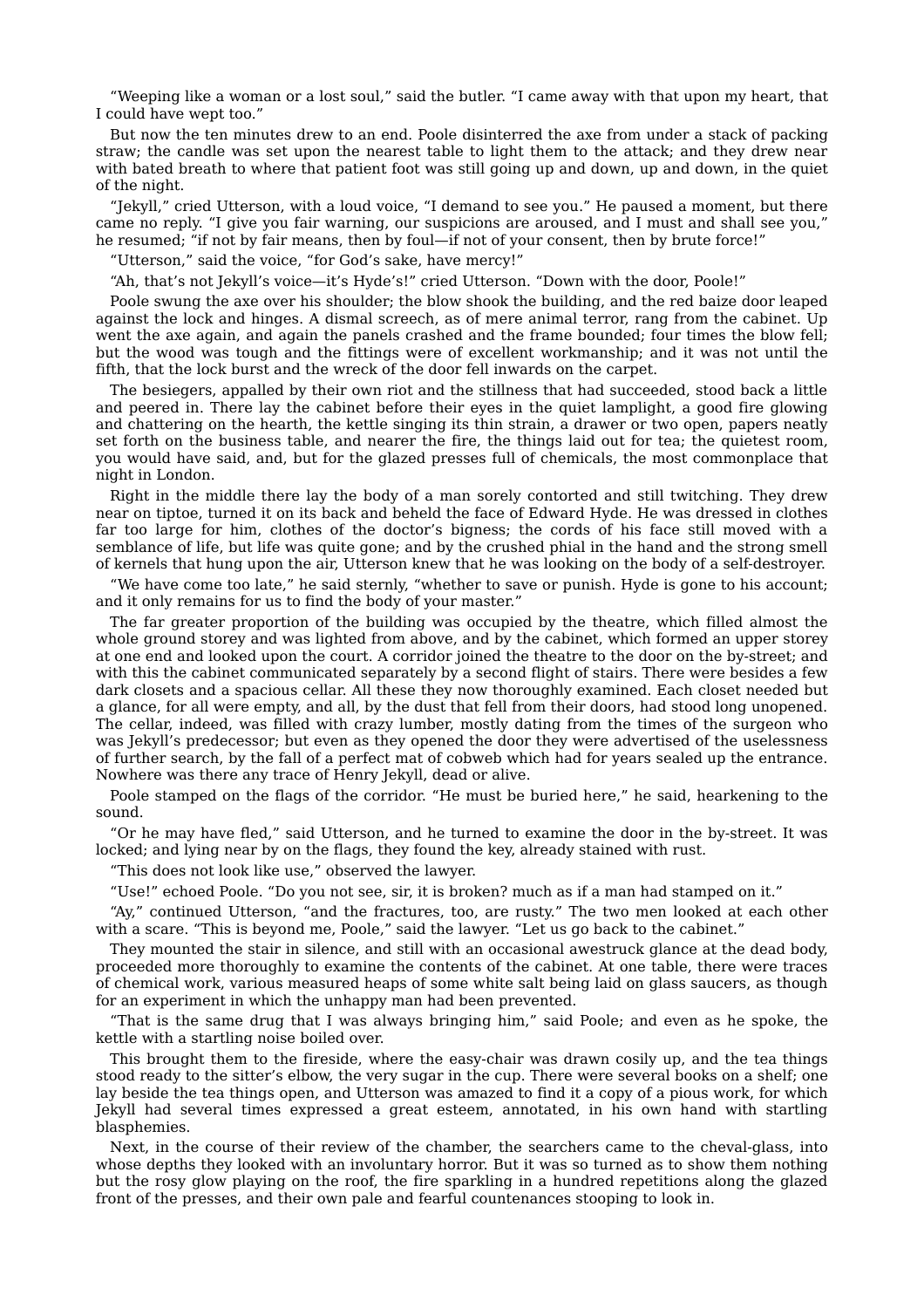"Weeping like a woman or a lost soul," said the butler. "I came away with that upon my heart, that I could have wept too."

But now the ten minutes drew to an end. Poole disinterred the axe from under a stack of packing straw; the candle was set upon the nearest table to light them to the attack; and they drew near with bated breath to where that patient foot was still going up and down, up and down, in the quiet of the night.

"Jekyll," cried Utterson, with a loud voice, "I demand to see you." He paused a moment, but there came no reply. "I give you fair warning, our suspicions are aroused, and I must and shall see you," he resumed; "if not by fair means, then by foul—if not of your consent, then by brute force!"

"Utterson," said the voice, "for God's sake, have mercy!"

"Ah, that's not Jekyll's voice—it's Hyde's!" cried Utterson. "Down with the door, Poole!"

Poole swung the axe over his shoulder; the blow shook the building, and the red baize door leaped against the lock and hinges. A dismal screech, as of mere animal terror, rang from the cabinet. Up went the axe again, and again the panels crashed and the frame bounded; four times the blow fell; but the wood was tough and the fittings were of excellent workmanship; and it was not until the fifth, that the lock burst and the wreck of the door fell inwards on the carpet.

The besiegers, appalled by their own riot and the stillness that had succeeded, stood back a little and peered in. There lay the cabinet before their eyes in the quiet lamplight, a good fire glowing and chattering on the hearth, the kettle singing its thin strain, a drawer or two open, papers neatly set forth on the business table, and nearer the fire, the things laid out for tea; the quietest room, you would have said, and, but for the glazed presses full of chemicals, the most commonplace that night in London.

Right in the middle there lay the body of a man sorely contorted and still twitching. They drew near on tiptoe, turned it on its back and beheld the face of Edward Hyde. He was dressed in clothes far too large for him, clothes of the doctor's bigness; the cords of his face still moved with a semblance of life, but life was quite gone; and by the crushed phial in the hand and the strong smell of kernels that hung upon the air, Utterson knew that he was looking on the body of a self-destroyer.

"We have come too late," he said sternly, "whether to save or punish. Hyde is gone to his account; and it only remains for us to find the body of your master."

The far greater proportion of the building was occupied by the theatre, which filled almost the whole ground storey and was lighted from above, and by the cabinet, which formed an upper storey at one end and looked upon the court. A corridor joined the theatre to the door on the by-street; and with this the cabinet communicated separately by a second flight of stairs. There were besides a few dark closets and a spacious cellar. All these they now thoroughly examined. Each closet needed but a glance, for all were empty, and all, by the dust that fell from their doors, had stood long unopened. The cellar, indeed, was filled with crazy lumber, mostly dating from the times of the surgeon who was Jekyll's predecessor; but even as they opened the door they were advertised of the uselessness of further search, by the fall of a perfect mat of cobweb which had for years sealed up the entrance. Nowhere was there any trace of Henry Jekyll, dead or alive.

Poole stamped on the flags of the corridor. "He must be buried here," he said, hearkening to the sound.

"Or he may have fled," said Utterson, and he turned to examine the door in the by-street. It was locked; and lying near by on the flags, they found the key, already stained with rust.

"This does not look like use," observed the lawyer.

"Use!" echoed Poole. "Do you not see, sir, it is broken? much as if a man had stamped on it."

"Ay," continued Utterson, "and the fractures, too, are rusty." The two men looked at each other with a scare. "This is beyond me, Poole," said the lawyer. "Let us go back to the cabinet."

They mounted the stair in silence, and still with an occasional awestruck glance at the dead body, proceeded more thoroughly to examine the contents of the cabinet. At one table, there were traces of chemical work, various measured heaps of some white salt being laid on glass saucers, as though for an experiment in which the unhappy man had been prevented.

"That is the same drug that I was always bringing him," said Poole; and even as he spoke, the kettle with a startling noise boiled over.

This brought them to the fireside, where the easy-chair was drawn cosily up, and the tea things stood ready to the sitter's elbow, the very sugar in the cup. There were several books on a shelf; one lay beside the tea things open, and Utterson was amazed to find it a copy of a pious work, for which Jekyll had several times expressed a great esteem, annotated, in his own hand with startling blasphemies.

Next, in the course of their review of the chamber, the searchers came to the cheval-glass, into whose depths they looked with an involuntary horror. But it was so turned as to show them nothing but the rosy glow playing on the roof, the fire sparkling in a hundred repetitions along the glazed front of the presses, and their own pale and fearful countenances stooping to look in.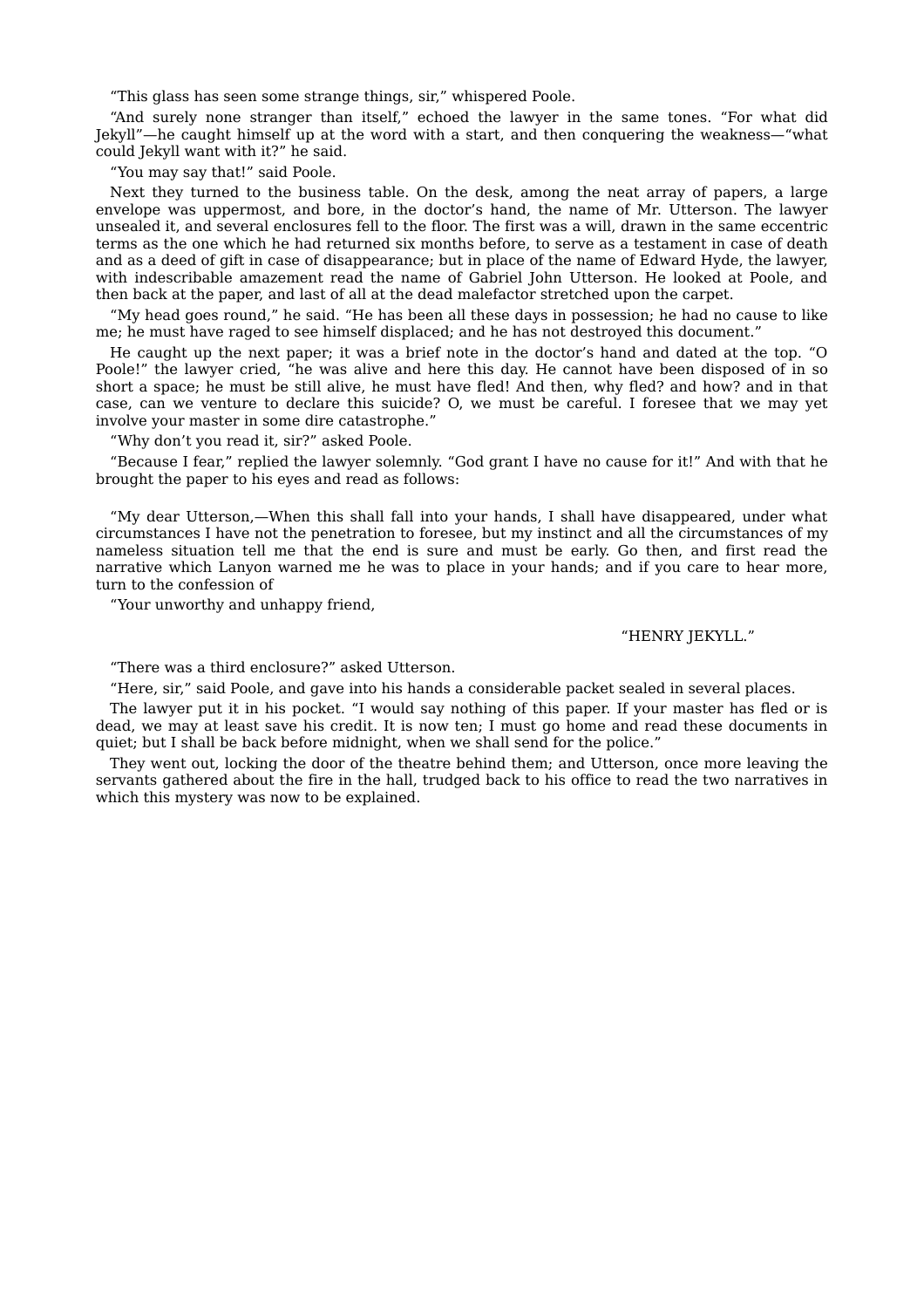"This glass has seen some strange things, sir," whispered Poole.

"And surely none stranger than itself," echoed the lawyer in the same tones. "For what did Jekyll"—he caught himself up at the word with a start, and then conquering the weakness—"what could Jekyll want with it?" he said.

"You may say that!" said Poole.

Next they turned to the business table. On the desk, among the neat array of papers, a large envelope was uppermost, and bore, in the doctor's hand, the name of Mr. Utterson. The lawyer unsealed it, and several enclosures fell to the floor. The first was a will, drawn in the same eccentric terms as the one which he had returned six months before, to serve as a testament in case of death and as a deed of gift in case of disappearance; but in place of the name of Edward Hyde, the lawyer, with indescribable amazement read the name of Gabriel John Utterson. He looked at Poole, and then back at the paper, and last of all at the dead malefactor stretched upon the carpet.

"My head goes round," he said. "He has been all these days in possession; he had no cause to like me; he must have raged to see himself displaced; and he has not destroyed this document."

He caught up the next paper; it was a brief note in the doctor's hand and dated at the top. "O Poole!" the lawyer cried, "he was alive and here this day. He cannot have been disposed of in so short a space; he must be still alive, he must have fled! And then, why fled? and how? and in that case, can we venture to declare this suicide? O, we must be careful. I foresee that we may yet involve your master in some dire catastrophe."

"Why don't you read it, sir?" asked Poole.

"Because I fear," replied the lawyer solemnly. "God grant I have no cause for it!" And with that he brought the paper to his eyes and read as follows:

"My dear Utterson,—When this shall fall into your hands, I shall have disappeared, under what circumstances I have not the penetration to foresee, but my instinct and all the circumstances of my nameless situation tell me that the end is sure and must be early. Go then, and first read the narrative which Lanyon warned me he was to place in your hands; and if you care to hear more, turn to the confession of

"Your unworthy and unhappy friend,

"HENRY JEKYLL."

"There was a third enclosure?" asked Utterson.

"Here, sir," said Poole, and gave into his hands a considerable packet sealed in several places.

The lawyer put it in his pocket. "I would say nothing of this paper. If your master has fled or is dead, we may at least save his credit. It is now ten; I must go home and read these documents in quiet; but I shall be back before midnight, when we shall send for the police."

They went out, locking the door of the theatre behind them; and Utterson, once more leaving the servants gathered about the fire in the hall, trudged back to his office to read the two narratives in which this mystery was now to be explained.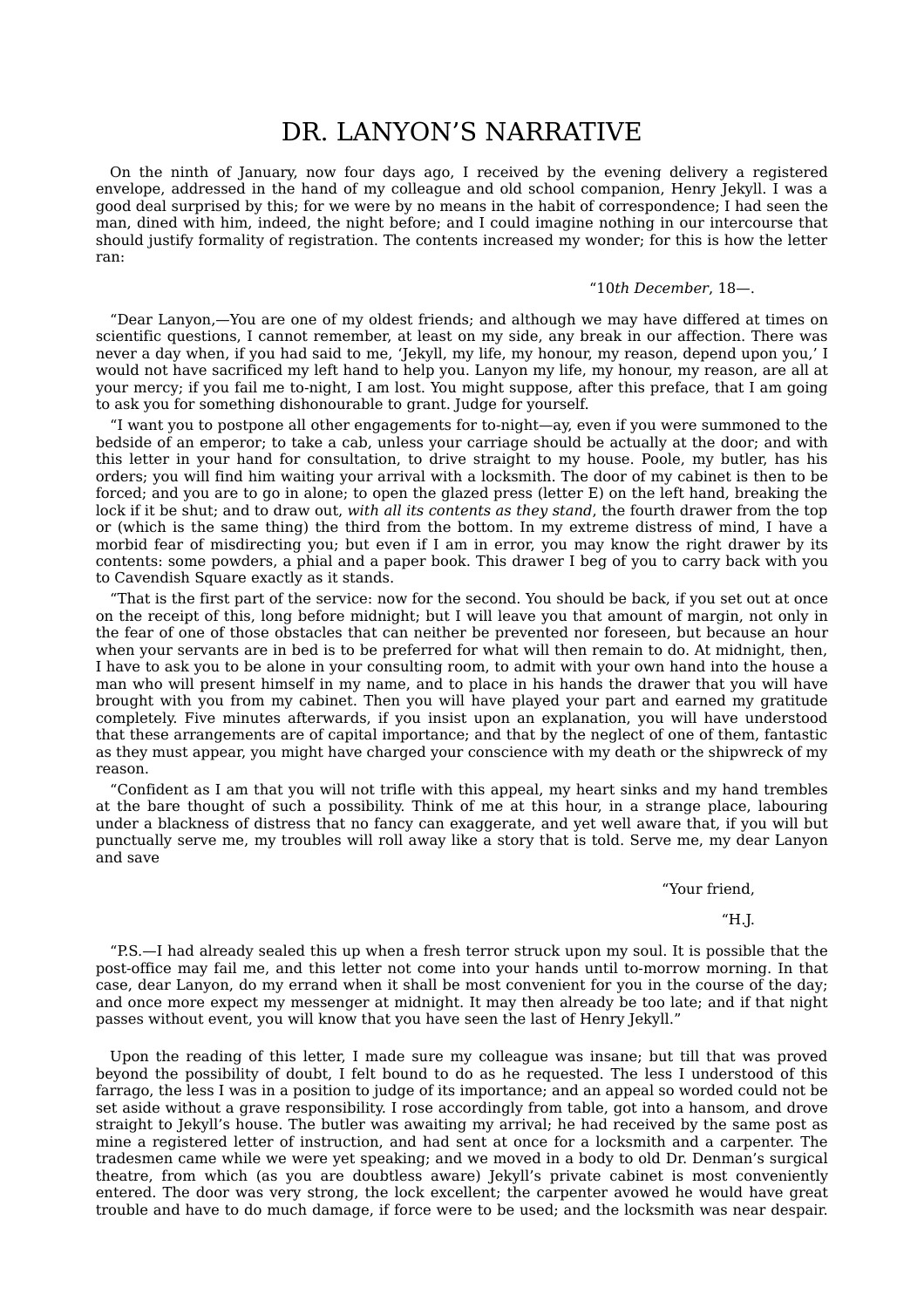# DR. LANYON'S NARRATIVE

On the ninth of January, now four days ago, I received by the evening delivery a registered envelope, addressed in the hand of my colleague and old school companion, Henry Jekyll. I was a good deal surprised by this; for we were by no means in the habit of correspondence; I had seen the man, dined with him, indeed, the night before; and I could imagine nothing in our intercourse that should justify formality of registration. The contents increased my wonder; for this is how the letter ran:

"10*th December*, 18—.

"Dear Lanyon,—You are one of my oldest friends; and although we may have differed at times on scientific questions, I cannot remember, at least on my side, any break in our affection. There was never a day when, if you had said to me, 'Jekyll, my life, my honour, my reason, depend upon you,' I would not have sacrificed my left hand to help you. Lanyon my life, my honour, my reason, are all at your mercy; if you fail me to-night, I am lost. You might suppose, after this preface, that I am going to ask you for something dishonourable to grant. Judge for yourself.

"I want you to postpone all other engagements for to-night—ay, even if you were summoned to the bedside of an emperor; to take a cab, unless your carriage should be actually at the door; and with this letter in your hand for consultation, to drive straight to my house. Poole, my butler, has his orders; you will find him waiting your arrival with a locksmith. The door of my cabinet is then to be forced; and you are to go in alone; to open the glazed press (letter E) on the left hand, breaking the lock if it be shut; and to draw out, *with all its contents as they stand*, the fourth drawer from the top or (which is the same thing) the third from the bottom. In my extreme distress of mind, I have a morbid fear of misdirecting you; but even if I am in error, you may know the right drawer by its contents: some powders, a phial and a paper book. This drawer I beg of you to carry back with you to Cavendish Square exactly as it stands.

"That is the first part of the service: now for the second. You should be back, if you set out at once on the receipt of this, long before midnight; but I will leave you that amount of margin, not only in the fear of one of those obstacles that can neither be prevented nor foreseen, but because an hour when your servants are in bed is to be preferred for what will then remain to do. At midnight, then, I have to ask you to be alone in your consulting room, to admit with your own hand into the house a man who will present himself in my name, and to place in his hands the drawer that you will have brought with you from my cabinet. Then you will have played your part and earned my gratitude completely. Five minutes afterwards, if you insist upon an explanation, you will have understood that these arrangements are of capital importance; and that by the neglect of one of them, fantastic as they must appear, you might have charged your conscience with my death or the shipwreck of my reason.

"Confident as I am that you will not trifle with this appeal, my heart sinks and my hand trembles at the bare thought of such a possibility. Think of me at this hour, in a strange place, labouring under a blackness of distress that no fancy can exaggerate, and yet well aware that, if you will but punctually serve me, my troubles will roll away like a story that is told. Serve me, my dear Lanyon and save

"Your friend,

"H.J.

"P.S.—I had already sealed this up when a fresh terror struck upon my soul. It is possible that the post-office may fail me, and this letter not come into your hands until to-morrow morning. In that case, dear Lanyon, do my errand when it shall be most convenient for you in the course of the day; and once more expect my messenger at midnight. It may then already be too late; and if that night passes without event, you will know that you have seen the last of Henry Jekyll."

Upon the reading of this letter, I made sure my colleague was insane; but till that was proved beyond the possibility of doubt, I felt bound to do as he requested. The less I understood of this farrago, the less I was in a position to judge of its importance; and an appeal so worded could not be set aside without a grave responsibility. I rose accordingly from table, got into a hansom, and drove straight to Jekyll's house. The butler was awaiting my arrival; he had received by the same post as mine a registered letter of instruction, and had sent at once for a locksmith and a carpenter. The tradesmen came while we were yet speaking; and we moved in a body to old Dr. Denman's surgical theatre, from which (as you are doubtless aware) Jekyll's private cabinet is most conveniently entered. The door was very strong, the lock excellent; the carpenter avowed he would have great trouble and have to do much damage, if force were to be used; and the locksmith was near despair.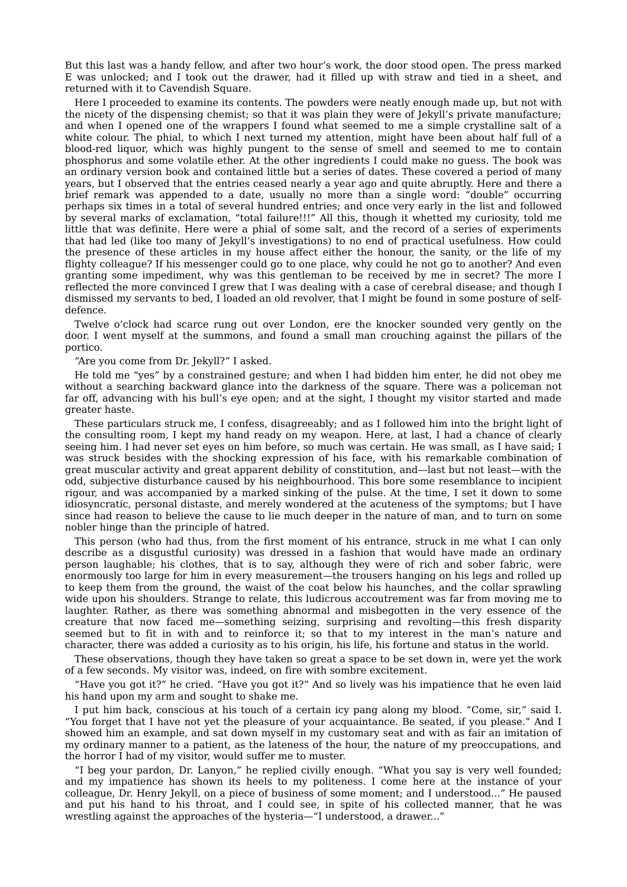But this last was a handy fellow, and after two hour's work, the door stood open. The press marked E was unlocked; and I took out the drawer, had it filled up with straw and tied in a sheet, and returned with it to Cavendish Square.

Here I proceeded to examine its contents. The powders were neatly enough made up, but not with the nicety of the dispensing chemist; so that it was plain they were of Jekyll's private manufacture; and when I opened one of the wrappers I found what seemed to me a simple crystalline salt of a white colour. The phial, to which I next turned my attention, might have been about half full of a blood-red liquor, which was highly pungent to the sense of smell and seemed to me to contain phosphorus and some volatile ether. At the other ingredients I could make no guess. The book was an ordinary version book and contained little but a series of dates. These covered a period of many years, but I observed that the entries ceased nearly a year ago and quite abruptly. Here and there a brief remark was appended to a date, usually no more than a single word: "double" occurring perhaps six times in a total of several hundred entries; and once very early in the list and followed by several marks of exclamation, "total failure!!!" All this, though it whetted my curiosity, told me little that was definite. Here were a phial of some salt, and the record of a series of experiments that had led (like too many of Jekyll's investigations) to no end of practical usefulness. How could the presence of these articles in my house affect either the honour, the sanity, or the life of my flighty colleague? If his messenger could go to one place, why could he not go to another? And even granting some impediment, why was this gentleman to be received by me in secret? The more I reflected the more convinced I grew that I was dealing with a case of cerebral disease; and though I dismissed my servants to bed, I loaded an old revolver, that I might be found in some posture of self-defence.

Twelve o'clock had scarce rung out over London, ere the knocker sounded very gently on the door. I went myself at the summons, and found a small man crouching against the pillars of the portico.

"Are you come from Dr. Jekyll?" I asked.

He told me "yes" by a constrained gesture; and when I had bidden him enter, he did not obey me without a searching backward glance into the darkness of the square. There was a policeman not far off, advancing with his bull's eye open; and at the sight, I thought my visitor started and made greater haste.

These particulars struck me, I confess, disagreeably; and as I followed him into the bright light of the consulting room, I kept my hand ready on my weapon. Here, at last, I had a chance of clearly seeing him. I had never set eyes on him before, so much was certain. He was small, as I have said; I was struck besides with the shocking expression of his face, with his remarkable combination of great muscular activity and great apparent debility of constitution, and—last but not least—with the odd, subjective disturbance caused by his neighbourhood. This bore some resemblance to incipient rigour, and was accompanied by a marked sinking of the pulse. At the time, I set it down to some idiosyncratic, personal distaste, and merely wondered at the acuteness of the symptoms; but I have since had reason to believe the cause to lie much deeper in the nature of man, and to turn on some nobler hinge than the principle of hatred.

This person (who had thus, from the first moment of his entrance, struck in me what I can only describe as a disgustful curiosity) was dressed in a fashion that would have made an ordinary person laughable; his clothes, that is to say, although they were of rich and sober fabric, were enormously too large for him in every measurement—the trousers hanging on his legs and rolled up to keep them from the ground, the waist of the coat below his haunches, and the collar sprawling wide upon his shoulders. Strange to relate, this ludicrous accoutrement was far from moving me to laughter. Rather, as there was something abnormal and misbegotten in the very essence of the creature that now faced me—something seizing, surprising and revolting—this fresh disparity seemed but to fit in with and to reinforce it; so that to my interest in the man's nature and character, there was added a curiosity as to his origin, his life, his fortune and status in the world.

These observations, though they have taken so great a space to be set down in, were yet the work of a few seconds. My visitor was, indeed, on fire with sombre excitement.

"Have you got it?" he cried. "Have you got it?" And so lively was his impatience that he even laid his hand upon my arm and sought to shake me.

I put him back, conscious at his touch of a certain icy pang along my blood. "Come, sir," said I. "You forget that I have not yet the pleasure of your acquaintance. Be seated, if you please." And I showed him an example, and sat down myself in my customary seat and with as fair an imitation of my ordinary manner to a patient, as the lateness of the hour, the nature of my preoccupations, and the horror I had of my visitor, would suffer me to muster.

"I beg your pardon, Dr. Lanyon," he replied civilly enough. "What you say is very well founded; and my impatience has shown its heels to my politeness. I come here at the instance of your colleague, Dr. Henry Jekyll, on a piece of business of some moment; and I understood..." He paused and put his hand to his throat, and I could see, in spite of his collected manner, that he was wrestling against the approaches of the hysteria—"I understood, a drawer..."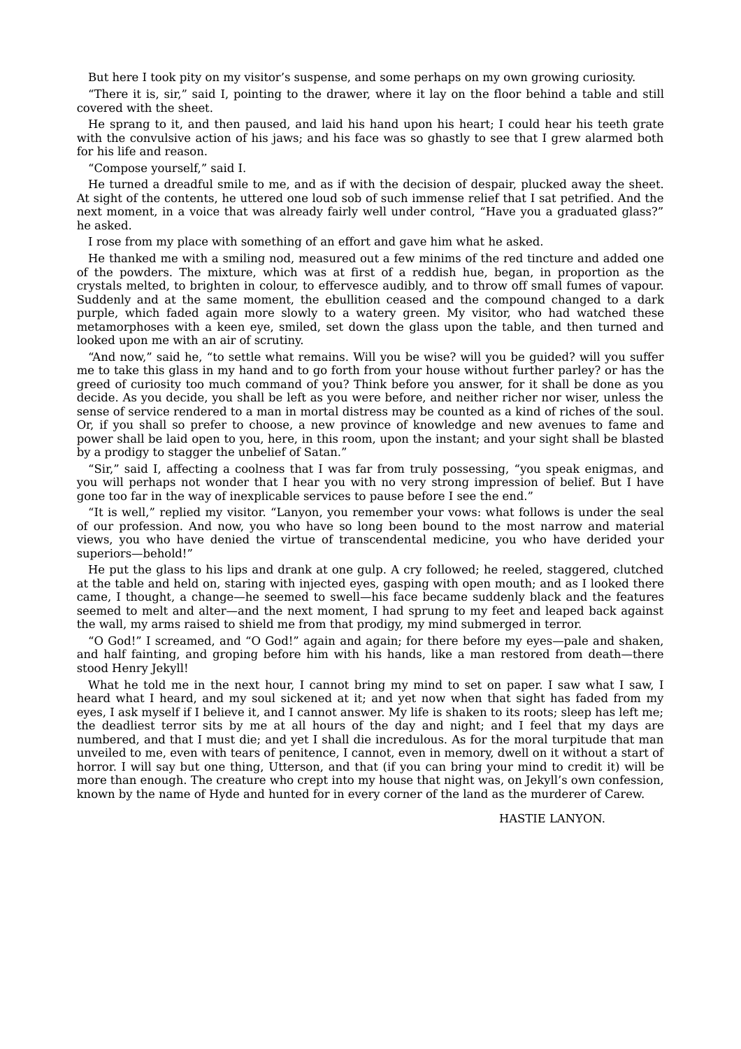But here I took pity on my visitor’s suspense, and some perhaps on my own growing curiosity.

“There it is, sir,” said I, pointing to the drawer, where it lay on the floor behind a table and still covered with the sheet.

He sprang to it, and then paused, and laid his hand upon his heart; I could hear his teeth grate with the convulsive action of his jaws; and his face was so ghastly to see that I grew alarmed both for his life and reason.

“Compose yourself,” said I.

He turned a dreadful smile to me, and as if with the decision of despair, plucked away the sheet. At sight of the contents, he uttered one loud sob of such immense relief that I sat petrified. And the next moment, in a voice that was already fairly well under control, “Have you a graduated glass?” he asked.

I rose from my place with something of an effort and gave him what he asked.

He thanked me with a smiling nod, measured out a few minims of the red tincture and added one of the powders. The mixture, which was at first of a reddish hue, began, in proportion as the crystals melted, to brighten in colour, to effervesce audibly, and to throw off small fumes of vapour. Suddenly and at the same moment, the ebullition ceased and the compound changed to a dark purple, which faded again more slowly to a watery green. My visitor, who had watched these metamorphoses with a keen eye, smiled, set down the glass upon the table, and then turned and looked upon me with an air of scrutiny.

“And now,” said he, “to settle what remains. Will you be wise? will you be guided? will you suffer me to take this glass in my hand and to go forth from your house without further parley? or has the greed of curiosity too much command of you? Think before you answer, for it shall be done as you decide. As you decide, you shall be left as you were before, and neither richer nor wiser, unless the sense of service rendered to a man in mortal distress may be counted as a kind of riches of the soul. Or, if you shall so prefer to choose, a new province of knowledge and new avenues to fame and power shall be laid open to you, here, in this room, upon the instant; and your sight shall be blasted by a prodigy to stagger the unbelief of Satan.”

“Sir,” said I, affecting a coolness that I was far from truly possessing, “you speak enigmas, and you will perhaps not wonder that I hear you with no very strong impression of belief. But I have gone too far in the way of inexplicable services to pause before I see the end.”

“It is well,” replied my visitor. “Lanyon, you remember your vows: what follows is under the seal of our profession. And now, you who have so long been bound to the most narrow and material views, you who have denied the virtue of transcendental medicine, you who have derided your superiors—behold!”

He put the glass to his lips and drank at one gulp. A cry followed; he reeled, staggered, clutched at the table and held on, staring with injected eyes, gasping with open mouth; and as I looked there came, I thought, a change—he seemed to swell—his face became suddenly black and the features seemed to melt and alter—and the next moment, I had sprung to my feet and leaped back against the wall, my arms raised to shield me from that prodigy, my mind submerged in terror.

“O God!” I screamed, and “O God!” again and again; for there before my eyes—pale and shaken, and half fainting, and groping before him with his hands, like a man restored from death—there stood Henry Jekyll!

What he told me in the next hour, I cannot bring my mind to set on paper. I saw what I saw, I heard what I heard, and my soul sickened at it; and yet now when that sight has faded from my eyes, I ask myself if I believe it, and I cannot answer. My life is shaken to its roots; sleep has left me; the deadliest terror sits by me at all hours of the day and night; and I feel that my days are numbered, and that I must die; and yet I shall die incredulous. As for the moral turpitude that man unveiled to me, even with tears of penitence, I cannot, even in memory, dwell on it without a start of horror. I will say but one thing, Utterson, and that (if you can bring your mind to credit it) will be more than enough. The creature who crept into my house that night was, on Jekyll’s own confession, known by the name of Hyde and hunted for in every corner of the land as the murderer of Carew.

HASTIE LANYON.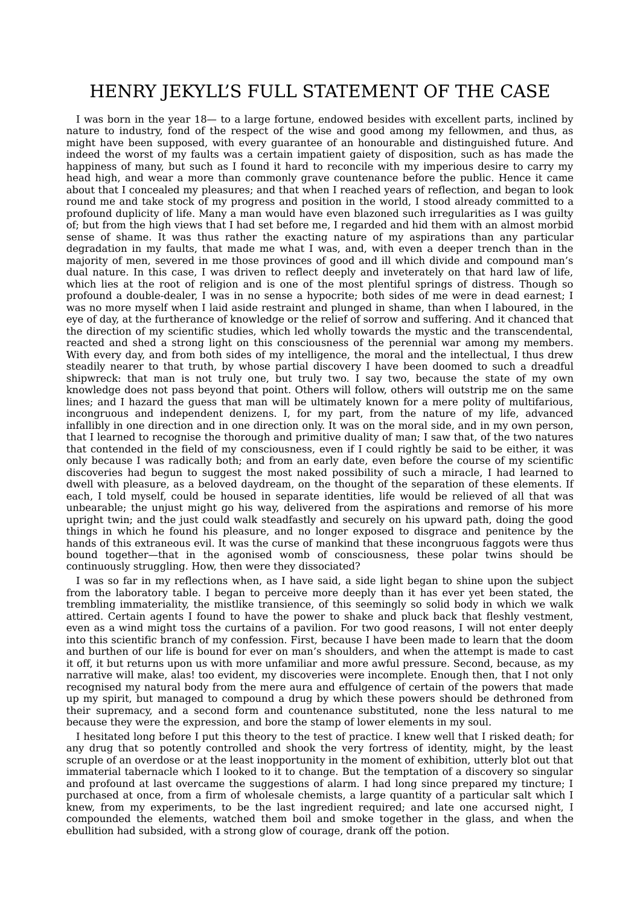# HENRY JEKYLL'S FULL STATEMENT OF THE CASE

I was born in the year 18— to a large fortune, endowed besides with excellent parts, inclined by nature to industry, fond of the respect of the wise and good among my fellowmen, and thus, as might have been supposed, with every guarantee of an honourable and distinguished future. And indeed the worst of my faults was a certain impatient gaiety of disposition, such as has made the happiness of many, but such as I found it hard to reconcile with my imperious desire to carry my head high, and wear a more than commonly grave countenance before the public. Hence it came about that I concealed my pleasures; and that when I reached years of reflection, and began to look round me and take stock of my progress and position in the world, I stood already committed to a profound duplicity of life. Many a man would have even blazoned such irregularities as I was guilty of; but from the high views that I had set before me, I regarded and hid them with an almost morbid sense of shame. It was thus rather the exacting nature of my aspirations than any particular degradation in my faults, that made me what I was, and, with even a deeper trench than in the majority of men, severed in me those provinces of good and ill which divide and compound man's dual nature. In this case, I was driven to reflect deeply and inveterately on that hard law of life, which lies at the root of religion and is one of the most plentiful springs of distress. Though so profound a double-dealer, I was in no sense a hypocrite; both sides of me were in dead earnest; I was no more myself when I laid aside restraint and plunged in shame, than when I laboured, in the eye of day, at the furtherance of knowledge or the relief of sorrow and suffering. And it chanced that the direction of my scientific studies, which led wholly towards the mystic and the transcendental, reacted and shed a strong light on this consciousness of the perennial war among my members. With every day, and from both sides of my intelligence, the moral and the intellectual, I thus drew steadily nearer to that truth, by whose partial discovery I have been doomed to such a dreadful shipwreck: that man is not truly one, but truly two. I say two, because the state of my own knowledge does not pass beyond that point. Others will follow, others will outstrip me on the same lines; and I hazard the guess that man will be ultimately known for a mere polity of multifarious, incongruous and independent denizens. I, for my part, from the nature of my life, advanced infallibly in one direction and in one direction only. It was on the moral side, and in my own person, that I learned to recognise the thorough and primitive duality of man; I saw that, of the two natures that contended in the field of my consciousness, even if I could rightly be said to be either, it was only because I was radically both; and from an early date, even before the course of my scientific discoveries had begun to suggest the most naked possibility of such a miracle, I had learned to dwell with pleasure, as a beloved daydream, on the thought of the separation of these elements. If each, I told myself, could be housed in separate identities, life would be relieved of all that was unbearable; the unjust might go his way, delivered from the aspirations and remorse of his more upright twin; and the just could walk steadfastly and securely on his upward path, doing the good things in which he found his pleasure, and no longer exposed to disgrace and penitence by the hands of this extraneous evil. It was the curse of mankind that these incongruous faggots were thus bound together—that in the agonised womb of consciousness, these polar twins should be continuously struggling. How, then were they dissociated?

I was so far in my reflections when, as I have said, a side light began to shine upon the subject from the laboratory table. I began to perceive more deeply than it has ever yet been stated, the trembling immateriality, the mistlike transience, of this seemingly so solid body in which we walk attired. Certain agents I found to have the power to shake and pluck back that fleshly vestment, even as a wind might toss the curtains of a pavilion. For two good reasons, I will not enter deeply into this scientific branch of my confession. First, because I have been made to learn that the doom and burthen of our life is bound for ever on man's shoulders, and when the attempt is made to cast it off, it but returns upon us with more unfamiliar and more awful pressure. Second, because, as my narrative will make, alas! too evident, my discoveries were incomplete. Enough then, that I not only recognised my natural body from the mere aura and effulgence of certain of the powers that made up my spirit, but managed to compound a drug by which these powers should be dethroned from their supremacy, and a second form and countenance substituted, none the less natural to me because they were the expression, and bore the stamp of lower elements in my soul.

I hesitated long before I put this theory to the test of practice. I knew well that I risked death; for any drug that so potently controlled and shook the very fortress of identity, might, by the least scruple of an overdose or at the least inopportunity in the moment of exhibition, utterly blot out that immaterial tabernacle which I looked to it to change. But the temptation of a discovery so singular and profound at last overcame the suggestions of alarm. I had long since prepared my tincture; I purchased at once, from a firm of wholesale chemists, a large quantity of a particular salt which I knew, from my experiments, to be the last ingredient required; and late one accursed night, I compounded the elements, watched them boil and smoke together in the glass, and when the ebullition had subsided, with a strong glow of courage, drank off the potion.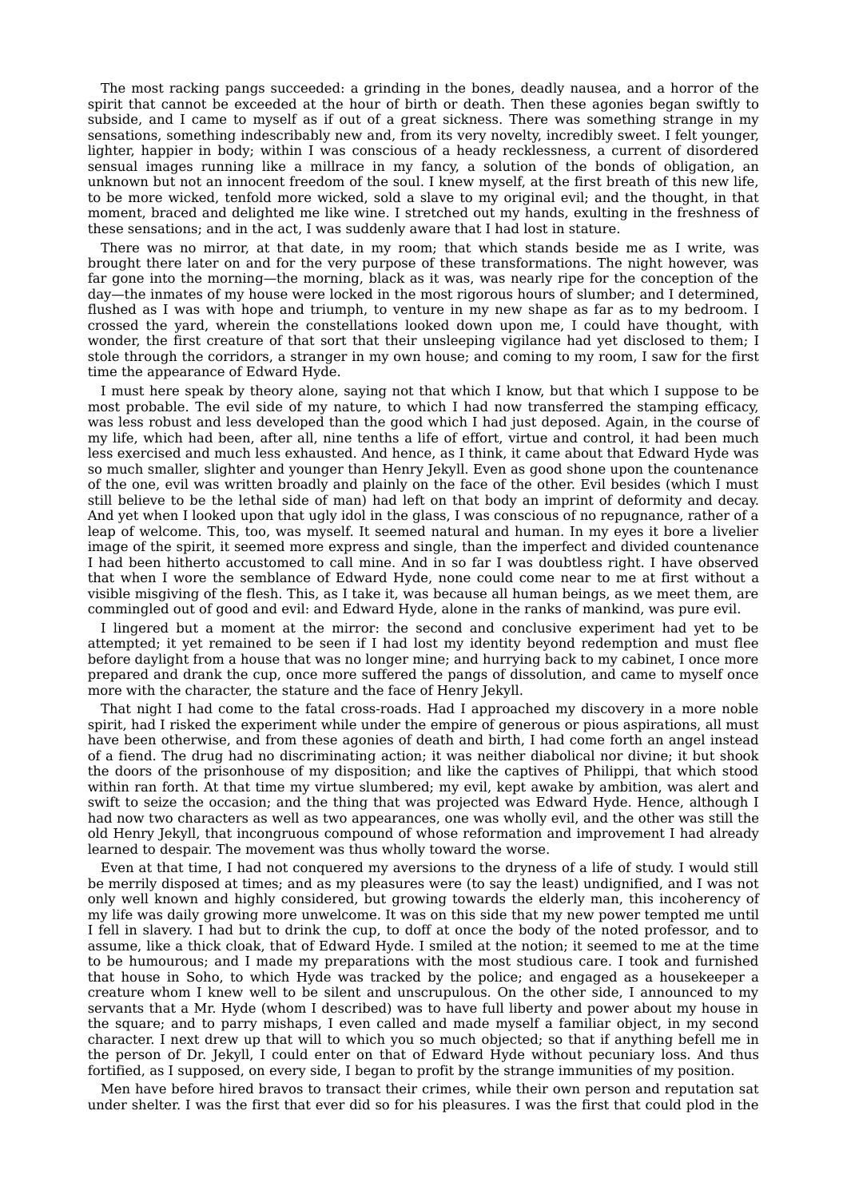The most racking pangs succeeded: a grinding in the bones, deadly nausea, and a horror of the spirit that cannot be exceeded at the hour of birth or death. Then these agonies began swiftly to subside, and I came to myself as if out of a great sickness. There was something strange in my sensations, something indescribably new and, from its very novelty, incredibly sweet. I felt younger, lighter, happier in body; within I was conscious of a heady recklessness, a current of disordered sensual images running like a millrace in my fancy, a solution of the bonds of obligation, an unknown but not an innocent freedom of the soul. I knew myself, at the first breath of this new life, to be more wicked, tenfold more wicked, sold a slave to my original evil; and the thought, in that moment, braced and delighted me like wine. I stretched out my hands, exulting in the freshness of these sensations; and in the act, I was suddenly aware that I had lost in stature.

There was no mirror, at that date, in my room; that which stands beside me as I write, was brought there later on and for the very purpose of these transformations. The night however, was far gone into the morning—the morning, black as it was, was nearly ripe for the conception of the day—the inmates of my house were locked in the most rigorous hours of slumber; and I determined, flushed as I was with hope and triumph, to venture in my new shape as far as to my bedroom. I crossed the yard, wherein the constellations looked down upon me, I could have thought, with wonder, the first creature of that sort that their unsleeping vigilance had yet disclosed to them; I stole through the corridors, a stranger in my own house; and coming to my room, I saw for the first time the appearance of Edward Hyde.

I must here speak by theory alone, saying not that which I know, but that which I suppose to be most probable. The evil side of my nature, to which I had now transferred the stamping efficacy, was less robust and less developed than the good which I had just deposed. Again, in the course of my life, which had been, after all, nine tenths a life of effort, virtue and control, it had been much less exercised and much less exhausted. And hence, as I think, it came about that Edward Hyde was so much smaller, slighter and younger than Henry Jekyll. Even as good shone upon the countenance of the one, evil was written broadly and plainly on the face of the other. Evil besides (which I must still believe to be the lethal side of man) had left on that body an imprint of deformity and decay. And yet when I looked upon that ugly idol in the glass, I was conscious of no repugnance, rather of a leap of welcome. This, too, was myself. It seemed natural and human. In my eyes it bore a livelier image of the spirit, it seemed more express and single, than the imperfect and divided countenance I had been hitherto accustomed to call mine. And in so far I was doubtless right. I have observed that when I wore the semblance of Edward Hyde, none could come near to me at first without a visible misgiving of the flesh. This, as I take it, was because all human beings, as we meet them, are commingled out of good and evil: and Edward Hyde, alone in the ranks of mankind, was pure evil.

I lingered but a moment at the mirror: the second and conclusive experiment had yet to be attempted; it yet remained to be seen if I had lost my identity beyond redemption and must flee before daylight from a house that was no longer mine; and hurrying back to my cabinet, I once more prepared and drank the cup, once more suffered the pangs of dissolution, and came to myself once more with the character, the stature and the face of Henry Jekyll.

That night I had come to the fatal cross-roads. Had I approached my discovery in a more noble spirit, had I risked the experiment while under the empire of generous or pious aspirations, all must have been otherwise, and from these agonies of death and birth, I had come forth an angel instead of a fiend. The drug had no discriminating action; it was neither diabolical nor divine; it but shook the doors of the prisonhouse of my disposition; and like the captives of Philippi, that which stood within ran forth. At that time my virtue slumbered; my evil, kept awake by ambition, was alert and swift to seize the occasion; and the thing that was projected was Edward Hyde. Hence, although I had now two characters as well as two appearances, one was wholly evil, and the other was still the old Henry Jekyll, that incongruous compound of whose reformation and improvement I had already learned to despair. The movement was thus wholly toward the worse.

Even at that time, I had not conquered my aversions to the dryness of a life of study. I would still be merrily disposed at times; and as my pleasures were (to say the least) undignified, and I was not only well known and highly considered, but growing towards the elderly man, this incoherency of my life was daily growing more unwelcome. It was on this side that my new power tempted me until I fell in slavery. I had but to drink the cup, to doff at once the body of the noted professor, and to assume, like a thick cloak, that of Edward Hyde. I smiled at the notion; it seemed to me at the time to be humourous; and I made my preparations with the most studious care. I took and furnished that house in Soho, to which Hyde was tracked by the police; and engaged as a housekeeper a creature whom I knew well to be silent and unscrupulous. On the other side, I announced to my servants that a Mr. Hyde (whom I described) was to have full liberty and power about my house in the square; and to parry mishaps, I even called and made myself a familiar object, in my second character. I next drew up that will to which you so much objected; so that if anything befell me in the person of Dr. Jekyll, I could enter on that of Edward Hyde without pecuniary loss. And thus fortified, as I supposed, on every side, I began to profit by the strange immunities of my position.

Men have before hired bravos to transact their crimes, while their own person and reputation sat under shelter. I was the first that ever did so for his pleasures. I was the first that could plod in the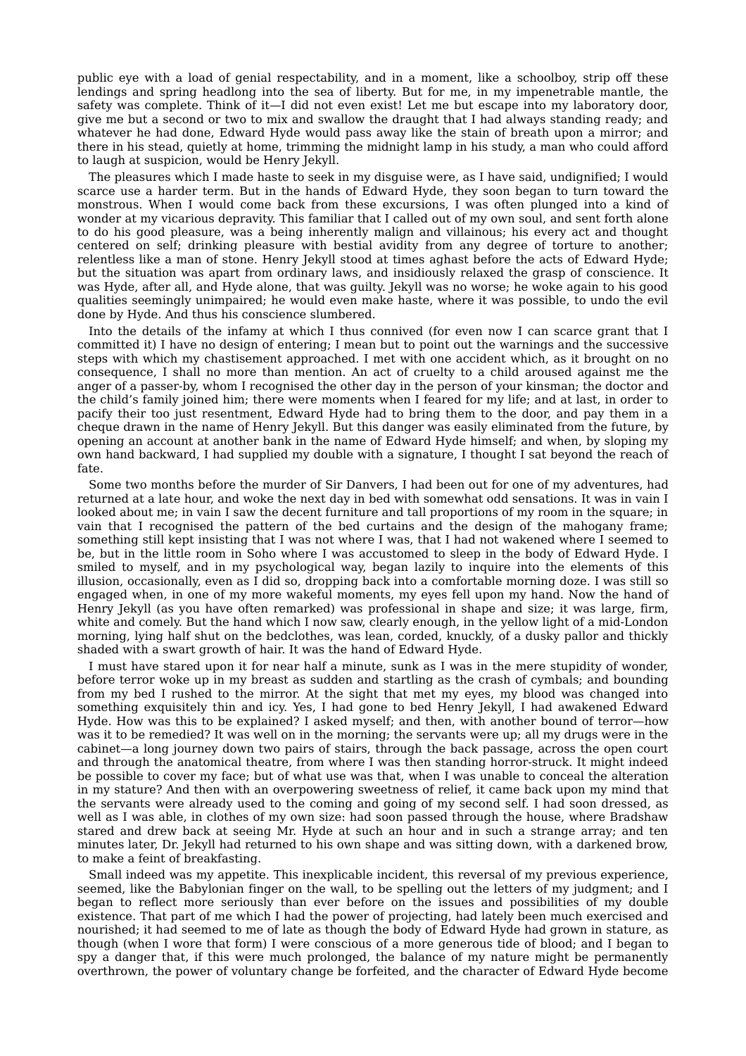public eye with a load of genial respectability, and in a moment, like a schoolboy, strip off these lendings and spring headlong into the sea of liberty. But for me, in my impenetrable mantle, the safety was complete. Think of it—I did not even exist! Let me but escape into my laboratory door, give me but a second or two to mix and swallow the draught that I had always standing ready; and whatever he had done, Edward Hyde would pass away like the stain of breath upon a mirror; and there in his stead, quietly at home, trimming the midnight lamp in his study, a man who could afford to laugh at suspicion, would be Henry Jekyll.

The pleasures which I made haste to seek in my disguise were, as I have said, undignified; I would scarce use a harder term. But in the hands of Edward Hyde, they soon began to turn toward the monstrous. When I would come back from these excursions, I was often plunged into a kind of wonder at my vicarious depravity. This familiar that I called out of my own soul, and sent forth alone to do his good pleasure, was a being inherently malign and villainous; his every act and thought centered on self; drinking pleasure with bestial avidity from any degree of torture to another; relentless like a man of stone. Henry Jekyll stood at times aghast before the acts of Edward Hyde; but the situation was apart from ordinary laws, and insidiously relaxed the grasp of conscience. It was Hyde, after all, and Hyde alone, that was guilty. Jekyll was no worse; he woke again to his good qualities seemingly unimpaired; he would even make haste, where it was possible, to undo the evil done by Hyde. And thus his conscience slumbered.

Into the details of the infamy at which I thus connived (for even now I can scarce grant that I committed it) I have no design of entering; I mean but to point out the warnings and the successive steps with which my chastisement approached. I met with one accident which, as it brought on no consequence, I shall no more than mention. An act of cruelty to a child aroused against me the anger of a passer-by, whom I recognised the other day in the person of your kinsman; the doctor and the child's family joined him; there were moments when I feared for my life; and at last, in order to pacify their too just resentment, Edward Hyde had to bring them to the door, and pay them in a cheque drawn in the name of Henry Jekyll. But this danger was easily eliminated from the future, by opening an account at another bank in the name of Edward Hyde himself; and when, by sloping my own hand backward, I had supplied my double with a signature, I thought I sat beyond the reach of fate.

Some two months before the murder of Sir Danvers, I had been out for one of my adventures, had returned at a late hour, and woke the next day in bed with somewhat odd sensations. It was in vain I looked about me; in vain I saw the decent furniture and tall proportions of my room in the square; in vain that I recognised the pattern of the bed curtains and the design of the mahogany frame; something still kept insisting that I was not where I was, that I had not wakened where I seemed to be, but in the little room in Soho where I was accustomed to sleep in the body of Edward Hyde. I smiled to myself, and in my psychological way, began lazily to inquire into the elements of this illusion, occasionally, even as I did so, dropping back into a comfortable morning doze. I was still so engaged when, in one of my more wakeful moments, my eyes fell upon my hand. Now the hand of Henry Jekyll (as you have often remarked) was professional in shape and size; it was large, firm, white and comely. But the hand which I now saw, clearly enough, in the yellow light of a mid-London morning, lying half shut on the bedclothes, was lean, corded, knuckly, of a dusky pallor and thickly shaded with a swart growth of hair. It was the hand of Edward Hyde.

I must have stared upon it for near half a minute, sunk as I was in the mere stupidity of wonder, before terror woke up in my breast as sudden and startling as the crash of cymbals; and bounding from my bed I rushed to the mirror. At the sight that met my eyes, my blood was changed into something exquisitely thin and icy. Yes, I had gone to bed Henry Jekyll, I had awakened Edward Hyde. How was this to be explained? I asked myself; and then, with another bound of terror—how was it to be remedied? It was well on in the morning; the servants were up; all my drugs were in the cabinet—a long journey down two pairs of stairs, through the back passage, across the open court and through the anatomical theatre, from where I was then standing horror-struck. It might indeed be possible to cover my face; but of what use was that, when I was unable to conceal the alteration in my stature? And then with an overpowering sweetness of relief, it came back upon my mind that the servants were already used to the coming and going of my second self. I had soon dressed, as well as I was able, in clothes of my own size: had soon passed through the house, where Bradshaw stared and drew back at seeing Mr. Hyde at such an hour and in such a strange array; and ten minutes later, Dr. Jekyll had returned to his own shape and was sitting down, with a darkened brow, to make a feint of breakfasting.

Small indeed was my appetite. This inexplicable incident, this reversal of my previous experience, seemed, like the Babylonian finger on the wall, to be spelling out the letters of my judgment; and I began to reflect more seriously than ever before on the issues and possibilities of my double existence. That part of me which I had the power of projecting, had lately been much exercised and nourished; it had seemed to me of late as though the body of Edward Hyde had grown in stature, as though (when I wore that form) I were conscious of a more generous tide of blood; and I began to spy a danger that, if this were much prolonged, the balance of my nature might be permanently overthrown, the power of voluntary change be forfeited, and the character of Edward Hyde become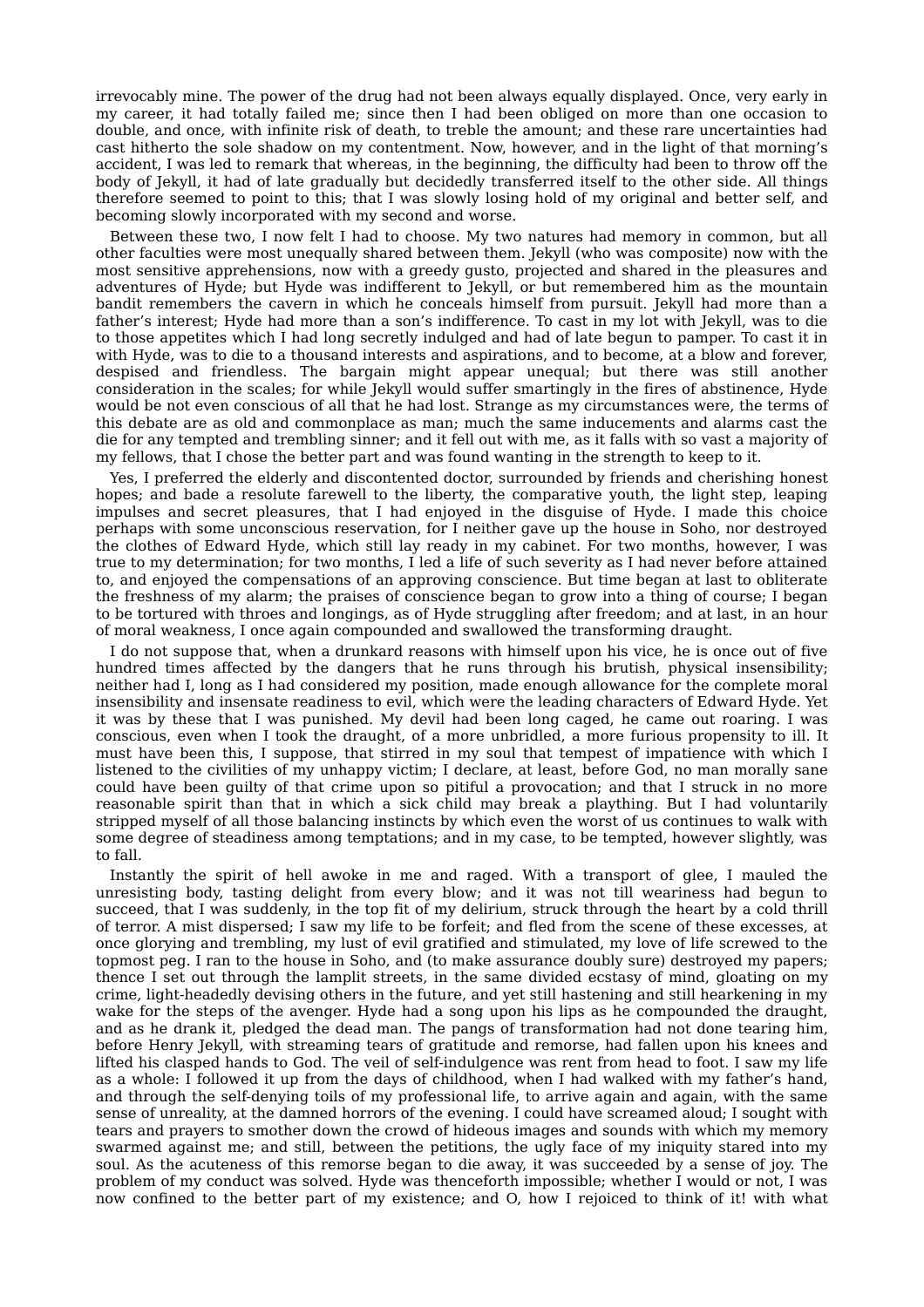irrevocably mine. The power of the drug had not been always equally displayed. Once, very early in my career, it had totally failed me; since then I had been obliged on more than one occasion to double, and once, with infinite risk of death, to treble the amount; and these rare uncertainties had cast hitherto the sole shadow on my contentment. Now, however, and in the light of that morning's accident, I was led to remark that whereas, in the beginning, the difficulty had been to throw off the body of Jekyll, it had of late gradually but decidedly transferred itself to the other side. All things therefore seemed to point to this; that I was slowly losing hold of my original and better self, and becoming slowly incorporated with my second and worse.

Between these two, I now felt I had to choose. My two natures had memory in common, but all other faculties were most unequally shared between them. Jekyll (who was composite) now with the most sensitive apprehensions, now with a greedy gusto, projected and shared in the pleasures and adventures of Hyde; but Hyde was indifferent to Jekyll, or but remembered him as the mountain bandit remembers the cavern in which he conceals himself from pursuit. Jekyll had more than a father's interest; Hyde had more than a son's indifference. To cast in my lot with Jekyll, was to die to those appetites which I had long secretly indulged and had of late begun to pamper. To cast it in with Hyde, was to die to a thousand interests and aspirations, and to become, at a blow and forever, despised and friendless. The bargain might appear unequal; but there was still another consideration in the scales; for while Jekyll would suffer smartingly in the fires of abstinence, Hyde would be not even conscious of all that he had lost. Strange as my circumstances were, the terms of this debate are as old and commonplace as man; much the same inducements and alarms cast the die for any tempted and trembling sinner; and it fell out with me, as it falls with so vast a majority of my fellows, that I chose the better part and was found wanting in the strength to keep to it.

Yes, I preferred the elderly and discontented doctor, surrounded by friends and cherishing honest hopes; and bade a resolute farewell to the liberty, the comparative youth, the light step, leaping impulses and secret pleasures, that I had enjoyed in the disguise of Hyde. I made this choice perhaps with some unconscious reservation, for I neither gave up the house in Soho, nor destroyed the clothes of Edward Hyde, which still lay ready in my cabinet. For two months, however, I was true to my determination; for two months, I led a life of such severity as I had never before attained to, and enjoyed the compensations of an approving conscience. But time began at last to obliterate the freshness of my alarm; the praises of conscience began to grow into a thing of course; I began to be tortured with throes and longings, as of Hyde struggling after freedom; and at last, in an hour of moral weakness, I once again compounded and swallowed the transforming draught.

I do not suppose that, when a drunkard reasons with himself upon his vice, he is once out of five hundred times affected by the dangers that he runs through his brutish, physical insensibility; neither had I, long as I had considered my position, made enough allowance for the complete moral insensibility and insensate readiness to evil, which were the leading characters of Edward Hyde. Yet it was by these that I was punished. My devil had been long caged, he came out roaring. I was conscious, even when I took the draught, of a more unbridled, a more furious propensity to ill. It must have been this, I suppose, that stirred in my soul that tempest of impatience with which I listened to the civilities of my unhappy victim; I declare, at least, before God, no man morally sane could have been guilty of that crime upon so pitiful a provocation; and that I struck in no more reasonable spirit than that in which a sick child may break a plaything. But I had voluntarily stripped myself of all those balancing instincts by which even the worst of us continues to walk with some degree of steadiness among temptations; and in my case, to be tempted, however slightly, was to fall.

Instantly the spirit of hell awoke in me and raged. With a transport of glee, I mauled the unresisting body, tasting delight from every blow; and it was not till weariness had begun to succeed, that I was suddenly, in the top fit of my delirium, struck through the heart by a cold thrill of terror. A mist dispersed; I saw my life to be forfeit; and fled from the scene of these excesses, at once glorying and trembling, my lust of evil gratified and stimulated, my love of life screwed to the topmost peg. I ran to the house in Soho, and (to make assurance doubly sure) destroyed my papers; thence I set out through the lamplit streets, in the same divided ecstasy of mind, gloating on my crime, light-headedly devising others in the future, and yet still hastening and still hearkening in my wake for the steps of the avenger. Hyde had a song upon his lips as he compounded the draught, and as he drank it, pledged the dead man. The pangs of transformation had not done tearing him, before Henry Jekyll, with streaming tears of gratitude and remorse, had fallen upon his knees and lifted his clasped hands to God. The veil of self-indulgence was rent from head to foot. I saw my life as a whole: I followed it up from the days of childhood, when I had walked with my father's hand, and through the self-denying toils of my professional life, to arrive again and again, with the same sense of unreality, at the damned horrors of the evening. I could have screamed aloud; I sought with tears and prayers to smother down the crowd of hideous images and sounds with which my memory swarmed against me; and still, between the petitions, the ugly face of my iniquity stared into my soul. As the acuteness of this remorse began to die away, it was succeeded by a sense of joy. The problem of my conduct was solved. Hyde was thenceforth impossible; whether I would or not, I was now confined to the better part of my existence; and O, how I rejoiced to think of it! with what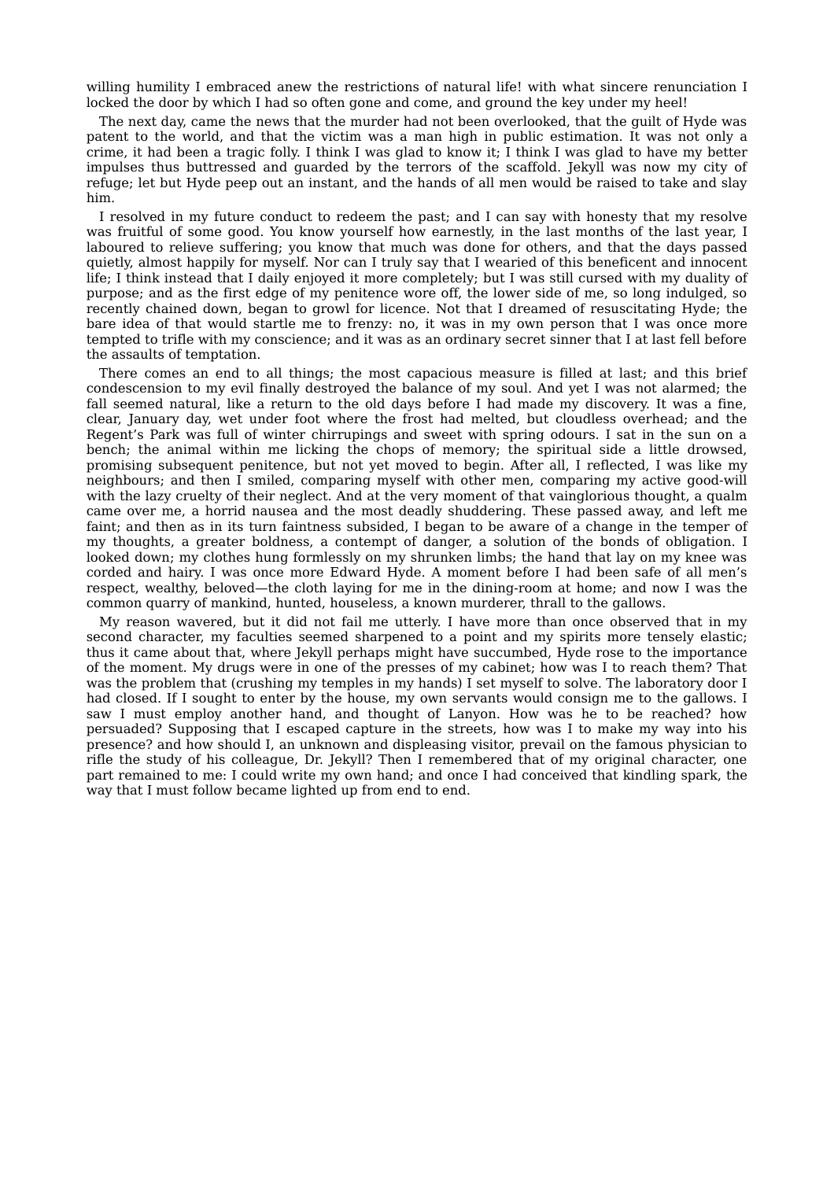willing humility I embraced anew the restrictions of natural life! with what sincere renunciation I locked the door by which I had so often gone and come, and ground the key under my heel!

The next day, came the news that the murder had not been overlooked, that the guilt of Hyde was patent to the world, and that the victim was a man high in public estimation. It was not only a crime, it had been a tragic folly. I think I was glad to know it; I think I was glad to have my better impulses thus buttressed and guarded by the terrors of the scaffold. Jekyll was now my city of refuge; let but Hyde peep out an instant, and the hands of all men would be raised to take and slay him.

I resolved in my future conduct to redeem the past; and I can say with honesty that my resolve was fruitful of some good. You know yourself how earnestly, in the last months of the last year, I laboured to relieve suffering; you know that much was done for others, and that the days passed quietly, almost happily for myself. Nor can I truly say that I wearied of this beneficent and innocent life; I think instead that I daily enjoyed it more completely; but I was still cursed with my duality of purpose; and as the first edge of my penitence wore off, the lower side of me, so long indulged, so recently chained down, began to growl for licence. Not that I dreamed of resuscitating Hyde; the bare idea of that would startle me to frenzy: no, it was in my own person that I was once more tempted to trifle with my conscience; and it was as an ordinary secret sinner that I at last fell before the assaults of temptation.

There comes an end to all things; the most capacious measure is filled at last; and this brief condescension to my evil finally destroyed the balance of my soul. And yet I was not alarmed; the fall seemed natural, like a return to the old days before I had made my discovery. It was a fine, clear, January day, wet under foot where the frost had melted, but cloudless overhead; and the Regent's Park was full of winter chirrupings and sweet with spring odours. I sat in the sun on a bench; the animal within me licking the chops of memory; the spiritual side a little drowsed, promising subsequent penitence, but not yet moved to begin. After all, I reflected, I was like my neighbours; and then I smiled, comparing myself with other men, comparing my active good-will with the lazy cruelty of their neglect. And at the very moment of that vainglorious thought, a qualm came over me, a horrid nausea and the most deadly shuddering. These passed away, and left me faint; and then as in its turn faintness subsided, I began to be aware of a change in the temper of my thoughts, a greater boldness, a contempt of danger, a solution of the bonds of obligation. I looked down; my clothes hung formlessly on my shrunken limbs; the hand that lay on my knee was corded and hairy. I was once more Edward Hyde. A moment before I had been safe of all men's respect, wealthy, beloved—the cloth laying for me in the dining-room at home; and now I was the common quarry of mankind, hunted, houseless, a known murderer, thrall to the gallows.

My reason wavered, but it did not fail me utterly. I have more than once observed that in my second character, my faculties seemed sharpened to a point and my spirits more tensely elastic; thus it came about that, where Jekyll perhaps might have succumbed, Hyde rose to the importance of the moment. My drugs were in one of the presses of my cabinet; how was I to reach them? That was the problem that (crushing my temples in my hands) I set myself to solve. The laboratory door I had closed. If I sought to enter by the house, my own servants would consign me to the gallows. I saw I must employ another hand, and thought of Lanyon. How was he to be reached? how persuaded? Supposing that I escaped capture in the streets, how was I to make my way into his presence? and how should I, an unknown and displeasing visitor, prevail on the famous physician to rifle the study of his colleague, Dr. Jekyll? Then I remembered that of my original character, one part remained to me: I could write my own hand; and once I had conceived that kindling spark, the way that I must follow became lighted up from end to end.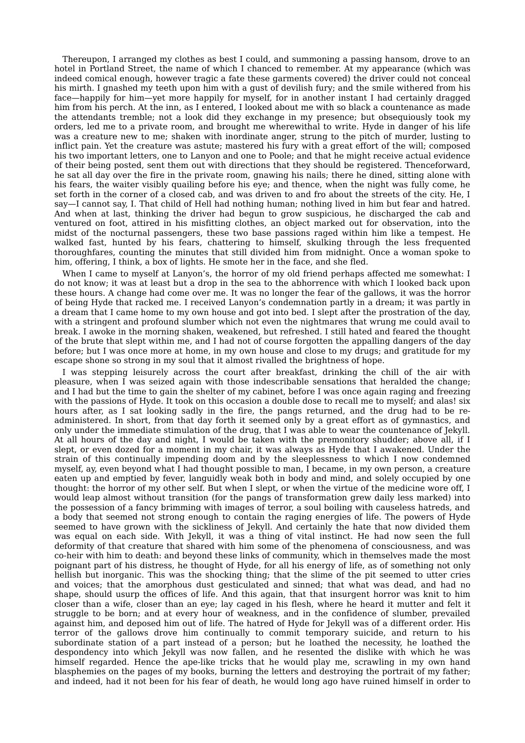Thereupon, I arranged my clothes as best I could, and summoning a passing hansom, drove to an hotel in Portland Street, the name of which I chanced to remember. At my appearance (which was indeed comical enough, however tragic a fate these garments covered) the driver could not conceal his mirth. I gnashed my teeth upon him with a gust of devilish fury; and the smile withered from his face—happily for him—yet more happily for myself, for in another instant I had certainly dragged him from his perch. At the inn, as I entered, I looked about me with so black a countenance as made the attendants tremble; not a look did they exchange in my presence; but obsequiously took my orders, led me to a private room, and brought me wherewithal to write. Hyde in danger of his life was a creature new to me; shaken with inordinate anger, strung to the pitch of murder, lusting to inflict pain. Yet the creature was astute; mastered his fury with a great effort of the will; composed his two important letters, one to Lanyon and one to Poole; and that he might receive actual evidence of their being posted, sent them out with directions that they should be registered. Thenceforward, he sat all day over the fire in the private room, gnawing his nails; there he dined, sitting alone with his fears, the waiter visibly quailing before his eye; and thence, when the night was fully come, he set forth in the corner of a closed cab, and was driven to and fro about the streets of the city. He, I say—I cannot say, I. That child of Hell had nothing human; nothing lived in him but fear and hatred. And when at last, thinking the driver had begun to grow suspicious, he discharged the cab and ventured on foot, attired in his misfitting clothes, an object marked out for observation, into the midst of the nocturnal passengers, these two base passions raged within him like a tempest. He walked fast, hunted by his fears, chattering to himself, skulking through the less frequented thoroughfares, counting the minutes that still divided him from midnight. Once a woman spoke to him, offering, I think, a box of lights. He smote her in the face, and she fled.

When I came to myself at Lanyon's, the horror of my old friend perhaps affected me somewhat: I do not know; it was at least but a drop in the sea to the abhorrence with which I looked back upon these hours. A change had come over me. It was no longer the fear of the gallows, it was the horror of being Hyde that racked me. I received Lanyon's condemnation partly in a dream; it was partly in a dream that I came home to my own house and got into bed. I slept after the prostration of the day, with a stringent and profound slumber which not even the nightmares that wrung me could avail to break. I awoke in the morning shaken, weakened, but refreshed. I still hated and feared the thought of the brute that slept within me, and I had not of course forgotten the appalling dangers of the day before; but I was once more at home, in my own house and close to my drugs; and gratitude for my escape shone so strong in my soul that it almost rivalled the brightness of hope.

I was stepping leisurely across the court after breakfast, drinking the chill of the air with pleasure, when I was seized again with those indescribable sensations that heralded the change; and I had but the time to gain the shelter of my cabinet, before I was once again raging and freezing with the passions of Hyde. It took on this occasion a double dose to recall me to myself; and alas! six hours after, as I sat looking sadly in the fire, the pangs returned, and the drug had to be re-administered. In short, from that day forth it seemed only by a great effort as of gymnastics, and only under the immediate stimulation of the drug, that I was able to wear the countenance of Jekyll. At all hours of the day and night, I would be taken with the premonitory shudder; above all, if I slept, or even dozed for a moment in my chair, it was always as Hyde that I awakened. Under the strain of this continually impending doom and by the sleeplessness to which I now condemned myself, ay, even beyond what I had thought possible to man, I became, in my own person, a creature eaten up and emptied by fever, languidly weak both in body and mind, and solely occupied by one thought: the horror of my other self. But when I slept, or when the virtue of the medicine wore off, I would leap almost without transition (for the pangs of transformation grew daily less marked) into the possession of a fancy brimming with images of terror, a soul boiling with causeless hatreds, and a body that seemed not strong enough to contain the raging energies of life. The powers of Hyde seemed to have grown with the sickliness of Jekyll. And certainly the hate that now divided them was equal on each side. With Jekyll, it was a thing of vital instinct. He had now seen the full deformity of that creature that shared with him some of the phenomena of consciousness, and was co-heir with him to death: and beyond these links of community, which in themselves made the most poignant part of his distress, he thought of Hyde, for all his energy of life, as of something not only hellish but inorganic. This was the shocking thing; that the slime of the pit seemed to utter cries and voices; that the amorphous dust gesticulated and sinned; that what was dead, and had no shape, should usurp the offices of life. And this again, that that insurgent horror was knit to him closer than a wife, closer than an eye; lay caged in his flesh, where he heard it mutter and felt it struggle to be born; and at every hour of weakness, and in the confidence of slumber, prevailed against him, and deposed him out of life. The hatred of Hyde for Jekyll was of a different order. His terror of the gallows drove him continually to commit temporary suicide, and return to his subordinate station of a part instead of a person; but he loathed the necessity, he loathed the despondency into which Jekyll was now fallen, and he resented the dislike with which he was himself regarded. Hence the ape-like tricks that he would play me, scrawling in my own hand blasphemies on the pages of my books, burning the letters and destroying the portrait of my father; and indeed, had it not been for his fear of death, he would long ago have ruined himself in order to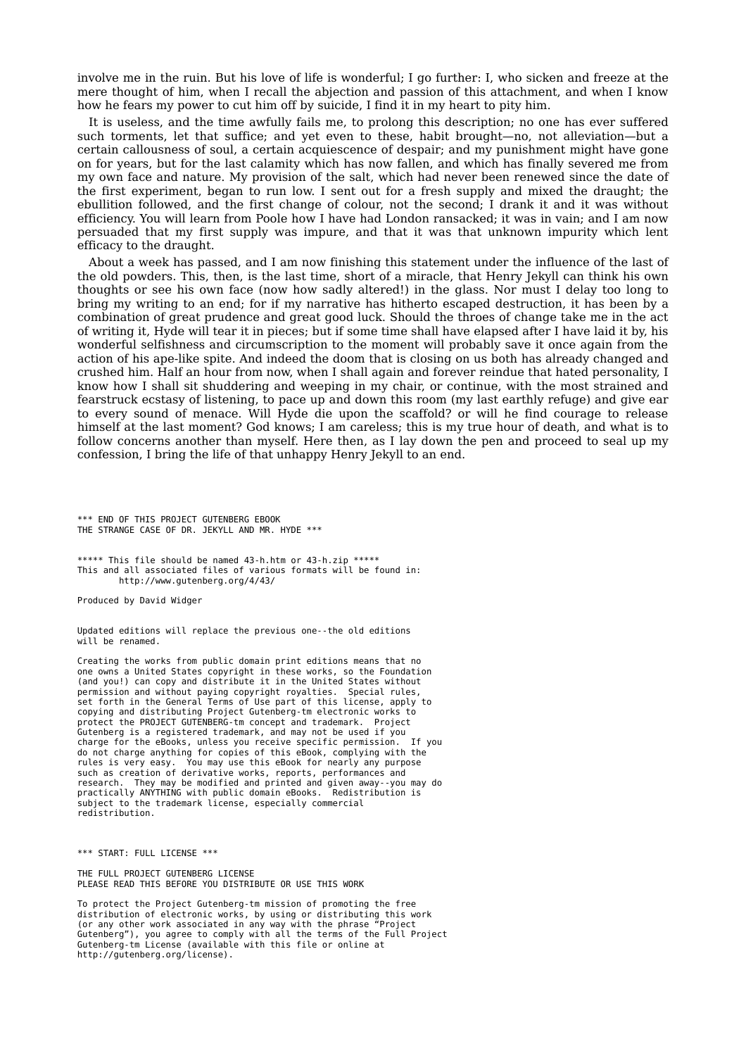involve me in the ruin. But his love of life is wonderful; I go further: I, who sicken and freeze at the mere thought of him, when I recall the abjection and passion of this attachment, and when I know how he fears my power to cut him off by suicide, I find it in my heart to pity him.

It is useless, and the time awfully fails me, to prolong this description; no one has ever suffered such torments, let that suffice; and yet even to these, habit brought—no, not alleviation—but a certain callousness of soul, a certain acquiescence of despair; and my punishment might have gone on for years, but for the last calamity which has now fallen, and which has finally severed me from my own face and nature. My provision of the salt, which had never been renewed since the date of the first experiment, began to run low. I sent out for a fresh supply and mixed the draught; the ebullition followed, and the first change of colour, not the second; I drank it and it was without efficiency. You will learn from Poole how I have had London ransacked; it was in vain; and I am now persuaded that my first supply was impure, and that it was that unknown impurity which lent efficacy to the draught.

About a week has passed, and I am now finishing this statement under the influence of the last of the old powders. This, then, is the last time, short of a miracle, that Henry Jekyll can think his own thoughts or see his own face (now how sadly altered!) in the glass. Nor must I delay too long to bring my writing to an end; for if my narrative has hitherto escaped destruction, it has been by a combination of great prudence and great good luck. Should the throes of change take me in the act of writing it, Hyde will tear it in pieces; but if some time shall have elapsed after I have laid it by, his wonderful selfishness and circumscription to the moment will probably save it once again from the action of his ape-like spite. And indeed the doom that is closing on us both has already changed and crushed him. Half an hour from now, when I shall again and forever reindue that hated personality, I know how I shall sit shuddering and weeping in my chair, or continue, with the most strained and fearstruck ecstasy of listening, to pace up and down this room (my last earthly refuge) and give ear to every sound of menace. Will Hyde die upon the scaffold? or will he find courage to release himself at the last moment? God knows; I am careless; this is my true hour of death, and what is to follow concerns another than myself. Here then, as I lay down the pen and proceed to seal up my confession, I bring the life of that unhappy Henry Jekyll to an end.

```
*** END OF THIS PROJECT GUTENBERG EBOOK
THE STRANGE CASE OF DR. JEKYLL AND MR. HYDE ***


***** This file should be named 43-h.htm or 43-h.zip *****
This and all associated files of various formats will be found in:
        http://www.gutenberg.org/4/43/

Produced by David Widger


Updated editions will replace the previous one--the old editions
will be renamed.

Creating the works from public domain print editions means that no
one owns a United States copyright in these works, so the Foundation
(and you!) can copy and distribute it in the United States without
permission and without paying copyright royalties.  Special rules,
set forth in the General Terms of Use part of this license, apply to
copying and distributing Project Gutenberg-tm electronic works to
protect the PROJECT GUTENBERG-tm concept and trademark.  Project
Gutenberg is a registered trademark, and may not be used if you
charge for the eBooks, unless you receive specific permission.  If you
do not charge anything for copies of this eBook, complying with the
rules is very easy.  You may use this eBook for nearly any purpose
such as creation of derivative works, reports, performances and
research.  They may be modified and printed and given away--you may do
practically ANYTHING with public domain eBooks.  Redistribution is
subject to the trademark license, especially commercial
redistribution.


*** START: FULL LICENSE ***

THE FULL PROJECT GUTENBERG LICENSE
PLEASE READ THIS BEFORE YOU DISTRIBUTE OR USE THIS WORK

To protect the Project Gutenberg-tm mission of promoting the free
distribution of electronic works, by using or distributing this work
(or any other work associated in any way with the phrase “Project
Gutenberg”), you agree to comply with all the terms of the Full Project
Gutenberg-tm License (available with this file or online at
http://gutenberg.org/license).
```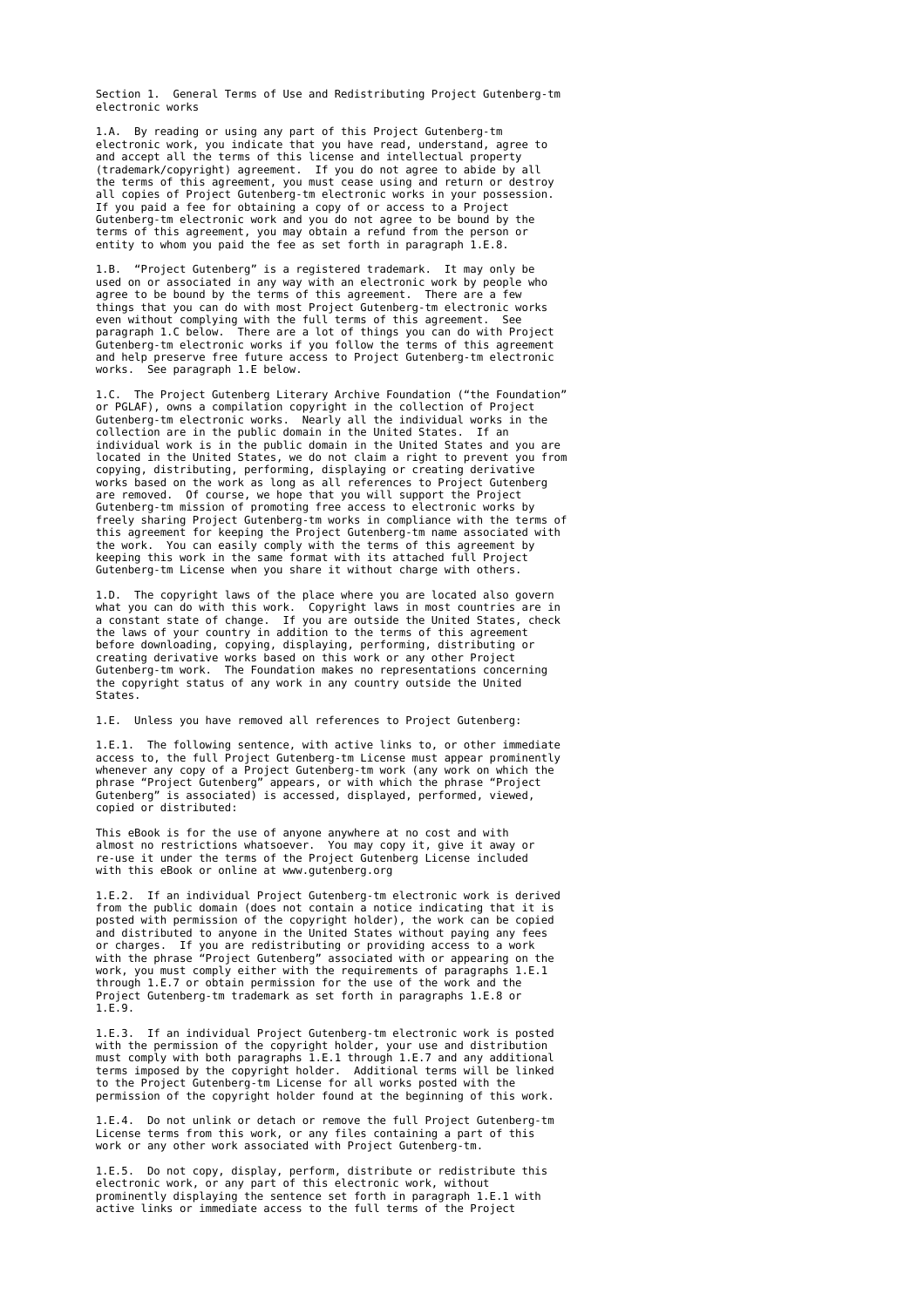Section 1. General Terms of Use and Redistributing Project Gutenberg-tm electronic works

1.A. By reading or using any part of this Project Gutenberg-tm electronic work, you indicate that you have read, understand, agree to and accept all the terms of this license and intellectual property (trademark/copyright) agreement. If you do not agree to abide by all the terms of this agreement, you must cease using and return or destroy all copies of Project Gutenberg-tm electronic works in your possession. If you paid a fee for obtaining a copy of or access to a Project Gutenberg-tm electronic work and you do not agree to be bound by the terms of this agreement, you may obtain a refund from the person or entity to whom you paid the fee as set forth in paragraph 1.E.8.

1.B. "Project Gutenberg" is a registered trademark. It may only be used on or associated in any way with an electronic work by people who agree to be bound by the terms of this agreement. There are a few things that you can do with most Project Gutenberg-tm electronic works even without complying with the full terms of this agreement. See paragraph 1.C below. There are a lot of things you can do with Project Gutenberg-tm electronic works if you follow the terms of this agreement and help preserve free future access to Project Gutenberg-tm electronic works. See paragraph 1.E below.

1.C. The Project Gutenberg Literary Archive Foundation ("the Foundation" or PGLAF), owns a compilation copyright in the collection of Project Gutenberg-tm electronic works. Nearly all the individual works in the collection are in the public domain in the United States. If an individual work is in the public domain in the United States and you are located in the United States, we do not claim a right to prevent you from copying, distributing, performing, displaying or creating derivative works based on the work as long as all references to Project Gutenberg are removed. Of course, we hope that you will support the Project Gutenberg-tm mission of promoting free access to electronic works by freely sharing Project Gutenberg-tm works in compliance with the terms of this agreement for keeping the Project Gutenberg-tm name associated with the work. You can easily comply with the terms of this agreement by keeping this work in the same format with its attached full Project Gutenberg-tm License when you share it without charge with others.

1.D. The copyright laws of the place where you are located also govern what you can do with this work. Copyright laws in most countries are in a constant state of change. If you are outside the United States, check the laws of your country in addition to the terms of this agreement before downloading, copying, displaying, performing, distributing or creating derivative works based on this work or any other Project Gutenberg-tm work. The Foundation makes no representations concerning the copyright status of any work in any country outside the United States.

1.E. Unless you have removed all references to Project Gutenberg:

1.E.1. The following sentence, with active links to, or other immediate access to, the full Project Gutenberg-tm License must appear prominently whenever any copy of a Project Gutenberg-tm work (any work on which the phrase "Project Gutenberg" appears, or with which the phrase "Project Gutenberg" is associated) is accessed, displayed, performed, viewed, copied or distributed:

This eBook is for the use of anyone anywhere at no cost and with almost no restrictions whatsoever. You may copy it, give it away or re-use it under the terms of the Project Gutenberg License included with this eBook or online at www.gutenberg.org

1.E.2. If an individual Project Gutenberg-tm electronic work is derived from the public domain (does not contain a notice indicating that it is posted with permission of the copyright holder), the work can be copied and distributed to anyone in the United States without paying any fees or charges. If you are redistributing or providing access to a work with the phrase "Project Gutenberg" associated with or appearing on the work, you must comply either with the requirements of paragraphs 1.E.1 through 1.E.7 or obtain permission for the use of the work and the Project Gutenberg-tm trademark as set forth in paragraphs 1.E.8 or 1.E.9.

1.E.3. If an individual Project Gutenberg-tm electronic work is posted with the permission of the copyright holder, your use and distribution must comply with both paragraphs 1.E.1 through 1.E.7 and any additional terms imposed by the copyright holder. Additional terms will be linked to the Project Gutenberg-tm License for all works posted with the permission of the copyright holder found at the beginning of this work.

1.E.4. Do not unlink or detach or remove the full Project Gutenberg-tm License terms from this work, or any files containing a part of this work or any other work associated with Project Gutenberg-tm.

1.E.5. Do not copy, display, perform, distribute or redistribute this electronic work, or any part of this electronic work, without prominently displaying the sentence set forth in paragraph 1.E.1 with active links or immediate access to the full terms of the Project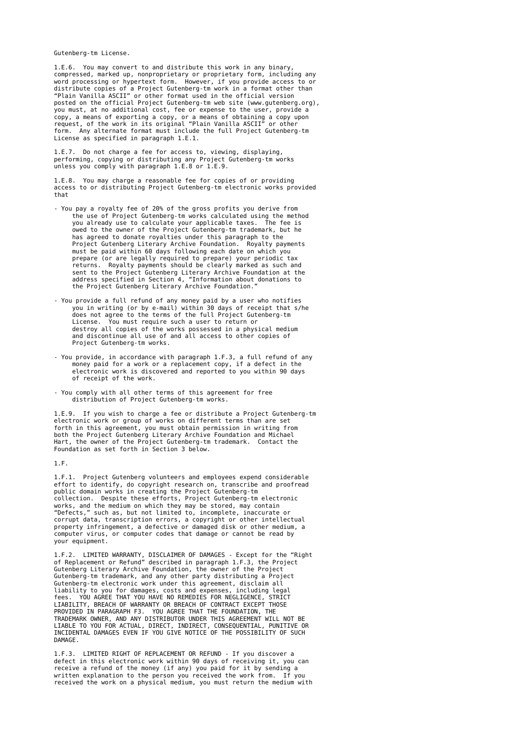Gutenberg-tm License.

1.E.6. You may convert to and distribute this work in any binary, compressed, marked up, nonproprietary or proprietary form, including any word processing or hypertext form. However, if you provide access to or distribute copies of a Project Gutenberg-tm work in a format other than "Plain Vanilla ASCII" or other format used in the official version posted on the official Project Gutenberg-tm web site (www.gutenberg.org), you must, at no additional cost, fee or expense to the user, provide a copy, a means of exporting a copy, or a means of obtaining a copy upon request, of the work in its original "Plain Vanilla ASCII" or other form. Any alternate format must include the full Project Gutenberg-tm License as specified in paragraph 1.E.1.

1.E.7. Do not charge a fee for access to, viewing, displaying, performing, copying or distributing any Project Gutenberg-tm works unless you comply with paragraph 1.E.8 or 1.E.9.

1.E.8. You may charge a reasonable fee for copies of or providing access to or distributing Project Gutenberg-tm electronic works provided that

- You pay a royalty fee of 20% of the gross profits you derive from the use of Project Gutenberg-tm works calculated using the method you already use to calculate your applicable taxes. The fee is owed to the owner of the Project Gutenberg-tm trademark, but he has agreed to donate royalties under this paragraph to the Project Gutenberg Literary Archive Foundation. Royalty payments must be paid within 60 days following each date on which you prepare (or are legally required to prepare) your periodic tax returns. Royalty payments should be clearly marked as such and sent to the Project Gutenberg Literary Archive Foundation at the address specified in Section 4, "Information about donations to the Project Gutenberg Literary Archive Foundation."

- You provide a full refund of any money paid by a user who notifies you in writing (or by e-mail) within 30 days of receipt that s/he does not agree to the terms of the full Project Gutenberg-tm License. You must require such a user to return or destroy all copies of the works possessed in a physical medium and discontinue all use of and all access to other copies of Project Gutenberg-tm works.

- You provide, in accordance with paragraph 1.F.3, a full refund of any money paid for a work or a replacement copy, if a defect in the electronic work is discovered and reported to you within 90 days of receipt of the work.

- You comply with all other terms of this agreement for free distribution of Project Gutenberg-tm works.

1.E.9. If you wish to charge a fee or distribute a Project Gutenberg-tm electronic work or group of works on different terms than are set forth in this agreement, you must obtain permission in writing from both the Project Gutenberg Literary Archive Foundation and Michael Hart, the owner of the Project Gutenberg-tm trademark. Contact the Foundation as set forth in Section 3 below.

1.F.

1.F.1. Project Gutenberg volunteers and employees expend considerable effort to identify, do copyright research on, transcribe and proofread public domain works in creating the Project Gutenberg-tm collection. Despite these efforts, Project Gutenberg-tm electronic works, and the medium on which they may be stored, may contain "Defects," such as, but not limited to, incomplete, inaccurate or corrupt data, transcription errors, a copyright or other intellectual property infringement, a defective or damaged disk or other medium, a computer virus, or computer codes that damage or cannot be read by your equipment.

1.F.2. LIMITED WARRANTY, DISCLAIMER OF DAMAGES - Except for the "Right of Replacement or Refund" described in paragraph 1.F.3, the Project Gutenberg Literary Archive Foundation, the owner of the Project Gutenberg-tm trademark, and any other party distributing a Project Gutenberg-tm electronic work under this agreement, disclaim all liability to you for damages, costs and expenses, including legal fees. YOU AGREE THAT YOU HAVE NO REMEDIES FOR NEGLIGENCE, STRICT LIABILITY, BREACH OF WARRANTY OR BREACH OF CONTRACT EXCEPT THOSE PROVIDED IN PARAGRAPH F3. YOU AGREE THAT THE FOUNDATION, THE TRADEMARK OWNER, AND ANY DISTRIBUTOR UNDER THIS AGREEMENT WILL NOT BE LIABLE TO YOU FOR ACTUAL, DIRECT, INDIRECT, CONSEQUENTIAL, PUNITIVE OR INCIDENTAL DAMAGES EVEN IF YOU GIVE NOTICE OF THE POSSIBILITY OF SUCH DAMAGE.

1.F.3. LIMITED RIGHT OF REPLACEMENT OR REFUND - If you discover a defect in this electronic work within 90 days of receiving it, you can receive a refund of the money (if any) you paid for it by sending a written explanation to the person you received the work from. If you received the work on a physical medium, you must return the medium with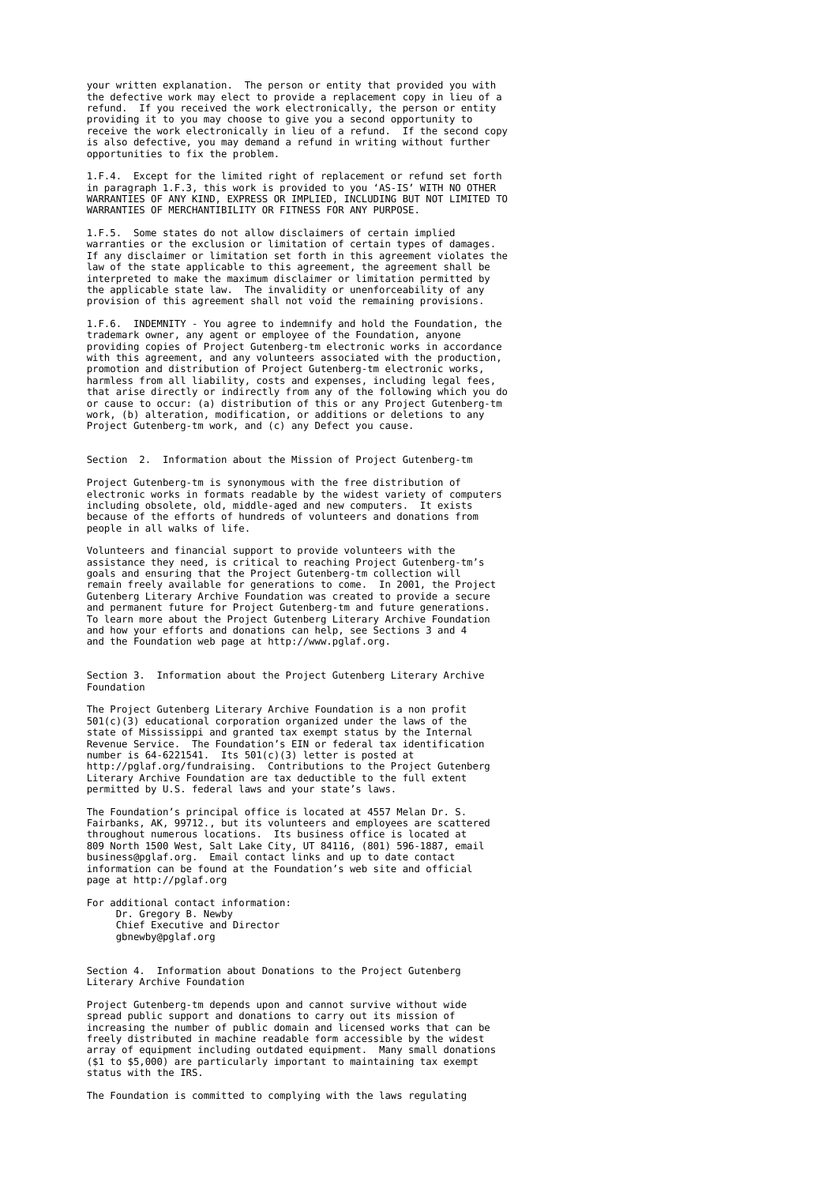your written explanation. The person or entity that provided you with the defective work may elect to provide a replacement copy in lieu of a refund. If you received the work electronically, the person or entity providing it to you may choose to give you a second opportunity to receive the work electronically in lieu of a refund. If the second copy is also defective, you may demand a refund in writing without further opportunities to fix the problem.

1.F.4. Except for the limited right of replacement or refund set forth in paragraph 1.F.3, this work is provided to you 'AS-IS' WITH NO OTHER WARRANTIES OF ANY KIND, EXPRESS OR IMPLIED, INCLUDING BUT NOT LIMITED TO WARRANTIES OF MERCHANTIBILITY OR FITNESS FOR ANY PURPOSE.

1.F.5. Some states do not allow disclaimers of certain implied warranties or the exclusion or limitation of certain types of damages. If any disclaimer or limitation set forth in this agreement violates the law of the state applicable to this agreement, the agreement shall be interpreted to make the maximum disclaimer or limitation permitted by the applicable state law. The invalidity or unenforceability of any provision of this agreement shall not void the remaining provisions.

1.F.6. INDEMNITY - You agree to indemnify and hold the Foundation, the trademark owner, any agent or employee of the Foundation, anyone providing copies of Project Gutenberg-tm electronic works in accordance with this agreement, and any volunteers associated with the production, promotion and distribution of Project Gutenberg-tm electronic works, harmless from all liability, costs and expenses, including legal fees, that arise directly or indirectly from any of the following which you do or cause to occur: (a) distribution of this or any Project Gutenberg-tm work, (b) alteration, modification, or additions or deletions to any Project Gutenberg-tm work, and (c) any Defect you cause.

Section 2. Information about the Mission of Project Gutenberg-tm

Project Gutenberg-tm is synonymous with the free distribution of electronic works in formats readable by the widest variety of computers including obsolete, old, middle-aged and new computers. It exists because of the efforts of hundreds of volunteers and donations from people in all walks of life.

Volunteers and financial support to provide volunteers with the assistance they need, is critical to reaching Project Gutenberg-tm's goals and ensuring that the Project Gutenberg-tm collection will remain freely available for generations to come. In 2001, the Project Gutenberg Literary Archive Foundation was created to provide a secure and permanent future for Project Gutenberg-tm and future generations. To learn more about the Project Gutenberg Literary Archive Foundation and how your efforts and donations can help, see Sections 3 and 4 and the Foundation web page at http://www.pglaf.org.

Section 3. Information about the Project Gutenberg Literary Archive Foundation

The Project Gutenberg Literary Archive Foundation is a non profit 501(c)(3) educational corporation organized under the laws of the state of Mississippi and granted tax exempt status by the Internal Revenue Service. The Foundation's EIN or federal tax identification number is 64-6221541. Its 501(c)(3) letter is posted at http://pglaf.org/fundraising. Contributions to the Project Gutenberg Literary Archive Foundation are tax deductible to the full extent permitted by U.S. federal laws and your state's laws.

The Foundation's principal office is located at 4557 Melan Dr. S. Fairbanks, AK, 99712., but its volunteers and employees are scattered throughout numerous locations. Its business office is located at 809 North 1500 West, Salt Lake City, UT 84116, (801) 596-1887, email business@pglaf.org. Email contact links and up to date contact information can be found at the Foundation's web site and official page at http://pglaf.org

For additional contact information:
Dr. Gregory B. Newby
Chief Executive and Director
gbnewby@pglaf.org

Section 4. Information about Donations to the Project Gutenberg Literary Archive Foundation

Project Gutenberg-tm depends upon and cannot survive without wide spread public support and donations to carry out its mission of increasing the number of public domain and licensed works that can be freely distributed in machine readable form accessible by the widest array of equipment including outdated equipment. Many small donations ($1 to $5,000) are particularly important to maintaining tax exempt status with the IRS.

The Foundation is committed to complying with the laws regulating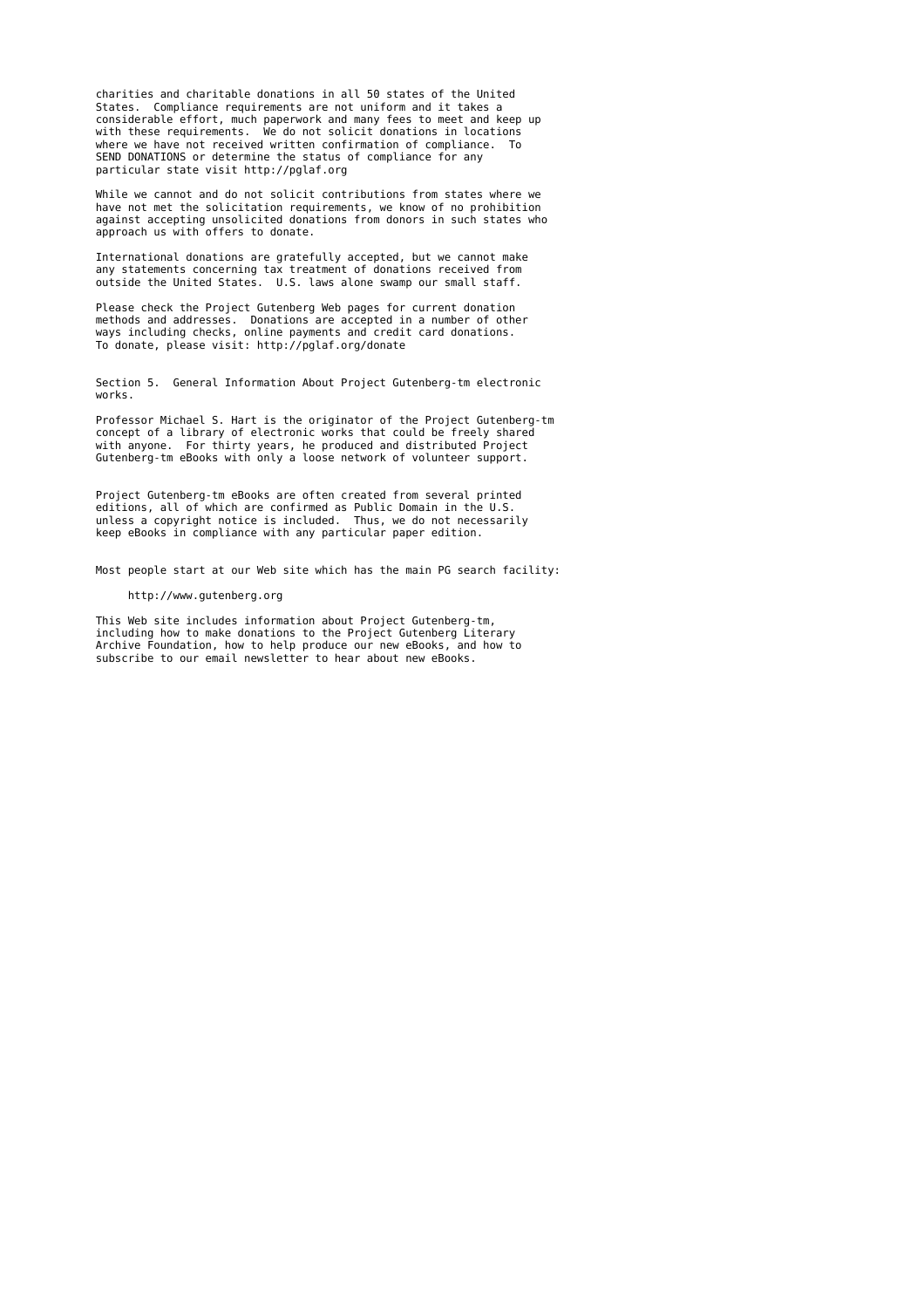charities and charitable donations in all 50 states of the United States. Compliance requirements are not uniform and it takes a considerable effort, much paperwork and many fees to meet and keep up with these requirements. We do not solicit donations in locations where we have not received written confirmation of compliance. To SEND DONATIONS or determine the status of compliance for any particular state visit http://pglaf.org

While we cannot and do not solicit contributions from states where we have not met the solicitation requirements, we know of no prohibition against accepting unsolicited donations from donors in such states who approach us with offers to donate.

International donations are gratefully accepted, but we cannot make any statements concerning tax treatment of donations received from outside the United States. U.S. laws alone swamp our small staff.

Please check the Project Gutenberg Web pages for current donation methods and addresses. Donations are accepted in a number of other ways including checks, online payments and credit card donations. To donate, please visit: http://pglaf.org/donate

Section 5. General Information About Project Gutenberg-tm electronic works.

Professor Michael S. Hart is the originator of the Project Gutenberg-tm concept of a library of electronic works that could be freely shared with anyone. For thirty years, he produced and distributed Project Gutenberg-tm eBooks with only a loose network of volunteer support.

Project Gutenberg-tm eBooks are often created from several printed editions, all of which are confirmed as Public Domain in the U.S. unless a copyright notice is included. Thus, we do not necessarily keep eBooks in compliance with any particular paper edition.

Most people start at our Web site which has the main PG search facility:

http://www.gutenberg.org

This Web site includes information about Project Gutenberg-tm, including how to make donations to the Project Gutenberg Literary Archive Foundation, how to help produce our new eBooks, and how to subscribe to our email newsletter to hear about new eBooks.